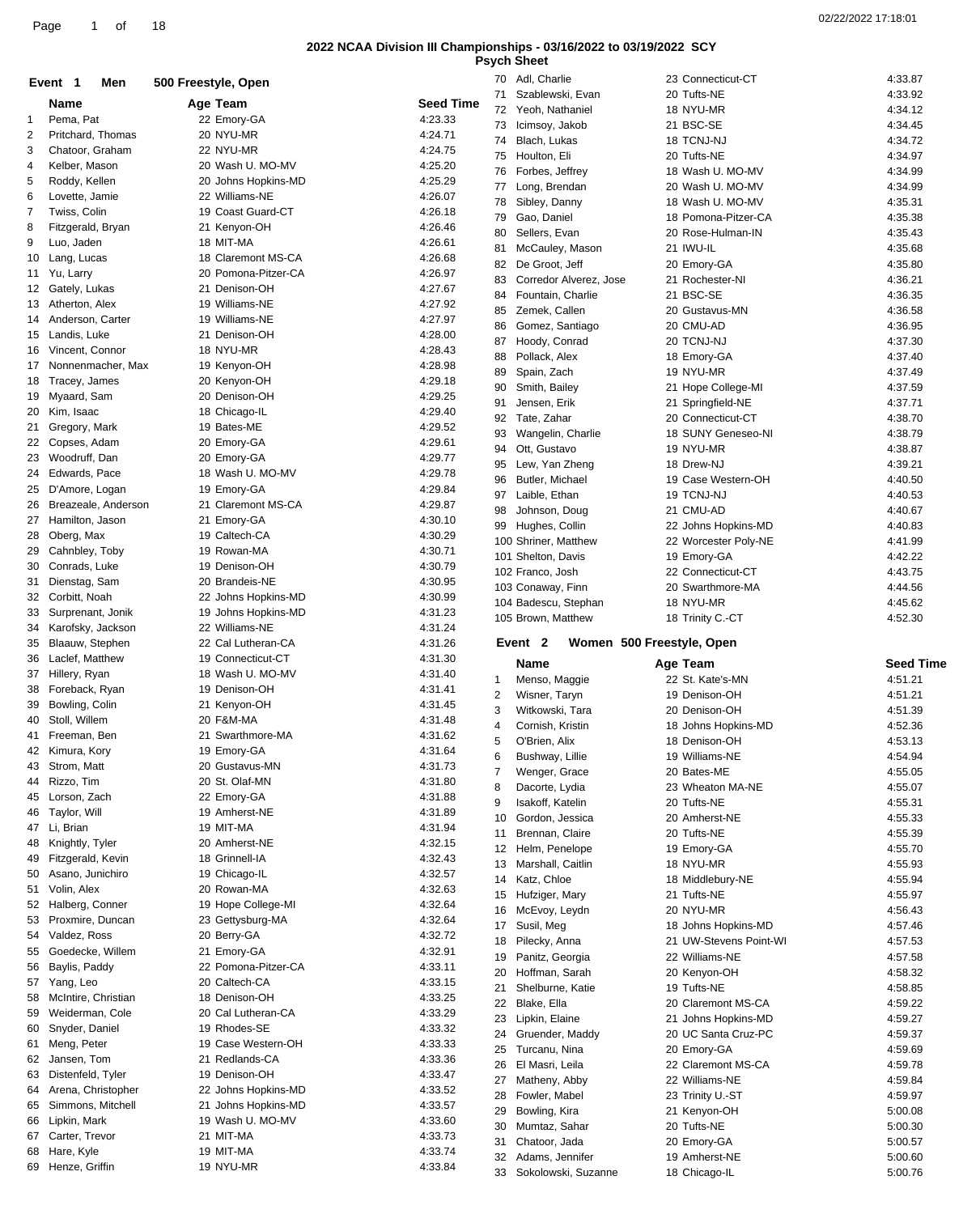## 2022 NCAA Division III Championships - 03/16/2022 to 03/19/2022 SCY

### Psych Sheet

### Event 1 Men 500 Freestyle, Open

| | Name | Age | Team | Seed Time |
|---|---|---|---|---|
| 1 | Pema, Pat | 22 | Emory-GA | 4:23.33 |
| 2 | Pritchard, Thomas | 20 | NYU-MR | 4:24.71 |
| 3 | Chatoor, Graham | 22 | NYU-MR | 4:24.75 |
| 4 | Kelber, Mason | 20 | Wash U. MO-MV | 4:25.20 |
| 5 | Roddy, Kellen | 20 | Johns Hopkins-MD | 4:25.29 |
| 6 | Lovette, Jamie | 22 | Williams-NE | 4:26.07 |
| 7 | Twiss, Colin | 19 | Coast Guard-CT | 4:26.18 |
| 8 | Fitzgerald, Bryan | 21 | Kenyon-OH | 4:26.46 |
| 9 | Luo, Jaden | 18 | MIT-MA | 4:26.61 |
| 10 | Lang, Lucas | 18 | Claremont MS-CA | 4:26.68 |
| 11 | Yu, Larry | 20 | Pomona-Pitzer-CA | 4:26.97 |
| 12 | Gately, Lukas | 21 | Denison-OH | 4:27.67 |
| 13 | Atherton, Alex | 19 | Williams-NE | 4:27.92 |
| 14 | Anderson, Carter | 19 | Williams-NE | 4:27.97 |
| 15 | Landis, Luke | 21 | Denison-OH | 4:28.00 |
| 16 | Vincent, Connor | 18 | NYU-MR | 4:28.43 |
| 17 | Nonnenmacher, Max | 19 | Kenyon-OH | 4:28.98 |
| 18 | Tracey, James | 20 | Kenyon-OH | 4:29.18 |
| 19 | Myaard, Sam | 20 | Denison-OH | 4:29.25 |
| 20 | Kim, Isaac | 18 | Chicago-IL | 4:29.40 |
| 21 | Gregory, Mark | 19 | Bates-ME | 4:29.52 |
| 22 | Copses, Adam | 20 | Emory-GA | 4:29.61 |
| 23 | Woodruff, Dan | 20 | Emory-GA | 4:29.77 |
| 24 | Edwards, Pace | 18 | Wash U. MO-MV | 4:29.78 |
| 25 | D'Amore, Logan | 19 | Emory-GA | 4:29.84 |
| 26 | Breazeale, Anderson | 21 | Claremont MS-CA | 4:29.87 |
| 27 | Hamilton, Jason | 21 | Emory-GA | 4:30.10 |
| 28 | Oberg, Max | 19 | Caltech-CA | 4:30.29 |
| 29 | Cahnbley, Toby | 19 | Rowan-MA | 4:30.71 |
| 30 | Conrads, Luke | 19 | Denison-OH | 4:30.79 |
| 31 | Dienstag, Sam | 20 | Brandeis-NE | 4:30.95 |
| 32 | Corbitt, Noah | 22 | Johns Hopkins-MD | 4:30.99 |
| 33 | Surprenant, Jonik | 19 | Johns Hopkins-MD | 4:31.23 |
| 34 | Karofsky, Jackson | 22 | Williams-NE | 4:31.24 |
| 35 | Blaauw, Stephen | 22 | Cal Lutheran-CA | 4:31.26 |
| 36 | Laclef, Matthew | 19 | Connecticut-CT | 4:31.30 |
| 37 | Hillery, Ryan | 18 | Wash U. MO-MV | 4:31.40 |
| 38 | Foreback, Ryan | 19 | Denison-OH | 4:31.41 |
| 39 | Bowling, Colin | 21 | Kenyon-OH | 4:31.45 |
| 40 | Stoll, Willem | 20 | F&M-MA | 4:31.48 |
| 41 | Freeman, Ben | 21 | Swarthmore-MA | 4:31.62 |
| 42 | Kimura, Kory | 19 | Emory-GA | 4:31.64 |
| 43 | Strom, Matt | 20 | Gustavus-MN | 4:31.73 |
| 44 | Rizzo, Tim | 20 | St. Olaf-MN | 4:31.80 |
| 45 | Lorson, Zach | 22 | Emory-GA | 4:31.88 |
| 46 | Taylor, Will | 19 | Amherst-NE | 4:31.89 |
| 47 | Li, Brian | 19 | MIT-MA | 4:31.94 |
| 48 | Knightly, Tyler | 20 | Amherst-NE | 4:32.15 |
| 49 | Fitzgerald, Kevin | 18 | Grinnell-IA | 4:32.43 |
| 50 | Asano, Junichiro | 19 | Chicago-IL | 4:32.57 |
| 51 | Volin, Alex | 20 | Rowan-MA | 4:32.63 |
| 52 | Halberg, Conner | 19 | Hope College-MI | 4:32.64 |
| 53 | Proxmire, Duncan | 23 | Gettysburg-MA | 4:32.64 |
| 54 | Valdez, Ross | 20 | Berry-GA | 4:32.72 |
| 55 | Goedecke, Willem | 21 | Emory-GA | 4:32.91 |
| 56 | Baylis, Paddy | 22 | Pomona-Pitzer-CA | 4:33.11 |
| 57 | Yang, Leo | 20 | Caltech-CA | 4:33.15 |
| 58 | McIntire, Christian | 18 | Denison-OH | 4:33.25 |
| 59 | Weiderman, Cole | 20 | Cal Lutheran-CA | 4:33.29 |
| 60 | Snyder, Daniel | 19 | Rhodes-SE | 4:33.32 |
| 61 | Meng, Peter | 19 | Case Western-OH | 4:33.33 |
| 62 | Jansen, Tom | 21 | Redlands-CA | 4:33.36 |
| 63 | Distenfeld, Tyler | 19 | Denison-OH | 4:33.47 |
| 64 | Arena, Christopher | 22 | Johns Hopkins-MD | 4:33.52 |
| 65 | Simmons, Mitchell | 21 | Johns Hopkins-MD | 4:33.57 |
| 66 | Lipkin, Mark | 19 | Wash U. MO-MV | 4:33.60 |
| 67 | Carter, Trevor | 21 | MIT-MA | 4:33.73 |
| 68 | Hare, Kyle | 19 | MIT-MA | 4:33.74 |
| 69 | Henze, Griffin | 19 | NYU-MR | 4:33.84 |
| 70 | Adl, Charlie | 23 | Connecticut-CT | 4:33.87 |
| 71 | Szablewski, Evan | 20 | Tufts-NE | 4:33.92 |
| 72 | Yeoh, Nathaniel | 18 | NYU-MR | 4:34.12 |
| 73 | Icimsoy, Jakob | 21 | BSC-SE | 4:34.45 |
| 74 | Blach, Lukas | 18 | TCNJ-NJ | 4:34.72 |
| 75 | Houlton, Eli | 20 | Tufts-NE | 4:34.97 |
| 76 | Forbes, Jeffrey | 18 | Wash U. MO-MV | 4:34.99 |
| 77 | Long, Brendan | 20 | Wash U. MO-MV | 4:34.99 |
| 78 | Sibley, Danny | 18 | Wash U. MO-MV | 4:35.31 |
| 79 | Gao, Daniel | 18 | Pomona-Pitzer-CA | 4:35.38 |
| 80 | Sellers, Evan | 20 | Rose-Hulman-IN | 4:35.43 |
| 81 | McCauley, Mason | 21 | IWU-IL | 4:35.68 |
| 82 | De Groot, Jeff | 20 | Emory-GA | 4:35.80 |
| 83 | Corredor Alverez, Jose | 21 | Rochester-NI | 4:36.21 |
| 84 | Fountain, Charlie | 21 | BSC-SE | 4:36.35 |
| 85 | Zemek, Callen | 20 | Gustavus-MN | 4:36.58 |
| 86 | Gomez, Santiago | 20 | CMU-AD | 4:36.95 |
| 87 | Hoody, Conrad | 20 | TCNJ-NJ | 4:37.30 |
| 88 | Pollack, Alex | 18 | Emory-GA | 4:37.40 |
| 89 | Spain, Zach | 19 | NYU-MR | 4:37.49 |
| 90 | Smith, Bailey | 21 | Hope College-MI | 4:37.59 |
| 91 | Jensen, Erik | 21 | Springfield-NE | 4:37.71 |
| 92 | Tate, Zahar | 20 | Connecticut-CT | 4:38.70 |
| 93 | Wangelin, Charlie | 18 | SUNY Geneseo-NI | 4:38.79 |
| 94 | Ott, Gustavo | 19 | NYU-MR | 4:38.87 |
| 95 | Lew, Yan Zheng | 18 | Drew-NJ | 4:39.21 |
| 96 | Butler, Michael | 19 | Case Western-OH | 4:40.50 |
| 97 | Laible, Ethan | 19 | TCNJ-NJ | 4:40.53 |
| 98 | Johnson, Doug | 21 | CMU-AD | 4:40.67 |
| 99 | Hughes, Collin | 22 | Johns Hopkins-MD | 4:40.83 |
| 100 | Shriner, Matthew | 22 | Worcester Poly-NE | 4:41.99 |
| 101 | Shelton, Davis | 19 | Emory-GA | 4:42.22 |
| 102 | Franco, Josh | 22 | Connecticut-CT | 4:43.75 |
| 103 | Conaway, Finn | 20 | Swarthmore-MA | 4:44.56 |
| 104 | Badescu, Stephan | 18 | NYU-MR | 4:45.62 |
| 105 | Brown, Matthew | 18 | Trinity C.-CT | 4:52.30 |

### Event 2 Women 500 Freestyle, Open

| | Name | Age | Team | Seed Time |
|---|---|---|---|---|
| 1 | Menso, Maggie | 22 | St. Kate's-MN | 4:51.21 |
| 2 | Wisner, Taryn | 19 | Denison-OH | 4:51.21 |
| 3 | Witkowski, Tara | 20 | Denison-OH | 4:51.39 |
| 4 | Cornish, Kristin | 18 | Johns Hopkins-MD | 4:52.36 |
| 5 | O'Brien, Alix | 18 | Denison-OH | 4:53.13 |
| 6 | Bushway, Lillie | 19 | Williams-NE | 4:54.94 |
| 7 | Wenger, Grace | 20 | Bates-ME | 4:55.05 |
| 8 | Dacorte, Lydia | 23 | Wheaton MA-NE | 4:55.07 |
| 9 | Isakoff, Katelin | 20 | Tufts-NE | 4:55.31 |
| 10 | Gordon, Jessica | 20 | Amherst-NE | 4:55.33 |
| 11 | Brennan, Claire | 20 | Tufts-NE | 4:55.39 |
| 12 | Helm, Penelope | 19 | Emory-GA | 4:55.70 |
| 13 | Marshall, Caitlin | 18 | NYU-MR | 4:55.93 |
| 14 | Katz, Chloe | 18 | Middlebury-NE | 4:55.94 |
| 15 | Hufziger, Mary | 21 | Tufts-NE | 4:55.97 |
| 16 | McEvoy, Leydn | 20 | NYU-MR | 4:56.43 |
| 17 | Susil, Meg | 18 | Johns Hopkins-MD | 4:57.46 |
| 18 | Pilecky, Anna | 21 | UW-Stevens Point-WI | 4:57.53 |
| 19 | Panitz, Georgia | 22 | Williams-NE | 4:57.58 |
| 20 | Hoffman, Sarah | 20 | Kenyon-OH | 4:58.32 |
| 21 | Shelburne, Katie | 19 | Tufts-NE | 4:58.85 |
| 22 | Blake, Ella | 20 | Claremont MS-CA | 4:59.22 |
| 23 | Lipkin, Elaine | 21 | Johns Hopkins-MD | 4:59.27 |
| 24 | Gruender, Maddy | 20 | UC Santa Cruz-PC | 4:59.37 |
| 25 | Turcanu, Nina | 20 | Emory-GA | 4:59.69 |
| 26 | El Masri, Leila | 22 | Claremont MS-CA | 4:59.78 |
| 27 | Matheny, Abby | 22 | Williams-NE | 4:59.84 |
| 28 | Fowler, Mabel | 23 | Trinity U.-ST | 4:59.97 |
| 29 | Bowling, Kira | 21 | Kenyon-OH | 5:00.08 |
| 30 | Mumtaz, Sahar | 20 | Tufts-NE | 5:00.30 |
| 31 | Chatoor, Jada | 20 | Emory-GA | 5:00.57 |
| 32 | Adams, Jennifer | 19 | Amherst-NE | 5:00.60 |
| 33 | Sokolowski, Suzanne | 18 | Chicago-IL | 5:00.76 |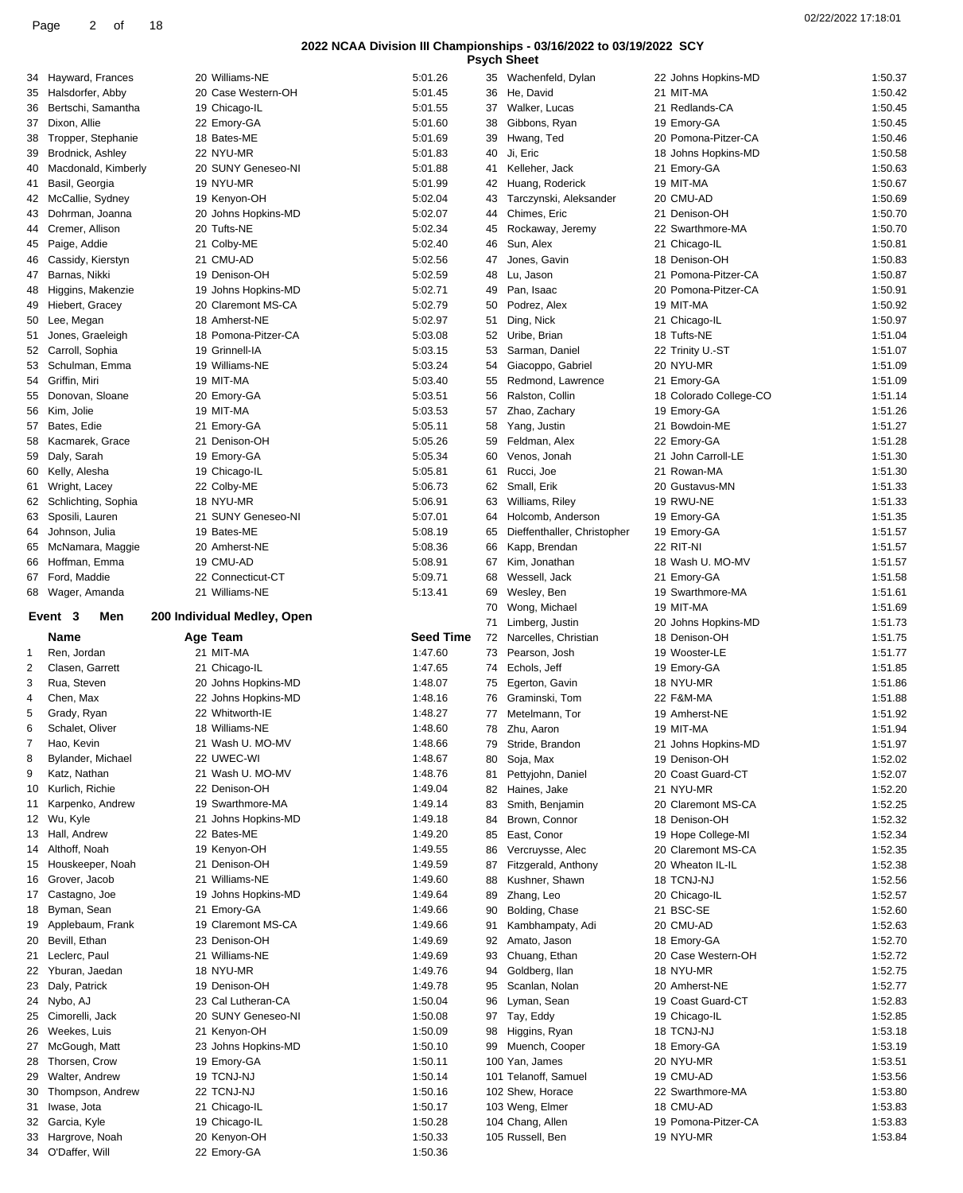## 2022 NCAA Division III Championships - 03/16/2022 to 03/19/2022 SCY

### Psych Sheet

| | Name | Age | Team | Seed Time |
|---|---|---|---|---|
| 34 | Hayward, Frances | 20 | Williams-NE | 5:01.26 |
| 35 | Halsdorfer, Abby | 20 | Case Western-OH | 5:01.45 |
| 36 | Bertschi, Samantha | 19 | Chicago-IL | 5:01.55 |
| 37 | Dixon, Allie | 22 | Emory-GA | 5:01.60 |
| 38 | Tropper, Stephanie | 18 | Bates-ME | 5:01.69 |
| 39 | Brodnick, Ashley | 22 | NYU-MR | 5:01.83 |
| 40 | Macdonald, Kimberly | 20 | SUNY Geneseo-NI | 5:01.88 |
| 41 | Basil, Georgia | 19 | NYU-MR | 5:01.99 |
| 42 | McCallie, Sydney | 19 | Kenyon-OH | 5:02.04 |
| 43 | Dohrman, Joanna | 20 | Johns Hopkins-MD | 5:02.07 |
| 44 | Cremer, Allison | 20 | Tufts-NE | 5:02.34 |
| 45 | Paige, Addie | 21 | Colby-ME | 5:02.40 |
| 46 | Cassidy, Kierstyn | 21 | CMU-AD | 5:02.56 |
| 47 | Barnas, Nikki | 19 | Denison-OH | 5:02.59 |
| 48 | Higgins, Makenzie | 19 | Johns Hopkins-MD | 5:02.71 |
| 49 | Hiebert, Gracey | 20 | Claremont MS-CA | 5:02.79 |
| 50 | Lee, Megan | 18 | Amherst-NE | 5:02.97 |
| 51 | Jones, Graeleigh | 18 | Pomona-Pitzer-CA | 5:03.08 |
| 52 | Carroll, Sophia | 19 | Grinnell-IA | 5:03.15 |
| 53 | Schulman, Emma | 19 | Williams-NE | 5:03.24 |
| 54 | Griffin, Miri | 19 | MIT-MA | 5:03.40 |
| 55 | Donovan, Sloane | 20 | Emory-GA | 5:03.51 |
| 56 | Kim, Jolie | 19 | MIT-MA | 5:03.53 |
| 57 | Bates, Edie | 21 | Emory-GA | 5:05.11 |
| 58 | Kacmarek, Grace | 21 | Denison-OH | 5:05.26 |
| 59 | Daly, Sarah | 19 | Emory-GA | 5:05.34 |
| 60 | Kelly, Alesha | 19 | Chicago-IL | 5:05.81 |
| 61 | Wright, Lacey | 22 | Colby-ME | 5:06.73 |
| 62 | Schlichting, Sophia | 18 | NYU-MR | 5:06.91 |
| 63 | Sposili, Lauren | 21 | SUNY Geneseo-NI | 5:07.01 |
| 64 | Johnson, Julia | 19 | Bates-ME | 5:08.19 |
| 65 | McNamara, Maggie | 20 | Amherst-NE | 5:08.36 |
| 66 | Hoffman, Emma | 19 | CMU-AD | 5:08.91 |
| 67 | Ford, Maddie | 22 | Connecticut-CT | 5:09.71 |
| 68 | Wager, Amanda | 21 | Williams-NE | 5:13.41 |

### Event 3 Men 200 Individual Medley, Open

| | Name | Age | Team | Seed Time |
|---|---|---|---|---|
| 1 | Ren, Jordan | 21 | MIT-MA | 1:47.60 |
| 2 | Clasen, Garrett | 21 | Chicago-IL | 1:47.65 |
| 3 | Rua, Steven | 20 | Johns Hopkins-MD | 1:48.07 |
| 4 | Chen, Max | 22 | Johns Hopkins-MD | 1:48.16 |
| 5 | Grady, Ryan | 22 | Whitworth-IE | 1:48.27 |
| 6 | Schalet, Oliver | 18 | Williams-NE | 1:48.60 |
| 7 | Hao, Kevin | 21 | Wash U. MO-MV | 1:48.66 |
| 8 | Bylander, Michael | 22 | UWEC-WI | 1:48.67 |
| 9 | Katz, Nathan | 21 | Wash U. MO-MV | 1:48.76 |
| 10 | Kurlich, Richie | 22 | Denison-OH | 1:49.04 |
| 11 | Karpenko, Andrew | 19 | Swarthmore-MA | 1:49.14 |
| 12 | Wu, Kyle | 21 | Johns Hopkins-MD | 1:49.18 |
| 13 | Hall, Andrew | 22 | Bates-ME | 1:49.20 |
| 14 | Althoff, Noah | 19 | Kenyon-OH | 1:49.55 |
| 15 | Houskeeper, Noah | 21 | Denison-OH | 1:49.59 |
| 16 | Grover, Jacob | 21 | Williams-NE | 1:49.60 |
| 17 | Castagno, Joe | 19 | Johns Hopkins-MD | 1:49.64 |
| 18 | Byman, Sean | 21 | Emory-GA | 1:49.66 |
| 19 | Applebaum, Frank | 19 | Claremont MS-CA | 1:49.66 |
| 20 | Bevill, Ethan | 23 | Denison-OH | 1:49.69 |
| 21 | Leclerc, Paul | 21 | Williams-NE | 1:49.69 |
| 22 | Yburan, Jaedan | 18 | NYU-MR | 1:49.76 |
| 23 | Daly, Patrick | 19 | Denison-OH | 1:49.78 |
| 24 | Nybo, AJ | 23 | Cal Lutheran-CA | 1:50.04 |
| 25 | Cimorelli, Jack | 20 | SUNY Geneseo-NI | 1:50.08 |
| 26 | Weekes, Luis | 21 | Kenyon-OH | 1:50.09 |
| 27 | McGough, Matt | 23 | Johns Hopkins-MD | 1:50.10 |
| 28 | Thorsen, Crow | 19 | Emory-GA | 1:50.11 |
| 29 | Walter, Andrew | 19 | TCNJ-NJ | 1:50.14 |
| 30 | Thompson, Andrew | 22 | TCNJ-NJ | 1:50.16 |
| 31 | Iwase, Jota | 21 | Chicago-IL | 1:50.17 |
| 32 | Garcia, Kyle | 19 | Chicago-IL | 1:50.28 |
| 33 | Hargrove, Noah | 20 | Kenyon-OH | 1:50.33 |
| 34 | O'Daffer, Will | 22 | Emory-GA | 1:50.36 |
| 35 | Wachenfeld, Dylan | 22 | Johns Hopkins-MD | 1:50.37 |
| 36 | He, David | 21 | MIT-MA | 1:50.42 |
| 37 | Walker, Lucas | 21 | Redlands-CA | 1:50.45 |
| 38 | Gibbons, Ryan | 19 | Emory-GA | 1:50.45 |
| 39 | Hwang, Ted | 20 | Pomona-Pitzer-CA | 1:50.46 |
| 40 | Ji, Eric | 18 | Johns Hopkins-MD | 1:50.58 |
| 41 | Kelleher, Jack | 21 | Emory-GA | 1:50.63 |
| 42 | Huang, Roderick | 19 | MIT-MA | 1:50.67 |
| 43 | Tarczynski, Aleksander | 20 | CMU-AD | 1:50.69 |
| 44 | Chimes, Eric | 21 | Denison-OH | 1:50.70 |
| 45 | Rockaway, Jeremy | 22 | Swarthmore-MA | 1:50.70 |
| 46 | Sun, Alex | 21 | Chicago-IL | 1:50.81 |
| 47 | Jones, Gavin | 18 | Denison-OH | 1:50.83 |
| 48 | Lu, Jason | 21 | Pomona-Pitzer-CA | 1:50.87 |
| 49 | Pan, Isaac | 20 | Pomona-Pitzer-CA | 1:50.91 |
| 50 | Podrez, Alex | 19 | MIT-MA | 1:50.92 |
| 51 | Ding, Nick | 21 | Chicago-IL | 1:50.97 |
| 52 | Uribe, Brian | 18 | Tufts-NE | 1:51.04 |
| 53 | Sarman, Daniel | 22 | Trinity U.-ST | 1:51.07 |
| 54 | Giacoppo, Gabriel | 20 | NYU-MR | 1:51.09 |
| 55 | Redmond, Lawrence | 21 | Emory-GA | 1:51.09 |
| 56 | Ralston, Collin | 18 | Colorado College-CO | 1:51.14 |
| 57 | Zhao, Zachary | 19 | Emory-GA | 1:51.26 |
| 58 | Yang, Justin | 21 | Bowdoin-ME | 1:51.27 |
| 59 | Feldman, Alex | 22 | Emory-GA | 1:51.28 |
| 60 | Venos, Jonah | 21 | John Carroll-LE | 1:51.30 |
| 61 | Rucci, Joe | 21 | Rowan-MA | 1:51.30 |
| 62 | Small, Erik | 20 | Gustavus-MN | 1:51.33 |
| 63 | Williams, Riley | 19 | RWU-NE | 1:51.33 |
| 64 | Holcomb, Anderson | 19 | Emory-GA | 1:51.35 |
| 65 | Dieffenthaller, Christopher | 19 | Emory-GA | 1:51.57 |
| 66 | Kapp, Brendan | 22 | RIT-NI | 1:51.57 |
| 67 | Kim, Jonathan | 18 | Wash U. MO-MV | 1:51.57 |
| 68 | Wessell, Jack | 21 | Emory-GA | 1:51.58 |
| 69 | Wesley, Ben | 19 | Swarthmore-MA | 1:51.61 |
| 70 | Wong, Michael | 19 | MIT-MA | 1:51.69 |
| 71 | Limberg, Justin | 20 | Johns Hopkins-MD | 1:51.73 |
| 72 | Narcelles, Christian | 18 | Denison-OH | 1:51.75 |
| 73 | Pearson, Josh | 19 | Wooster-LE | 1:51.77 |
| 74 | Echols, Jeff | 19 | Emory-GA | 1:51.85 |
| 75 | Egerton, Gavin | 18 | NYU-MR | 1:51.86 |
| 76 | Graminski, Tom | 22 | F&M-MA | 1:51.88 |
| 77 | Metelmann, Tor | 19 | Amherst-NE | 1:51.92 |
| 78 | Zhu, Aaron | 19 | MIT-MA | 1:51.94 |
| 79 | Stride, Brandon | 21 | Johns Hopkins-MD | 1:51.97 |
| 80 | Soja, Max | 19 | Denison-OH | 1:52.02 |
| 81 | Pettyjohn, Daniel | 20 | Coast Guard-CT | 1:52.07 |
| 82 | Haines, Jake | 21 | NYU-MR | 1:52.20 |
| 83 | Smith, Benjamin | 20 | Claremont MS-CA | 1:52.25 |
| 84 | Brown, Connor | 18 | Denison-OH | 1:52.32 |
| 85 | East, Conor | 19 | Hope College-MI | 1:52.34 |
| 86 | Vercruysse, Alec | 20 | Claremont MS-CA | 1:52.35 |
| 87 | Fitzgerald, Anthony | 20 | Wheaton IL-IL | 1:52.38 |
| 88 | Kushner, Shawn | 18 | TCNJ-NJ | 1:52.56 |
| 89 | Zhang, Leo | 20 | Chicago-IL | 1:52.57 |
| 90 | Bolding, Chase | 21 | BSC-SE | 1:52.60 |
| 91 | Kambhampaty, Adi | 20 | CMU-AD | 1:52.63 |
| 92 | Amato, Jason | 18 | Emory-GA | 1:52.70 |
| 93 | Chuang, Ethan | 20 | Case Western-OH | 1:52.72 |
| 94 | Goldberg, Ilan | 18 | NYU-MR | 1:52.75 |
| 95 | Scanlan, Nolan | 20 | Amherst-NE | 1:52.77 |
| 96 | Lyman, Sean | 19 | Coast Guard-CT | 1:52.83 |
| 97 | Tay, Eddy | 19 | Chicago-IL | 1:52.85 |
| 98 | Higgins, Ryan | 18 | TCNJ-NJ | 1:53.18 |
| 99 | Muench, Cooper | 18 | Emory-GA | 1:53.19 |
| 100 | Yan, James | 20 | NYU-MR | 1:53.51 |
| 101 | Telanoff, Samuel | 19 | CMU-AD | 1:53.56 |
| 102 | Shew, Horace | 22 | Swarthmore-MA | 1:53.80 |
| 103 | Weng, Elmer | 18 | CMU-AD | 1:53.83 |
| 104 | Chang, Allen | 19 | Pomona-Pitzer-CA | 1:53.83 |
| 105 | Russell, Ben | 19 | NYU-MR | 1:53.84 |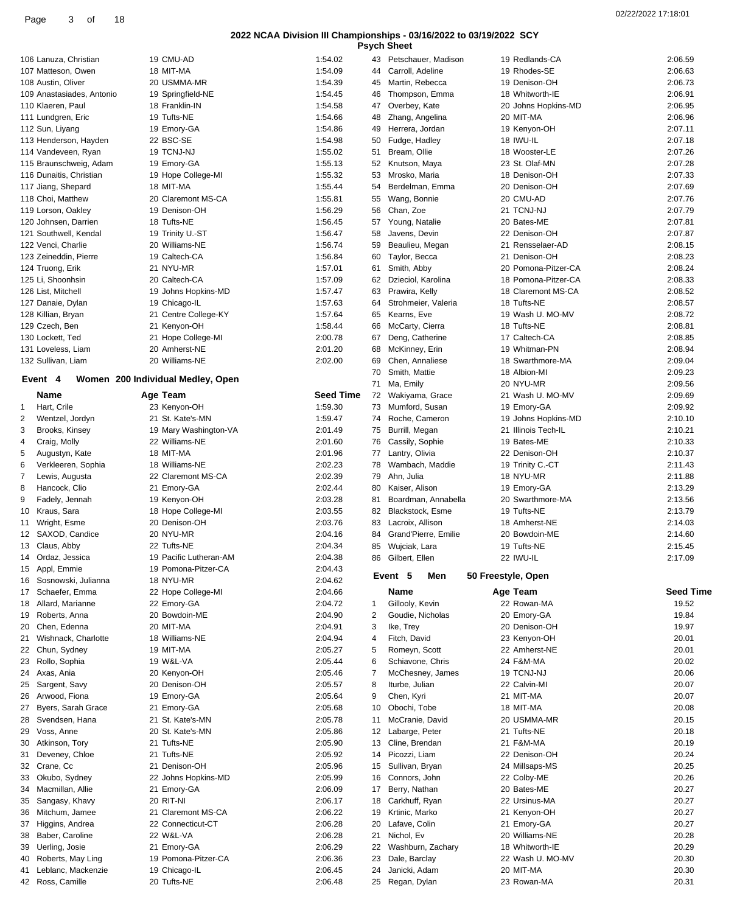## 2022 NCAA Division III Championships - 03/16/2022 to 03/19/2022 SCY

### Psych Sheet

| | Name | Age | Team | Seed Time |
|---|---|---|---|---|
| 106 | Lanuza, Christian | 19 | CMU-AD | 1:54.02 |
| 107 | Matteson, Owen | 18 | MIT-MA | 1:54.09 |
| 108 | Austin, Oliver | 20 | USMMA-MR | 1:54.39 |
| 109 | Anastasiades, Antonio | 19 | Springfield-NE | 1:54.45 |
| 110 | Klaeren, Paul | 18 | Franklin-IN | 1:54.58 |
| 111 | Lundgren, Eric | 19 | Tufts-NE | 1:54.66 |
| 112 | Sun, Liyang | 19 | Emory-GA | 1:54.86 |
| 113 | Henderson, Hayden | 22 | BSC-SE | 1:54.98 |
| 114 | Vandeveen, Ryan | 19 | TCNJ-NJ | 1:55.02 |
| 115 | Braunschweig, Adam | 19 | Emory-GA | 1:55.13 |
| 116 | Dunaitis, Christian | 19 | Hope College-MI | 1:55.32 |
| 117 | Jiang, Shepard | 18 | MIT-MA | 1:55.44 |
| 118 | Choi, Matthew | 20 | Claremont MS-CA | 1:55.81 |
| 119 | Lorson, Oakley | 19 | Denison-OH | 1:56.29 |
| 120 | Johnsen, Darrien | 18 | Tufts-NE | 1:56.45 |
| 121 | Southwell, Kendal | 19 | Trinity U.-ST | 1:56.47 |
| 122 | Venci, Charlie | 20 | Williams-NE | 1:56.74 |
| 123 | Zeineddin, Pierre | 19 | Caltech-CA | 1:56.84 |
| 124 | Truong, Erik | 21 | NYU-MR | 1:57.01 |
| 125 | Li, Shoonhsin | 20 | Caltech-CA | 1:57.09 |
| 126 | List, Mitchell | 19 | Johns Hopkins-MD | 1:57.47 |
| 127 | Danaie, Dylan | 19 | Chicago-IL | 1:57.63 |
| 128 | Killian, Bryan | 21 | Centre College-KY | 1:57.64 |
| 129 | Czech, Ben | 21 | Kenyon-OH | 1:58.44 |
| 130 | Lockett, Ted | 21 | Hope College-MI | 2:00.78 |
| 131 | Loveless, Liam | 20 | Amherst-NE | 2:01.20 |
| 132 | Sullivan, Liam | 20 | Williams-NE | 2:02.00 |

### Event 4 Women 200 Individual Medley, Open

| | Name | Age | Team | Seed Time |
|---|---|---|---|---|
| 1 | Hart, Crile | 23 | Kenyon-OH | 1:59.30 |
| 2 | Wentzel, Jordyn | 21 | St. Kate's-MN | 1:59.47 |
| 3 | Brooks, Kinsey | 19 | Mary Washington-VA | 2:01.49 |
| 4 | Craig, Molly | 22 | Williams-NE | 2:01.60 |
| 5 | Augustyn, Kate | 18 | MIT-MA | 2:01.96 |
| 6 | Verkleeren, Sophia | 18 | Williams-NE | 2:02.23 |
| 7 | Lewis, Augusta | 22 | Claremont MS-CA | 2:02.39 |
| 8 | Hancock, Clio | 21 | Emory-GA | 2:02.44 |
| 9 | Fadely, Jennah | 19 | Kenyon-OH | 2:03.28 |
| 10 | Kraus, Sara | 18 | Hope College-MI | 2:03.55 |
| 11 | Wright, Esme | 20 | Denison-OH | 2:03.76 |
| 12 | SAXOD, Candice | 20 | NYU-MR | 2:04.16 |
| 13 | Claus, Abby | 22 | Tufts-NE | 2:04.34 |
| 14 | Ordaz, Jessica | 19 | Pacific Lutheran-AM | 2:04.38 |
| 15 | Appl, Emmie | 19 | Pomona-Pitzer-CA | 2:04.43 |
| 16 | Sosnowski, Julianna | 18 | NYU-MR | 2:04.62 |
| 17 | Schaefer, Emma | 22 | Hope College-MI | 2:04.66 |
| 18 | Allard, Marianne | 22 | Emory-GA | 2:04.72 |
| 19 | Roberts, Anna | 20 | Bowdoin-ME | 2:04.90 |
| 20 | Chen, Edenna | 20 | MIT-MA | 2:04.91 |
| 21 | Wishnack, Charlotte | 18 | Williams-NE | 2:04.94 |
| 22 | Chun, Sydney | 19 | MIT-MA | 2:05.27 |
| 23 | Rollo, Sophia | 19 | W&L-VA | 2:05.44 |
| 24 | Axas, Ania | 20 | Kenyon-OH | 2:05.46 |
| 25 | Sargent, Savy | 20 | Denison-OH | 2:05.57 |
| 26 | Arwood, Fiona | 19 | Emory-GA | 2:05.64 |
| 27 | Byers, Sarah Grace | 21 | Emory-GA | 2:05.68 |
| 28 | Svendsen, Hana | 21 | St. Kate's-MN | 2:05.78 |
| 29 | Voss, Anne | 20 | St. Kate's-MN | 2:05.86 |
| 30 | Atkinson, Tory | 21 | Tufts-NE | 2:05.90 |
| 31 | Deveney, Chloe | 21 | Tufts-NE | 2:05.92 |
| 32 | Crane, Cc | 21 | Denison-OH | 2:05.96 |
| 33 | Okubo, Sydney | 22 | Johns Hopkins-MD | 2:05.99 |
| 34 | Macmillan, Allie | 21 | Emory-GA | 2:06.09 |
| 35 | Sangasy, Khavy | 20 | RIT-NI | 2:06.17 |
| 36 | Mitchum, Jamee | 21 | Claremont MS-CA | 2:06.22 |
| 37 | Higgins, Andrea | 22 | Connecticut-CT | 2:06.28 |
| 38 | Baber, Caroline | 22 | W&L-VA | 2:06.28 |
| 39 | Uerling, Josie | 21 | Emory-GA | 2:06.29 |
| 40 | Roberts, May Ling | 19 | Pomona-Pitzer-CA | 2:06.36 |
| 41 | Leblanc, Mackenzie | 19 | Chicago-IL | 2:06.45 |
| 42 | Ross, Camille | 20 | Tufts-NE | 2:06.48 |
| 43 | Petschauer, Madison | 19 | Redlands-CA | 2:06.59 |
| 44 | Carroll, Adeline | 19 | Rhodes-SE | 2:06.63 |
| 45 | Martin, Rebecca | 19 | Denison-OH | 2:06.73 |
| 46 | Thompson, Emma | 18 | Whitworth-IE | 2:06.91 |
| 47 | Overbey, Kate | 20 | Johns Hopkins-MD | 2:06.95 |
| 48 | Zhang, Angelina | 20 | MIT-MA | 2:06.96 |
| 49 | Herrera, Jordan | 19 | Kenyon-OH | 2:07.11 |
| 50 | Fudge, Hadley | 18 | IWU-IL | 2:07.18 |
| 51 | Bream, Ollie | 18 | Wooster-LE | 2:07.26 |
| 52 | Knutson, Maya | 23 | St. Olaf-MN | 2:07.28 |
| 53 | Mrosko, Maria | 18 | Denison-OH | 2:07.33 |
| 54 | Berdelman, Emma | 20 | Denison-OH | 2:07.69 |
| 55 | Wang, Bonnie | 20 | CMU-AD | 2:07.76 |
| 56 | Chan, Zoe | 21 | TCNJ-NJ | 2:07.79 |
| 57 | Young, Natalie | 20 | Bates-ME | 2:07.81 |
| 58 | Javens, Devin | 22 | Denison-OH | 2:07.87 |
| 59 | Beaulieu, Megan | 21 | Rensselaer-AD | 2:08.15 |
| 60 | Taylor, Becca | 21 | Denison-OH | 2:08.23 |
| 61 | Smith, Abby | 20 | Pomona-Pitzer-CA | 2:08.24 |
| 62 | Dzieciol, Karolina | 18 | Pomona-Pitzer-CA | 2:08.33 |
| 63 | Prawira, Kelly | 18 | Claremont MS-CA | 2:08.52 |
| 64 | Strohmeier, Valeria | 18 | Tufts-NE | 2:08.57 |
| 65 | Kearns, Eve | 19 | Wash U. MO-MV | 2:08.72 |
| 66 | McCarty, Cierra | 18 | Tufts-NE | 2:08.81 |
| 67 | Deng, Catherine | 17 | Caltech-CA | 2:08.85 |
| 68 | McKinney, Erin | 19 | Whitman-PN | 2:08.94 |
| 69 | Chen, Annaliese | 18 | Swarthmore-MA | 2:09.04 |
| 70 | Smith, Mattie | 18 | Albion-MI | 2:09.23 |
| 71 | Ma, Emily | 20 | NYU-MR | 2:09.56 |
| 72 | Wakiyama, Grace | 21 | Wash U. MO-MV | 2:09.69 |
| 73 | Mumford, Susan | 19 | Emory-GA | 2:09.92 |
| 74 | Roche, Cameron | 19 | Johns Hopkins-MD | 2:10.10 |
| 75 | Burrill, Megan | 21 | Illinois Tech-IL | 2:10.21 |
| 76 | Cassily, Sophie | 19 | Bates-ME | 2:10.33 |
| 77 | Lantry, Olivia | 22 | Denison-OH | 2:10.37 |
| 78 | Wambach, Maddie | 19 | Trinity C.-CT | 2:11.43 |
| 79 | Ahn, Julia | 18 | NYU-MR | 2:11.88 |
| 80 | Kaiser, Alison | 19 | Emory-GA | 2:13.29 |
| 81 | Boardman, Annabella | 20 | Swarthmore-MA | 2:13.56 |
| 82 | Blackstock, Esme | 19 | Tufts-NE | 2:13.79 |
| 83 | Lacroix, Allison | 18 | Amherst-NE | 2:14.03 |
| 84 | Grand'Pierre, Emilie | 20 | Bowdoin-ME | 2:14.60 |
| 85 | Wujciak, Lara | 19 | Tufts-NE | 2:15.45 |
| 86 | Gilbert, Ellen | 22 | IWU-IL | 2:17.09 |

### Event 5 Men 50 Freestyle, Open

| | Name | Age | Team | Seed Time |
|---|---|---|---|---|
| 1 | Gillooly, Kevin | 22 | Rowan-MA | 19.52 |
| 2 | Goudie, Nicholas | 20 | Emory-GA | 19.84 |
| 3 | Ike, Trey | 20 | Denison-OH | 19.97 |
| 4 | Fitch, David | 23 | Kenyon-OH | 20.01 |
| 5 | Romeyn, Scott | 22 | Amherst-NE | 20.01 |
| 6 | Schiavone, Chris | 24 | F&M-MA | 20.02 |
| 7 | McChesney, James | 19 | TCNJ-NJ | 20.06 |
| 8 | Iturbe, Julian | 22 | Calvin-MI | 20.07 |
| 9 | Chen, Kyri | 21 | MIT-MA | 20.07 |
| 10 | Obochi, Tobe | 18 | MIT-MA | 20.08 |
| 11 | McCranie, David | 20 | USMMA-MR | 20.15 |
| 12 | Labarge, Peter | 21 | Tufts-NE | 20.18 |
| 13 | Cline, Brendan | 21 | F&M-MA | 20.19 |
| 14 | Picozzi, Liam | 22 | Denison-OH | 20.24 |
| 15 | Sullivan, Bryan | 24 | Millsaps-MS | 20.25 |
| 16 | Connors, John | 22 | Colby-ME | 20.26 |
| 17 | Berry, Nathan | 20 | Bates-ME | 20.27 |
| 18 | Carkhuff, Ryan | 22 | Ursinus-MA | 20.27 |
| 19 | Krtinic, Marko | 21 | Kenyon-OH | 20.27 |
| 20 | Lafave, Colin | 21 | Emory-GA | 20.27 |
| 21 | Nichol, Ev | 20 | Williams-NE | 20.28 |
| 22 | Washburn, Zachary | 18 | Whitworth-IE | 20.29 |
| 23 | Dale, Barclay | 22 | Wash U. MO-MV | 20.30 |
| 24 | Janicki, Adam | 20 | MIT-MA | 20.30 |
| 25 | Regan, Dylan | 23 | Rowan-MA | 20.31 |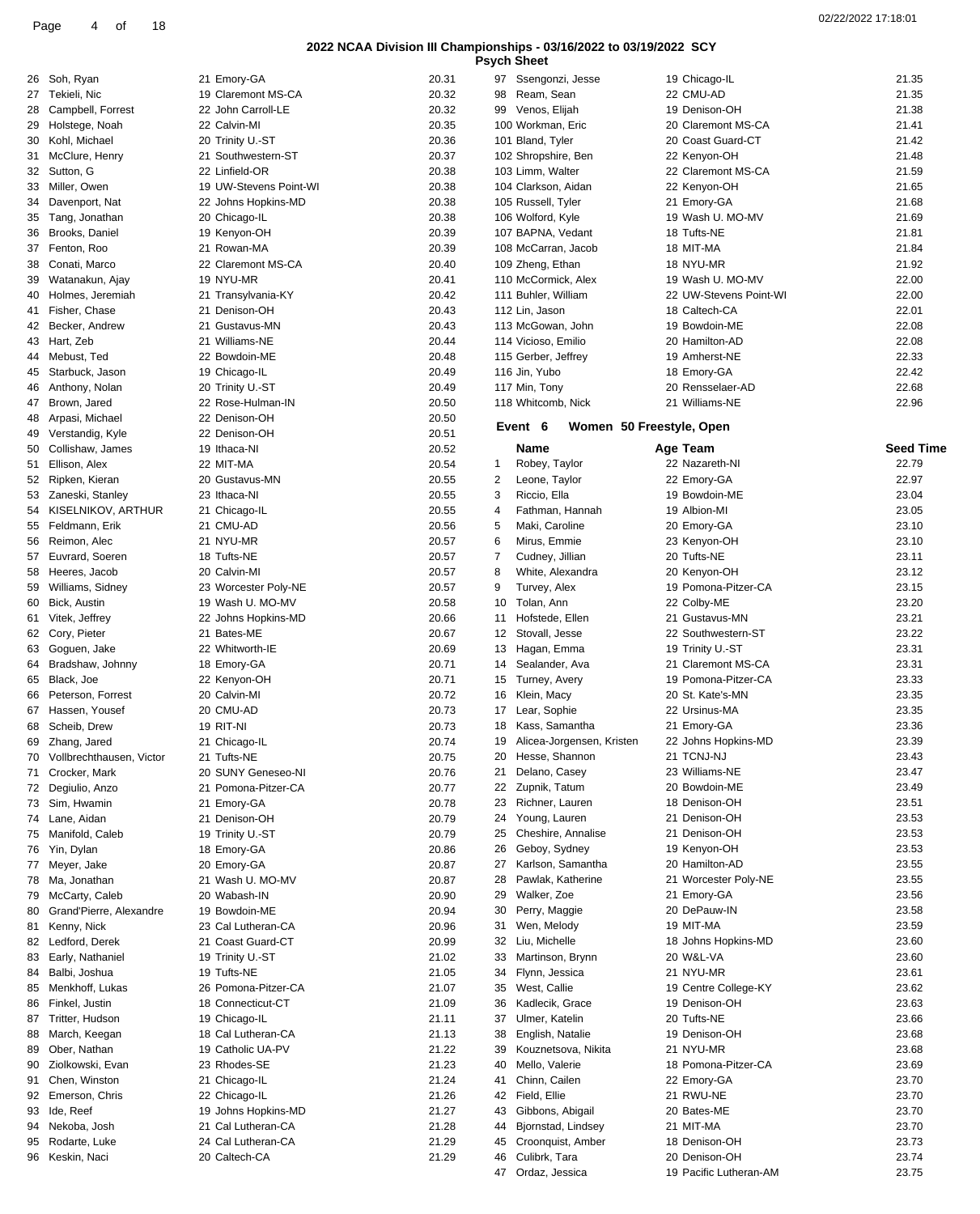## 2022 NCAA Division III Championships - 03/16/2022 to 03/19/2022 SCY

### Psych Sheet

| # | Name | Age | Team | Seed Time |
|---|---|---|---|---|
| 26 | Soh, Ryan | 21 | Emory-GA | 20.31 |
| 27 | Tekieli, Nic | 19 | Claremont MS-CA | 20.32 |
| 28 | Campbell, Forrest | 22 | John Carroll-LE | 20.32 |
| 29 | Holstege, Noah | 22 | Calvin-MI | 20.35 |
| 30 | Kohl, Michael | 20 | Trinity U.-ST | 20.36 |
| 31 | McClure, Henry | 21 | Southwestern-ST | 20.37 |
| 32 | Sutton, G | 22 | Linfield-OR | 20.38 |
| 33 | Miller, Owen | 19 | UW-Stevens Point-WI | 20.38 |
| 34 | Davenport, Nat | 22 | Johns Hopkins-MD | 20.38 |
| 35 | Tang, Jonathan | 20 | Chicago-IL | 20.38 |
| 36 | Brooks, Daniel | 19 | Kenyon-OH | 20.39 |
| 37 | Fenton, Roo | 21 | Rowan-MA | 20.39 |
| 38 | Conati, Marco | 22 | Claremont MS-CA | 20.40 |
| 39 | Watanakun, Ajay | 19 | NYU-MR | 20.41 |
| 40 | Holmes, Jeremiah | 21 | Transylvania-KY | 20.42 |
| 41 | Fisher, Chase | 21 | Denison-OH | 20.43 |
| 42 | Becker, Andrew | 21 | Gustavus-MN | 20.43 |
| 43 | Hart, Zeb | 21 | Williams-NE | 20.44 |
| 44 | Mebust, Ted | 22 | Bowdoin-ME | 20.48 |
| 45 | Starbuck, Jason | 19 | Chicago-IL | 20.49 |
| 46 | Anthony, Nolan | 20 | Trinity U.-ST | 20.49 |
| 47 | Brown, Jared | 22 | Rose-Hulman-IN | 20.50 |
| 48 | Arpasi, Michael | 22 | Denison-OH | 20.50 |
| 49 | Verstandig, Kyle | 22 | Denison-OH | 20.51 |
| 50 | Collishaw, James | 19 | Ithaca-NI | 20.52 |
| 51 | Ellison, Alex | 22 | MIT-MA | 20.54 |
| 52 | Ripken, Kieran | 20 | Gustavus-MN | 20.55 |
| 53 | Zaneski, Stanley | 23 | Ithaca-NI | 20.55 |
| 54 | KISELNIKOV, ARTHUR | 21 | Chicago-IL | 20.55 |
| 55 | Feldmann, Erik | 21 | CMU-AD | 20.56 |
| 56 | Reimon, Alec | 21 | NYU-MR | 20.57 |
| 57 | Euvrard, Soeren | 18 | Tufts-NE | 20.57 |
| 58 | Heeres, Jacob | 20 | Calvin-MI | 20.57 |
| 59 | Williams, Sidney | 23 | Worcester Poly-NE | 20.57 |
| 60 | Bick, Austin | 19 | Wash U. MO-MV | 20.58 |
| 61 | Vitek, Jeffrey | 22 | Johns Hopkins-MD | 20.66 |
| 62 | Cory, Pieter | 21 | Bates-ME | 20.67 |
| 63 | Goguen, Jake | 22 | Whitworth-IE | 20.69 |
| 64 | Bradshaw, Johnny | 18 | Emory-GA | 20.71 |
| 65 | Black, Joe | 22 | Kenyon-OH | 20.71 |
| 66 | Peterson, Forrest | 20 | Calvin-MI | 20.72 |
| 67 | Hassen, Yousef | 20 | CMU-AD | 20.73 |
| 68 | Scheib, Drew | 19 | RIT-NI | 20.73 |
| 69 | Zhang, Jared | 21 | Chicago-IL | 20.74 |
| 70 | Vollbrechthausen, Victor | 21 | Tufts-NE | 20.75 |
| 71 | Crocker, Mark | 20 | SUNY Geneseo-NI | 20.76 |
| 72 | Degiulio, Anzo | 21 | Pomona-Pitzer-CA | 20.77 |
| 73 | Sim, Hwamin | 21 | Emory-GA | 20.78 |
| 74 | Lane, Aidan | 21 | Denison-OH | 20.79 |
| 75 | Manifold, Caleb | 19 | Trinity U.-ST | 20.79 |
| 76 | Yin, Dylan | 18 | Emory-GA | 20.86 |
| 77 | Meyer, Jake | 20 | Emory-GA | 20.87 |
| 78 | Ma, Jonathan | 21 | Wash U. MO-MV | 20.87 |
| 79 | McCarty, Caleb | 20 | Wabash-IN | 20.90 |
| 80 | Grand'Pierre, Alexandre | 19 | Bowdoin-ME | 20.94 |
| 81 | Kenny, Nick | 23 | Cal Lutheran-CA | 20.96 |
| 82 | Ledford, Derek | 21 | Coast Guard-CT | 20.99 |
| 83 | Early, Nathaniel | 19 | Trinity U.-ST | 21.02 |
| 84 | Balbi, Joshua | 19 | Tufts-NE | 21.05 |
| 85 | Menkhoff, Lukas | 26 | Pomona-Pitzer-CA | 21.07 |
| 86 | Finkel, Justin | 18 | Connecticut-CT | 21.09 |
| 87 | Tritter, Hudson | 19 | Chicago-IL | 21.11 |
| 88 | March, Keegan | 18 | Cal Lutheran-CA | 21.13 |
| 89 | Ober, Nathan | 19 | Catholic UA-PV | 21.22 |
| 90 | Ziolkowski, Evan | 23 | Rhodes-SE | 21.23 |
| 91 | Chen, Winston | 21 | Chicago-IL | 21.24 |
| 92 | Emerson, Chris | 22 | Chicago-IL | 21.26 |
| 93 | Ide, Reef | 19 | Johns Hopkins-MD | 21.27 |
| 94 | Nekoba, Josh | 21 | Cal Lutheran-CA | 21.28 |
| 95 | Rodarte, Luke | 24 | Cal Lutheran-CA | 21.29 |
| 96 | Keskin, Naci | 20 | Caltech-CA | 21.29 |
| 97 | Ssengonzi, Jesse | 19 | Chicago-IL | 21.35 |
| 98 | Ream, Sean | 22 | CMU-AD | 21.35 |
| 99 | Venos, Elijah | 19 | Denison-OH | 21.38 |
| 100 | Workman, Eric | 20 | Claremont MS-CA | 21.41 |
| 101 | Bland, Tyler | 20 | Coast Guard-CT | 21.42 |
| 102 | Shropshire, Ben | 22 | Kenyon-OH | 21.48 |
| 103 | Limm, Walter | 22 | Claremont MS-CA | 21.59 |
| 104 | Clarkson, Aidan | 22 | Kenyon-OH | 21.65 |
| 105 | Russell, Tyler | 21 | Emory-GA | 21.68 |
| 106 | Wolford, Kyle | 19 | Wash U. MO-MV | 21.69 |
| 107 | BAPNA, Vedant | 18 | Tufts-NE | 21.81 |
| 108 | McCarran, Jacob | 18 | MIT-MA | 21.84 |
| 109 | Zheng, Ethan | 18 | NYU-MR | 21.92 |
| 110 | McCormick, Alex | 19 | Wash U. MO-MV | 22.00 |
| 111 | Buhler, William | 22 | UW-Stevens Point-WI | 22.00 |
| 112 | Lin, Jason | 18 | Caltech-CA | 22.01 |
| 113 | McGowan, John | 19 | Bowdoin-ME | 22.08 |
| 114 | Vicioso, Emilio | 20 | Hamilton-AD | 22.08 |
| 115 | Gerber, Jeffrey | 19 | Amherst-NE | 22.33 |
| 116 | Jin, Yubo | 18 | Emory-GA | 22.42 |
| 117 | Min, Tony | 20 | Rensselaer-AD | 22.68 |
| 118 | Whitcomb, Nick | 21 | Williams-NE | 22.96 |

### Event 6 Women 50 Freestyle, Open

| # | Name | Age | Team | Seed Time |
|---|---|---|---|---|
| 1 | Robey, Taylor | 22 | Nazareth-NI | 22.79 |
| 2 | Leone, Taylor | 22 | Emory-GA | 22.97 |
| 3 | Riccio, Ella | 19 | Bowdoin-ME | 23.04 |
| 4 | Fathman, Hannah | 19 | Albion-MI | 23.05 |
| 5 | Maki, Caroline | 20 | Emory-GA | 23.10 |
| 6 | Mirus, Emmie | 23 | Kenyon-OH | 23.10 |
| 7 | Cudney, Jillian | 20 | Tufts-NE | 23.11 |
| 8 | White, Alexandra | 20 | Kenyon-OH | 23.12 |
| 9 | Turvey, Alex | 19 | Pomona-Pitzer-CA | 23.15 |
| 10 | Tolan, Ann | 22 | Colby-ME | 23.20 |
| 11 | Hofstede, Ellen | 21 | Gustavus-MN | 23.21 |
| 12 | Stovall, Jesse | 22 | Southwestern-ST | 23.22 |
| 13 | Hagan, Emma | 19 | Trinity U.-ST | 23.31 |
| 14 | Sealander, Ava | 21 | Claremont MS-CA | 23.31 |
| 15 | Turney, Avery | 19 | Pomona-Pitzer-CA | 23.33 |
| 16 | Klein, Macy | 20 | St. Kate's-MN | 23.35 |
| 17 | Lear, Sophie | 22 | Ursinus-MA | 23.35 |
| 18 | Kass, Samantha | 21 | Emory-GA | 23.36 |
| 19 | Alicea-Jorgensen, Kristen | 22 | Johns Hopkins-MD | 23.39 |
| 20 | Hesse, Shannon | 21 | TCNJ-NJ | 23.43 |
| 21 | Delano, Casey | 23 | Williams-NE | 23.47 |
| 22 | Zupnik, Tatum | 20 | Bowdoin-ME | 23.49 |
| 23 | Richner, Lauren | 18 | Denison-OH | 23.51 |
| 24 | Young, Lauren | 21 | Denison-OH | 23.53 |
| 25 | Cheshire, Annalise | 21 | Denison-OH | 23.53 |
| 26 | Geboy, Sydney | 19 | Kenyon-OH | 23.53 |
| 27 | Karlson, Samantha | 20 | Hamilton-AD | 23.55 |
| 28 | Pawlak, Katherine | 21 | Worcester Poly-NE | 23.55 |
| 29 | Walker, Zoe | 21 | Emory-GA | 23.56 |
| 30 | Perry, Maggie | 20 | DePauw-IN | 23.58 |
| 31 | Wen, Melody | 19 | MIT-MA | 23.59 |
| 32 | Liu, Michelle | 18 | Johns Hopkins-MD | 23.60 |
| 33 | Martinson, Brynn | 20 | W&L-VA | 23.60 |
| 34 | Flynn, Jessica | 21 | NYU-MR | 23.61 |
| 35 | West, Callie | 19 | Centre College-KY | 23.62 |
| 36 | Kadlecik, Grace | 19 | Denison-OH | 23.63 |
| 37 | Ulmer, Katelin | 20 | Tufts-NE | 23.66 |
| 38 | English, Natalie | 19 | Denison-OH | 23.68 |
| 39 | Kouznetsova, Nikita | 21 | NYU-MR | 23.68 |
| 40 | Mello, Valerie | 18 | Pomona-Pitzer-CA | 23.69 |
| 41 | Chinn, Cailen | 22 | Emory-GA | 23.70 |
| 42 | Field, Ellie | 21 | RWU-NE | 23.70 |
| 43 | Gibbons, Abigail | 20 | Bates-ME | 23.70 |
| 44 | Bjornstad, Lindsey | 21 | MIT-MA | 23.70 |
| 45 | Croonquist, Amber | 18 | Denison-OH | 23.73 |
| 46 | Culibrk, Tara | 20 | Denison-OH | 23.74 |
| 47 | Ordaz, Jessica | 19 | Pacific Lutheran-AM | 23.75 |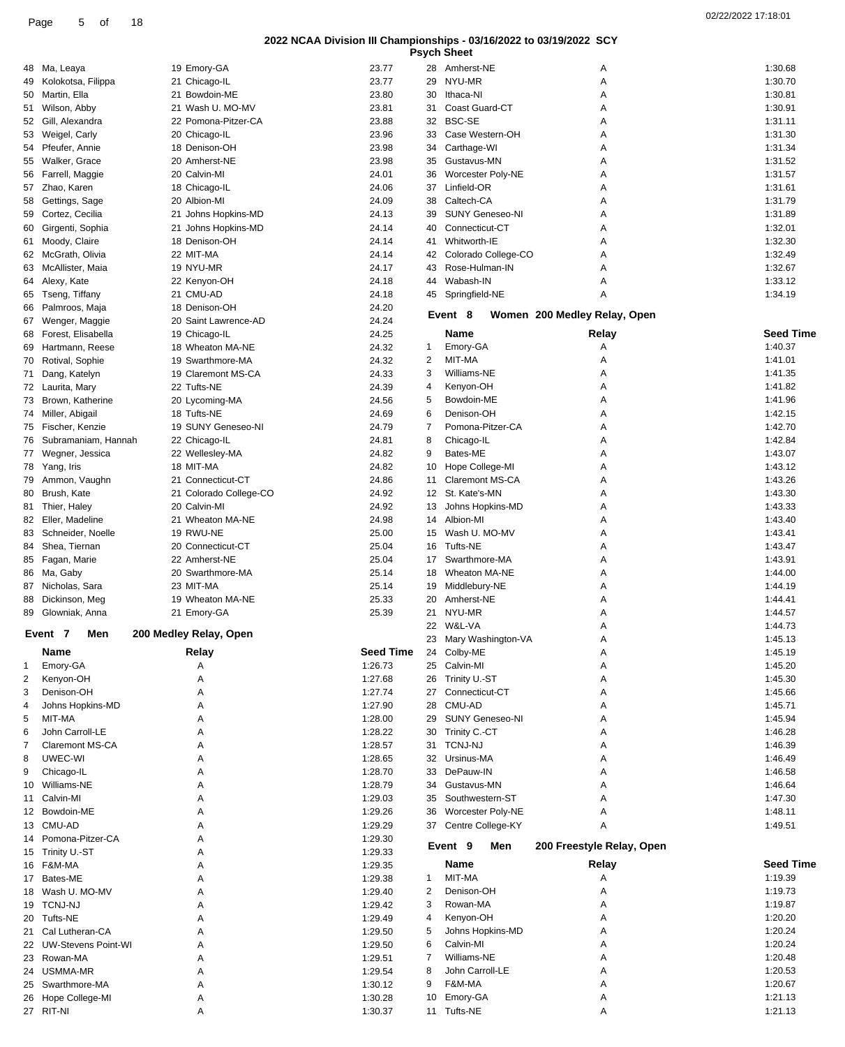## 2022 NCAA Division III Championships - 03/16/2022 to 03/19/2022 SCY

### Psych Sheet

| # | Name | Age Team | Seed Time |
|---|---|---|---|
| 48 | Ma, Leaya | 19 Emory-GA | 23.77 |
| 49 | Kolokotsa, Filippa | 21 Chicago-IL | 23.77 |
| 50 | Martin, Ella | 21 Bowdoin-ME | 23.80 |
| 51 | Wilson, Abby | 21 Wash U. MO-MV | 23.81 |
| 52 | Gill, Alexandra | 22 Pomona-Pitzer-CA | 23.88 |
| 53 | Weigel, Carly | 20 Chicago-IL | 23.96 |
| 54 | Pfeufer, Annie | 18 Denison-OH | 23.98 |
| 55 | Walker, Grace | 20 Amherst-NE | 23.98 |
| 56 | Farrell, Maggie | 20 Calvin-MI | 24.01 |
| 57 | Zhao, Karen | 18 Chicago-IL | 24.06 |
| 58 | Gettings, Sage | 20 Albion-MI | 24.09 |
| 59 | Cortez, Cecilia | 21 Johns Hopkins-MD | 24.13 |
| 60 | Girgenti, Sophia | 21 Johns Hopkins-MD | 24.14 |
| 61 | Moody, Claire | 18 Denison-OH | 24.14 |
| 62 | McGrath, Olivia | 22 MIT-MA | 24.14 |
| 63 | McAllister, Maia | 19 NYU-MR | 24.17 |
| 64 | Alexy, Kate | 22 Kenyon-OH | 24.18 |
| 65 | Tseng, Tiffany | 21 CMU-AD | 24.18 |
| 66 | Palmroos, Maja | 18 Denison-OH | 24.20 |
| 67 | Wenger, Maggie | 20 Saint Lawrence-AD | 24.24 |
| 68 | Forest, Elisabella | 19 Chicago-IL | 24.25 |
| 69 | Hartmann, Reese | 18 Wheaton MA-NE | 24.32 |
| 70 | Rotival, Sophie | 19 Swarthmore-MA | 24.32 |
| 71 | Dang, Katelyn | 19 Claremont MS-CA | 24.33 |
| 72 | Laurita, Mary | 22 Tufts-NE | 24.39 |
| 73 | Brown, Katherine | 20 Lycoming-MA | 24.56 |
| 74 | Miller, Abigail | 18 Tufts-NE | 24.69 |
| 75 | Fischer, Kenzie | 19 SUNY Geneseo-NI | 24.79 |
| 76 | Subramaniam, Hannah | 22 Chicago-IL | 24.81 |
| 77 | Wegner, Jessica | 22 Wellesley-MA | 24.82 |
| 78 | Yang, Iris | 18 MIT-MA | 24.82 |
| 79 | Ammon, Vaughn | 21 Connecticut-CT | 24.86 |
| 80 | Brush, Kate | 21 Colorado College-CO | 24.92 |
| 81 | Thier, Haley | 20 Calvin-MI | 24.92 |
| 82 | Eller, Madeline | 21 Wheaton MA-NE | 24.98 |
| 83 | Schneider, Noelle | 19 RWU-NE | 25.00 |
| 84 | Shea, Tiernan | 20 Connecticut-CT | 25.04 |
| 85 | Fagan, Marie | 22 Amherst-NE | 25.04 |
| 86 | Ma, Gaby | 20 Swarthmore-MA | 25.14 |
| 87 | Nicholas, Sara | 23 MIT-MA | 25.14 |
| 88 | Dickinson, Meg | 19 Wheaton MA-NE | 25.33 |
| 89 | Glowniak, Anna | 21 Emory-GA | 25.39 |

### Event 7 Men 200 Medley Relay, Open

| # | Name | Relay | Seed Time |
|---|---|---|---|
| 1 | Emory-GA | A | 1:26.73 |
| 2 | Kenyon-OH | A | 1:27.68 |
| 3 | Denison-OH | A | 1:27.74 |
| 4 | Johns Hopkins-MD | A | 1:27.90 |
| 5 | MIT-MA | A | 1:28.00 |
| 6 | John Carroll-LE | A | 1:28.22 |
| 7 | Claremont MS-CA | A | 1:28.57 |
| 8 | UWEC-WI | A | 1:28.65 |
| 9 | Chicago-IL | A | 1:28.70 |
| 10 | Williams-NE | A | 1:28.79 |
| 11 | Calvin-MI | A | 1:29.03 |
| 12 | Bowdoin-ME | A | 1:29.26 |
| 13 | CMU-AD | A | 1:29.29 |
| 14 | Pomona-Pitzer-CA | A | 1:29.30 |
| 15 | Trinity U.-ST | A | 1:29.33 |
| 16 | F&M-MA | A | 1:29.35 |
| 17 | Bates-ME | A | 1:29.38 |
| 18 | Wash U. MO-MV | A | 1:29.40 |
| 19 | TCNJ-NJ | A | 1:29.42 |
| 20 | Tufts-NE | A | 1:29.49 |
| 21 | Cal Lutheran-CA | A | 1:29.50 |
| 22 | UW-Stevens Point-WI | A | 1:29.50 |
| 23 | Rowan-MA | A | 1:29.51 |
| 24 | USMMA-MR | A | 1:29.54 |
| 25 | Swarthmore-MA | A | 1:30.12 |
| 26 | Hope College-MI | A | 1:30.28 |
| 27 | RIT-NI | A | 1:30.37 |
| 28 | Amherst-NE | A | 1:30.68 |
| 29 | NYU-MR | A | 1:30.70 |
| 30 | Ithaca-NI | A | 1:30.81 |
| 31 | Coast Guard-CT | A | 1:30.91 |
| 32 | BSC-SE | A | 1:31.11 |
| 33 | Case Western-OH | A | 1:31.30 |
| 34 | Carthage-WI | A | 1:31.34 |
| 35 | Gustavus-MN | A | 1:31.52 |
| 36 | Worcester Poly-NE | A | 1:31.57 |
| 37 | Linfield-OR | A | 1:31.61 |
| 38 | Caltech-CA | A | 1:31.79 |
| 39 | SUNY Geneseo-NI | A | 1:31.89 |
| 40 | Connecticut-CT | A | 1:32.01 |
| 41 | Whitworth-IE | A | 1:32.30 |
| 42 | Colorado College-CO | A | 1:32.49 |
| 43 | Rose-Hulman-IN | A | 1:32.67 |
| 44 | Wabash-IN | A | 1:33.12 |
| 45 | Springfield-NE | A | 1:34.19 |

### Event 8 Women 200 Medley Relay, Open

| # | Name | Relay | Seed Time |
|---|---|---|---|
| 1 | Emory-GA | A | 1:40.37 |
| 2 | MIT-MA | A | 1:41.01 |
| 3 | Williams-NE | A | 1:41.35 |
| 4 | Kenyon-OH | A | 1:41.82 |
| 5 | Bowdoin-ME | A | 1:41.96 |
| 6 | Denison-OH | A | 1:42.15 |
| 7 | Pomona-Pitzer-CA | A | 1:42.70 |
| 8 | Chicago-IL | A | 1:42.84 |
| 9 | Bates-ME | A | 1:43.07 |
| 10 | Hope College-MI | A | 1:43.12 |
| 11 | Claremont MS-CA | A | 1:43.26 |
| 12 | St. Kate's-MN | A | 1:43.30 |
| 13 | Johns Hopkins-MD | A | 1:43.33 |
| 14 | Albion-MI | A | 1:43.40 |
| 15 | Wash U. MO-MV | A | 1:43.41 |
| 16 | Tufts-NE | A | 1:43.47 |
| 17 | Swarthmore-MA | A | 1:43.91 |
| 18 | Wheaton MA-NE | A | 1:44.00 |
| 19 | Middlebury-NE | A | 1:44.19 |
| 20 | Amherst-NE | A | 1:44.41 |
| 21 | NYU-MR | A | 1:44.57 |
| 22 | W&L-VA | A | 1:44.73 |
| 23 | Mary Washington-VA | A | 1:45.13 |
| 24 | Colby-ME | A | 1:45.19 |
| 25 | Calvin-MI | A | 1:45.20 |
| 26 | Trinity U.-ST | A | 1:45.30 |
| 27 | Connecticut-CT | A | 1:45.66 |
| 28 | CMU-AD | A | 1:45.71 |
| 29 | SUNY Geneseo-NI | A | 1:45.94 |
| 30 | Trinity C.-CT | A | 1:46.28 |
| 31 | TCNJ-NJ | A | 1:46.39 |
| 32 | Ursinus-MA | A | 1:46.49 |
| 33 | DePauw-IN | A | 1:46.58 |
| 34 | Gustavus-MN | A | 1:46.64 |
| 35 | Southwestern-ST | A | 1:47.30 |
| 36 | Worcester Poly-NE | A | 1:48.11 |
| 37 | Centre College-KY | A | 1:49.51 |

### Event 9 Men 200 Freestyle Relay, Open

| # | Name | Relay | Seed Time |
|---|---|---|---|
| 1 | MIT-MA | A | 1:19.39 |
| 2 | Denison-OH | A | 1:19.73 |
| 3 | Rowan-MA | A | 1:19.87 |
| 4 | Kenyon-OH | A | 1:20.20 |
| 5 | Johns Hopkins-MD | A | 1:20.24 |
| 6 | Calvin-MI | A | 1:20.24 |
| 7 | Williams-NE | A | 1:20.48 |
| 8 | John Carroll-LE | A | 1:20.53 |
| 9 | F&M-MA | A | 1:20.67 |
| 10 | Emory-GA | A | 1:21.13 |
| 11 | Tufts-NE | A | 1:21.13 |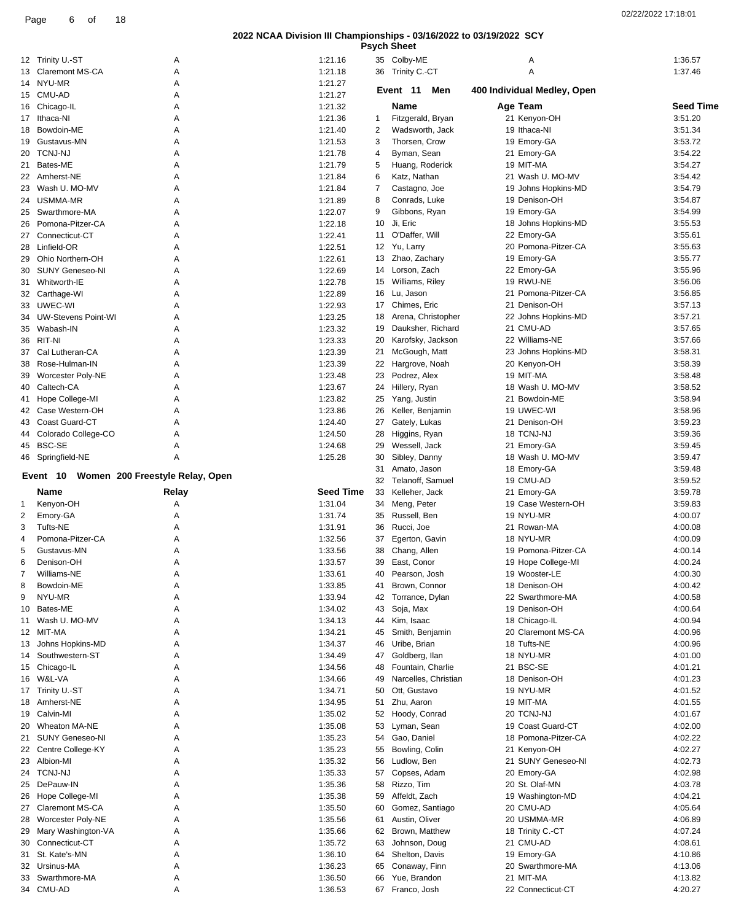## 2022 NCAA Division III Championships - 03/16/2022 to 03/19/2022 SCY

### Psych Sheet

| | Team | Relay | Seed Time |
|---|---|---|---|
| 12 | Trinity U.-ST | A | 1:21.16 |
| 13 | Claremont MS-CA | A | 1:21.18 |
| 14 | NYU-MR | A | 1:21.27 |
| 15 | CMU-AD | A | 1:21.27 |
| 16 | Chicago-IL | A | 1:21.32 |
| 17 | Ithaca-NI | A | 1:21.36 |
| 18 | Bowdoin-ME | A | 1:21.40 |
| 19 | Gustavus-MN | A | 1:21.53 |
| 20 | TCNJ-NJ | A | 1:21.78 |
| 21 | Bates-ME | A | 1:21.79 |
| 22 | Amherst-NE | A | 1:21.84 |
| 23 | Wash U. MO-MV | A | 1:21.84 |
| 24 | USMMA-MR | A | 1:21.89 |
| 25 | Swarthmore-MA | A | 1:22.07 |
| 26 | Pomona-Pitzer-CA | A | 1:22.18 |
| 27 | Connecticut-CT | A | 1:22.41 |
| 28 | Linfield-OR | A | 1:22.51 |
| 29 | Ohio Northern-OH | A | 1:22.61 |
| 30 | SUNY Geneseo-NI | A | 1:22.69 |
| 31 | Whitworth-IE | A | 1:22.78 |
| 32 | Carthage-WI | A | 1:22.89 |
| 33 | UWEC-WI | A | 1:22.93 |
| 34 | UW-Stevens Point-WI | A | 1:23.25 |
| 35 | Wabash-IN | A | 1:23.32 |
| 36 | RIT-NI | A | 1:23.33 |
| 37 | Cal Lutheran-CA | A | 1:23.39 |
| 38 | Rose-Hulman-IN | A | 1:23.39 |
| 39 | Worcester Poly-NE | A | 1:23.48 |
| 40 | Caltech-CA | A | 1:23.67 |
| 41 | Hope College-MI | A | 1:23.82 |
| 42 | Case Western-OH | A | 1:23.86 |
| 43 | Coast Guard-CT | A | 1:24.40 |
| 44 | Colorado College-CO | A | 1:24.50 |
| 45 | BSC-SE | A | 1:24.68 |
| 46 | Springfield-NE | A | 1:25.28 |

### Event 10 Women 200 Freestyle Relay, Open

| | Name | Relay | Seed Time |
|---|---|---|---|
| 1 | Kenyon-OH | A | 1:31.04 |
| 2 | Emory-GA | A | 1:31.74 |
| 3 | Tufts-NE | A | 1:31.91 |
| 4 | Pomona-Pitzer-CA | A | 1:32.56 |
| 5 | Gustavus-MN | A | 1:33.56 |
| 6 | Denison-OH | A | 1:33.57 |
| 7 | Williams-NE | A | 1:33.61 |
| 8 | Bowdoin-ME | A | 1:33.85 |
| 9 | NYU-MR | A | 1:33.94 |
| 10 | Bates-ME | A | 1:34.02 |
| 11 | Wash U. MO-MV | A | 1:34.13 |
| 12 | MIT-MA | A | 1:34.21 |
| 13 | Johns Hopkins-MD | A | 1:34.37 |
| 14 | Southwestern-ST | A | 1:34.49 |
| 15 | Chicago-IL | A | 1:34.56 |
| 16 | W&L-VA | A | 1:34.66 |
| 17 | Trinity U.-ST | A | 1:34.71 |
| 18 | Amherst-NE | A | 1:34.95 |
| 19 | Calvin-MI | A | 1:35.02 |
| 20 | Wheaton MA-NE | A | 1:35.08 |
| 21 | SUNY Geneseo-NI | A | 1:35.23 |
| 22 | Centre College-KY | A | 1:35.23 |
| 23 | Albion-MI | A | 1:35.32 |
| 24 | TCNJ-NJ | A | 1:35.33 |
| 25 | DePauw-IN | A | 1:35.36 |
| 26 | Hope College-MI | A | 1:35.38 |
| 27 | Claremont MS-CA | A | 1:35.50 |
| 28 | Worcester Poly-NE | A | 1:35.56 |
| 29 | Mary Washington-VA | A | 1:35.66 |
| 30 | Connecticut-CT | A | 1:35.72 |
| 31 | St. Kate's-MN | A | 1:36.10 |
| 32 | Ursinus-MA | A | 1:36.23 |
| 33 | Swarthmore-MA | A | 1:36.50 |
| 34 | CMU-AD | A | 1:36.53 |
| 35 | Colby-ME | A | 1:36.57 |
| 36 | Trinity C.-CT | A | 1:37.46 |

### Event 11 Men 400 Individual Medley, Open

| | Name | Age | Team | Seed Time |
|---|---|---|---|---|
| 1 | Fitzgerald, Bryan | 21 | Kenyon-OH | 3:51.20 |
| 2 | Wadsworth, Jack | 19 | Ithaca-NI | 3:51.34 |
| 3 | Thorsen, Crow | 19 | Emory-GA | 3:53.72 |
| 4 | Byman, Sean | 21 | Emory-GA | 3:54.22 |
| 5 | Huang, Roderick | 19 | MIT-MA | 3:54.27 |
| 6 | Katz, Nathan | 21 | Wash U. MO-MV | 3:54.42 |
| 7 | Castagno, Joe | 19 | Johns Hopkins-MD | 3:54.79 |
| 8 | Conrads, Luke | 19 | Denison-OH | 3:54.87 |
| 9 | Gibbons, Ryan | 19 | Emory-GA | 3:54.99 |
| 10 | Ji, Eric | 18 | Johns Hopkins-MD | 3:55.53 |
| 11 | O'Daffer, Will | 22 | Emory-GA | 3:55.61 |
| 12 | Yu, Larry | 20 | Pomona-Pitzer-CA | 3:55.63 |
| 13 | Zhao, Zachary | 19 | Emory-GA | 3:55.77 |
| 14 | Lorson, Zach | 22 | Emory-GA | 3:55.96 |
| 15 | Williams, Riley | 19 | RWU-NE | 3:56.06 |
| 16 | Lu, Jason | 21 | Pomona-Pitzer-CA | 3:56.85 |
| 17 | Chimes, Eric | 21 | Denison-OH | 3:57.13 |
| 18 | Arena, Christopher | 22 | Johns Hopkins-MD | 3:57.21 |
| 19 | Dauksher, Richard | 21 | CMU-AD | 3:57.65 |
| 20 | Karofsky, Jackson | 22 | Williams-NE | 3:57.66 |
| 21 | McGough, Matt | 23 | Johns Hopkins-MD | 3:58.31 |
| 22 | Hargrove, Noah | 20 | Kenyon-OH | 3:58.39 |
| 23 | Podrez, Alex | 19 | MIT-MA | 3:58.48 |
| 24 | Hillery, Ryan | 18 | Wash U. MO-MV | 3:58.52 |
| 25 | Yang, Justin | 21 | Bowdoin-ME | 3:58.94 |
| 26 | Keller, Benjamin | 19 | UWEC-WI | 3:58.96 |
| 27 | Gately, Lukas | 21 | Denison-OH | 3:59.23 |
| 28 | Higgins, Ryan | 18 | TCNJ-NJ | 3:59.36 |
| 29 | Wessell, Jack | 21 | Emory-GA | 3:59.45 |
| 30 | Sibley, Danny | 18 | Wash U. MO-MV | 3:59.47 |
| 31 | Amato, Jason | 18 | Emory-GA | 3:59.48 |
| 32 | Telanoff, Samuel | 19 | CMU-AD | 3:59.52 |
| 33 | Kelleher, Jack | 21 | Emory-GA | 3:59.78 |
| 34 | Meng, Peter | 19 | Case Western-OH | 3:59.83 |
| 35 | Russell, Ben | 19 | NYU-MR | 4:00.07 |
| 36 | Rucci, Joe | 21 | Rowan-MA | 4:00.08 |
| 37 | Egerton, Gavin | 18 | NYU-MR | 4:00.09 |
| 38 | Chang, Allen | 19 | Pomona-Pitzer-CA | 4:00.14 |
| 39 | East, Conor | 19 | Hope College-MI | 4:00.24 |
| 40 | Pearson, Josh | 19 | Wooster-LE | 4:00.30 |
| 41 | Brown, Connor | 18 | Denison-OH | 4:00.42 |
| 42 | Torrance, Dylan | 22 | Swarthmore-MA | 4:00.58 |
| 43 | Soja, Max | 19 | Denison-OH | 4:00.64 |
| 44 | Kim, Isaac | 18 | Chicago-IL | 4:00.94 |
| 45 | Smith, Benjamin | 20 | Claremont MS-CA | 4:00.96 |
| 46 | Uribe, Brian | 18 | Tufts-NE | 4:00.96 |
| 47 | Goldberg, Ilan | 18 | NYU-MR | 4:01.00 |
| 48 | Fountain, Charlie | 21 | BSC-SE | 4:01.21 |
| 49 | Narcelles, Christian | 18 | Denison-OH | 4:01.23 |
| 50 | Ott, Gustavo | 19 | NYU-MR | 4:01.52 |
| 51 | Zhu, Aaron | 19 | MIT-MA | 4:01.55 |
| 52 | Hoody, Conrad | 20 | TCNJ-NJ | 4:01.67 |
| 53 | Lyman, Sean | 19 | Coast Guard-CT | 4:02.00 |
| 54 | Gao, Daniel | 18 | Pomona-Pitzer-CA | 4:02.22 |
| 55 | Bowling, Colin | 21 | Kenyon-OH | 4:02.27 |
| 56 | Ludlow, Ben | 21 | SUNY Geneseo-NI | 4:02.73 |
| 57 | Copses, Adam | 20 | Emory-GA | 4:02.98 |
| 58 | Rizzo, Tim | 20 | St. Olaf-MN | 4:03.78 |
| 59 | Affeldt, Zach | 19 | Washington-MD | 4:04.21 |
| 60 | Gomez, Santiago | 20 | CMU-AD | 4:05.64 |
| 61 | Austin, Oliver | 20 | USMMA-MR | 4:06.89 |
| 62 | Brown, Matthew | 18 | Trinity C.-CT | 4:07.24 |
| 63 | Johnson, Doug | 21 | CMU-AD | 4:08.61 |
| 64 | Shelton, Davis | 19 | Emory-GA | 4:10.86 |
| 65 | Conaway, Finn | 20 | Swarthmore-MA | 4:13.06 |
| 66 | Yue, Brandon | 21 | MIT-MA | 4:13.82 |
| 67 | Franco, Josh | 22 | Connecticut-CT | 4:20.27 |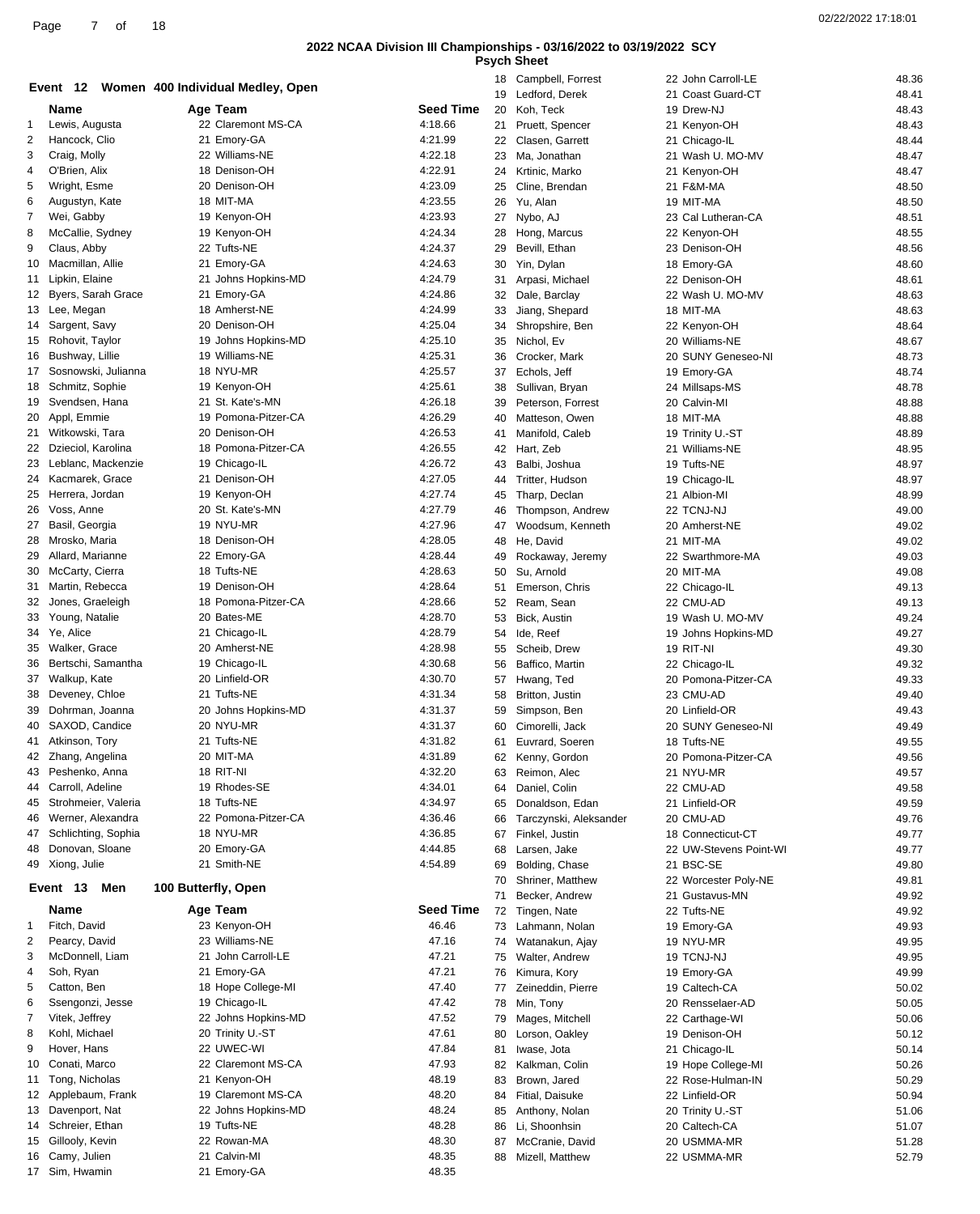## 2022 NCAA Division III Championships - 03/16/2022 to 03/19/2022 SCY

### Psych Sheet

### Event 12 Women 400 Individual Medley, Open

| | Name | Age | Team | Seed Time |
|---|---|---|---|---|
| 1 | Lewis, Augusta | 22 | Claremont MS-CA | 4:18.66 |
| 2 | Hancock, Clio | 21 | Emory-GA | 4:21.99 |
| 3 | Craig, Molly | 22 | Williams-NE | 4:22.18 |
| 4 | O'Brien, Alix | 18 | Denison-OH | 4:22.91 |
| 5 | Wright, Esme | 20 | Denison-OH | 4:23.09 |
| 6 | Augustyn, Kate | 18 | MIT-MA | 4:23.55 |
| 7 | Wei, Gabby | 19 | Kenyon-OH | 4:23.93 |
| 8 | McCallie, Sydney | 19 | Kenyon-OH | 4:24.34 |
| 9 | Claus, Abby | 22 | Tufts-NE | 4:24.37 |
| 10 | Macmillan, Allie | 21 | Emory-GA | 4:24.63 |
| 11 | Lipkin, Elaine | 21 | Johns Hopkins-MD | 4:24.79 |
| 12 | Byers, Sarah Grace | 21 | Emory-GA | 4:24.86 |
| 13 | Lee, Megan | 18 | Amherst-NE | 4:24.99 |
| 14 | Sargent, Savy | 20 | Denison-OH | 4:25.04 |
| 15 | Rohovit, Taylor | 19 | Johns Hopkins-MD | 4:25.10 |
| 16 | Bushway, Lillie | 19 | Williams-NE | 4:25.31 |
| 17 | Sosnowski, Julianna | 18 | NYU-MR | 4:25.57 |
| 18 | Schmitz, Sophie | 19 | Kenyon-OH | 4:25.61 |
| 19 | Svendsen, Hana | 21 | St. Kate's-MN | 4:26.18 |
| 20 | Appl, Emmie | 19 | Pomona-Pitzer-CA | 4:26.29 |
| 21 | Witkowski, Tara | 20 | Denison-OH | 4:26.53 |
| 22 | Dzieciol, Karolina | 18 | Pomona-Pitzer-CA | 4:26.55 |
| 23 | Leblanc, Mackenzie | 19 | Chicago-IL | 4:26.72 |
| 24 | Kacmarek, Grace | 21 | Denison-OH | 4:27.05 |
| 25 | Herrera, Jordan | 19 | Kenyon-OH | 4:27.74 |
| 26 | Voss, Anne | 20 | St. Kate's-MN | 4:27.79 |
| 27 | Basil, Georgia | 19 | NYU-MR | 4:27.96 |
| 28 | Mrosko, Maria | 18 | Denison-OH | 4:28.05 |
| 29 | Allard, Marianne | 22 | Emory-GA | 4:28.44 |
| 30 | McCarty, Cierra | 18 | Tufts-NE | 4:28.63 |
| 31 | Martin, Rebecca | 19 | Denison-OH | 4:28.64 |
| 32 | Jones, Graeleigh | 18 | Pomona-Pitzer-CA | 4:28.66 |
| 33 | Young, Natalie | 20 | Bates-ME | 4:28.70 |
| 34 | Ye, Alice | 21 | Chicago-IL | 4:28.79 |
| 35 | Walker, Grace | 20 | Amherst-NE | 4:28.98 |
| 36 | Bertschi, Samantha | 19 | Chicago-IL | 4:30.68 |
| 37 | Walkup, Kate | 20 | Linfield-OR | 4:30.70 |
| 38 | Deveney, Chloe | 21 | Tufts-NE | 4:31.34 |
| 39 | Dohrman, Joanna | 20 | Johns Hopkins-MD | 4:31.37 |
| 40 | SAXOD, Candice | 20 | NYU-MR | 4:31.37 |
| 41 | Atkinson, Tory | 21 | Tufts-NE | 4:31.82 |
| 42 | Zhang, Angelina | 20 | MIT-MA | 4:31.89 |
| 43 | Peshenko, Anna | 18 | RIT-NI | 4:32.20 |
| 44 | Carroll, Adeline | 19 | Rhodes-SE | 4:34.01 |
| 45 | Strohmeier, Valeria | 18 | Tufts-NE | 4:34.97 |
| 46 | Werner, Alexandra | 22 | Pomona-Pitzer-CA | 4:36.46 |
| 47 | Schlichting, Sophia | 18 | NYU-MR | 4:36.85 |
| 48 | Donovan, Sloane | 20 | Emory-GA | 4:44.85 |
| 49 | Xiong, Julie | 21 | Smith-NE | 4:54.89 |

### Event 13 Men 100 Butterfly, Open

| | Name | Age | Team | Seed Time |
|---|---|---|---|---|
| 1 | Fitch, David | 23 | Kenyon-OH | 46.46 |
| 2 | Pearcy, David | 23 | Williams-NE | 47.16 |
| 3 | McDonnell, Liam | 21 | John Carroll-LE | 47.21 |
| 4 | Soh, Ryan | 21 | Emory-GA | 47.21 |
| 5 | Catton, Ben | 18 | Hope College-MI | 47.40 |
| 6 | Ssengonzi, Jesse | 19 | Chicago-IL | 47.42 |
| 7 | Vitek, Jeffrey | 22 | Johns Hopkins-MD | 47.52 |
| 8 | Kohl, Michael | 20 | Trinity U.-ST | 47.61 |
| 9 | Hover, Hans | 22 | UWEC-WI | 47.84 |
| 10 | Conati, Marco | 22 | Claremont MS-CA | 47.93 |
| 11 | Tong, Nicholas | 21 | Kenyon-OH | 48.19 |
| 12 | Applebaum, Frank | 19 | Claremont MS-CA | 48.20 |
| 13 | Davenport, Nat | 22 | Johns Hopkins-MD | 48.24 |
| 14 | Schreier, Ethan | 19 | Tufts-NE | 48.28 |
| 15 | Gillooly, Kevin | 22 | Rowan-MA | 48.30 |
| 16 | Camy, Julien | 21 | Calvin-MI | 48.35 |
| 17 | Sim, Hwamin | 21 | Emory-GA | 48.35 |
| 18 | Campbell, Forrest | 22 | John Carroll-LE | 48.36 |
| 19 | Ledford, Derek | 21 | Coast Guard-CT | 48.41 |
| 20 | Koh, Teck | 19 | Drew-NJ | 48.43 |
| 21 | Pruett, Spencer | 21 | Kenyon-OH | 48.43 |
| 22 | Clasen, Garrett | 21 | Chicago-IL | 48.44 |
| 23 | Ma, Jonathan | 21 | Wash U. MO-MV | 48.47 |
| 24 | Krtinic, Marko | 21 | Kenyon-OH | 48.47 |
| 25 | Cline, Brendan | 21 | F&M-MA | 48.50 |
| 26 | Yu, Alan | 19 | MIT-MA | 48.50 |
| 27 | Nybo, AJ | 23 | Cal Lutheran-CA | 48.51 |
| 28 | Hong, Marcus | 22 | Kenyon-OH | 48.55 |
| 29 | Bevill, Ethan | 23 | Denison-OH | 48.56 |
| 30 | Yin, Dylan | 18 | Emory-GA | 48.60 |
| 31 | Arpasi, Michael | 22 | Denison-OH | 48.61 |
| 32 | Dale, Barclay | 22 | Wash U. MO-MV | 48.63 |
| 33 | Jiang, Shepard | 18 | MIT-MA | 48.63 |
| 34 | Shropshire, Ben | 22 | Kenyon-OH | 48.64 |
| 35 | Nichol, Ev | 20 | Williams-NE | 48.67 |
| 36 | Crocker, Mark | 20 | SUNY Geneseo-NI | 48.73 |
| 37 | Echols, Jeff | 19 | Emory-GA | 48.74 |
| 38 | Sullivan, Bryan | 24 | Millsaps-MS | 48.78 |
| 39 | Peterson, Forrest | 20 | Calvin-MI | 48.88 |
| 40 | Matteson, Owen | 18 | MIT-MA | 48.88 |
| 41 | Manifold, Caleb | 19 | Trinity U.-ST | 48.89 |
| 42 | Hart, Zeb | 21 | Williams-NE | 48.95 |
| 43 | Balbi, Joshua | 19 | Tufts-NE | 48.97 |
| 44 | Tritter, Hudson | 19 | Chicago-IL | 48.97 |
| 45 | Tharp, Declan | 21 | Albion-MI | 48.99 |
| 46 | Thompson, Andrew | 22 | TCNJ-NJ | 49.00 |
| 47 | Woodsum, Kenneth | 20 | Amherst-NE | 49.02 |
| 48 | He, David | 21 | MIT-MA | 49.02 |
| 49 | Rockaway, Jeremy | 22 | Swarthmore-MA | 49.03 |
| 50 | Su, Arnold | 20 | MIT-MA | 49.08 |
| 51 | Emerson, Chris | 22 | Chicago-IL | 49.13 |
| 52 | Ream, Sean | 22 | CMU-AD | 49.13 |
| 53 | Bick, Austin | 19 | Wash U. MO-MV | 49.24 |
| 54 | Ide, Reef | 19 | Johns Hopkins-MD | 49.27 |
| 55 | Scheib, Drew | 19 | RIT-NI | 49.30 |
| 56 | Baffico, Martin | 22 | Chicago-IL | 49.32 |
| 57 | Hwang, Ted | 20 | Pomona-Pitzer-CA | 49.33 |
| 58 | Britton, Justin | 23 | CMU-AD | 49.40 |
| 59 | Simpson, Ben | 20 | Linfield-OR | 49.43 |
| 60 | Cimorelli, Jack | 20 | SUNY Geneseo-NI | 49.49 |
| 61 | Euvrard, Soeren | 18 | Tufts-NE | 49.55 |
| 62 | Kenny, Gordon | 20 | Pomona-Pitzer-CA | 49.56 |
| 63 | Reimon, Alec | 21 | NYU-MR | 49.57 |
| 64 | Daniel, Colin | 22 | CMU-AD | 49.58 |
| 65 | Donaldson, Edan | 21 | Linfield-OR | 49.59 |
| 66 | Tarczynski, Aleksander | 20 | CMU-AD | 49.76 |
| 67 | Finkel, Justin | 18 | Connecticut-CT | 49.77 |
| 68 | Larsen, Jake | 22 | UW-Stevens Point-WI | 49.77 |
| 69 | Bolding, Chase | 21 | BSC-SE | 49.80 |
| 70 | Shriner, Matthew | 22 | Worcester Poly-NE | 49.81 |
| 71 | Becker, Andrew | 21 | Gustavus-MN | 49.92 |
| 72 | Tingen, Nate | 22 | Tufts-NE | 49.92 |
| 73 | Lahmann, Nolan | 19 | Emory-GA | 49.93 |
| 74 | Watanakun, Ajay | 19 | NYU-MR | 49.95 |
| 75 | Walter, Andrew | 19 | TCNJ-NJ | 49.95 |
| 76 | Kimura, Kory | 19 | Emory-GA | 49.99 |
| 77 | Zeineddin, Pierre | 19 | Caltech-CA | 50.02 |
| 78 | Min, Tony | 20 | Rensselaer-AD | 50.05 |
| 79 | Mages, Mitchell | 22 | Carthage-WI | 50.06 |
| 80 | Lorson, Oakley | 19 | Denison-OH | 50.12 |
| 81 | Iwase, Jota | 21 | Chicago-IL | 50.14 |
| 82 | Kalkman, Colin | 19 | Hope College-MI | 50.26 |
| 83 | Brown, Jared | 22 | Rose-Hulman-IN | 50.29 |
| 84 | Fitial, Daisuke | 22 | Linfield-OR | 50.94 |
| 85 | Anthony, Nolan | 20 | Trinity U.-ST | 51.06 |
| 86 | Li, Shoonhsin | 20 | Caltech-CA | 51.07 |
| 87 | McCranie, David | 20 | USMMA-MR | 51.28 |
| 88 | Mizell, Matthew | 22 | USMMA-MR | 52.79 |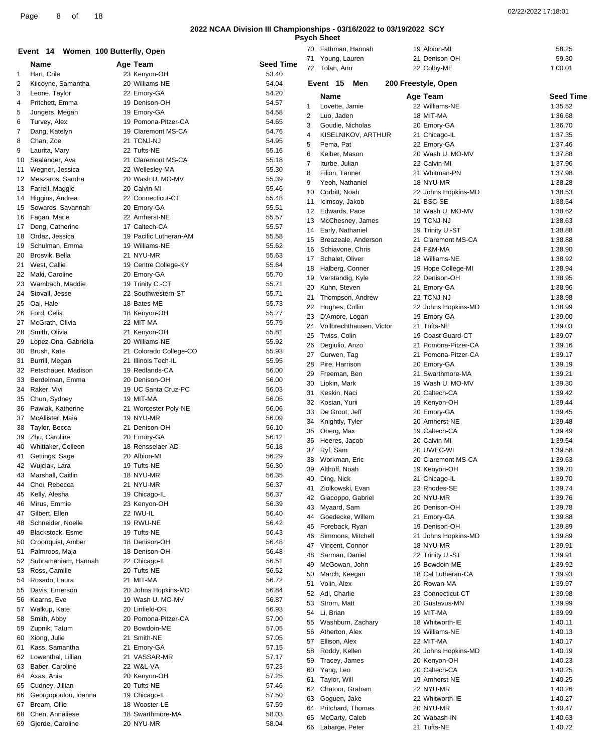## 2022 NCAA Division III Championships - 03/16/2022 to 03/19/2022 SCY

### Psych Sheet

### Event 14 Women 100 Butterfly, Open

| | Name | Age | Team | Seed Time |
|---|---|---|---|---|
| 1 | Hart, Crile | 23 | Kenyon-OH | 53.40 |
| 2 | Kilcoyne, Samantha | 20 | Williams-NE | 54.04 |
| 3 | Leone, Taylor | 22 | Emory-GA | 54.20 |
| 4 | Pritchett, Emma | 19 | Denison-OH | 54.57 |
| 5 | Jungers, Megan | 19 | Emory-GA | 54.58 |
| 6 | Turvey, Alex | 19 | Pomona-Pitzer-CA | 54.65 |
| 7 | Dang, Katelyn | 19 | Claremont MS-CA | 54.76 |
| 8 | Chan, Zoe | 21 | TCNJ-NJ | 54.95 |
| 9 | Laurita, Mary | 22 | Tufts-NE | 55.16 |
| 10 | Sealander, Ava | 21 | Claremont MS-CA | 55.18 |
| 11 | Wegner, Jessica | 22 | Wellesley-MA | 55.30 |
| 12 | Meszaros, Sandra | 20 | Wash U. MO-MV | 55.39 |
| 13 | Farrell, Maggie | 20 | Calvin-MI | 55.46 |
| 14 | Higgins, Andrea | 22 | Connecticut-CT | 55.48 |
| 15 | Sowards, Savannah | 20 | Emory-GA | 55.51 |
| 16 | Fagan, Marie | 22 | Amherst-NE | 55.57 |
| 17 | Deng, Catherine | 17 | Caltech-CA | 55.57 |
| 18 | Ordaz, Jessica | 19 | Pacific Lutheran-AM | 55.58 |
| 19 | Schulman, Emma | 19 | Williams-NE | 55.62 |
| 20 | Brosvik, Bella | 21 | NYU-MR | 55.63 |
| 21 | West, Callie | 19 | Centre College-KY | 55.64 |
| 22 | Maki, Caroline | 20 | Emory-GA | 55.70 |
| 23 | Wambach, Maddie | 19 | Trinity C.-CT | 55.71 |
| 24 | Stovall, Jesse | 22 | Southwestern-ST | 55.71 |
| 25 | Oal, Hale | 18 | Bates-ME | 55.73 |
| 26 | Ford, Celia | 18 | Kenyon-OH | 55.77 |
| 27 | McGrath, Olivia | 22 | MIT-MA | 55.79 |
| 28 | Smith, Olivia | 21 | Kenyon-OH | 55.81 |
| 29 | Lopez-Ona, Gabriella | 20 | Williams-NE | 55.92 |
| 30 | Brush, Kate | 21 | Colorado College-CO | 55.93 |
| 31 | Burrill, Megan | 21 | Illinois Tech-IL | 55.95 |
| 32 | Petschauer, Madison | 19 | Redlands-CA | 56.00 |
| 33 | Berdelman, Emma | 20 | Denison-OH | 56.00 |
| 34 | Raker, Vivi | 19 | UC Santa Cruz-PC | 56.03 |
| 35 | Chun, Sydney | 19 | MIT-MA | 56.05 |
| 36 | Pawlak, Katherine | 21 | Worcester Poly-NE | 56.06 |
| 37 | McAllister, Maia | 19 | NYU-MR | 56.09 |
| 38 | Taylor, Becca | 21 | Denison-OH | 56.10 |
| 39 | Zhu, Caroline | 20 | Emory-GA | 56.12 |
| 40 | Whittaker, Colleen | 18 | Rensselaer-AD | 56.18 |
| 41 | Gettings, Sage | 20 | Albion-MI | 56.29 |
| 42 | Wujciak, Lara | 19 | Tufts-NE | 56.30 |
| 43 | Marshall, Caitlin | 18 | NYU-MR | 56.35 |
| 44 | Choi, Rebecca | 21 | NYU-MR | 56.37 |
| 45 | Kelly, Alesha | 19 | Chicago-IL | 56.37 |
| 46 | Mirus, Emmie | 23 | Kenyon-OH | 56.39 |
| 47 | Gilbert, Ellen | 22 | IWU-IL | 56.40 |
| 48 | Schneider, Noelle | 19 | RWU-NE | 56.42 |
| 49 | Blackstock, Esme | 19 | Tufts-NE | 56.43 |
| 50 | Croonquist, Amber | 18 | Denison-OH | 56.48 |
| 51 | Palmroos, Maja | 18 | Denison-OH | 56.48 |
| 52 | Subramaniam, Hannah | 22 | Chicago-IL | 56.51 |
| 53 | Ross, Camille | 20 | Tufts-NE | 56.52 |
| 54 | Rosado, Laura | 21 | MIT-MA | 56.72 |
| 55 | Davis, Emerson | 20 | Johns Hopkins-MD | 56.84 |
| 56 | Kearns, Eve | 19 | Wash U. MO-MV | 56.87 |
| 57 | Walkup, Kate | 20 | Linfield-OR | 56.93 |
| 58 | Smith, Abby | 20 | Pomona-Pitzer-CA | 57.00 |
| 59 | Zupnik, Tatum | 20 | Bowdoin-ME | 57.05 |
| 60 | Xiong, Julie | 21 | Smith-NE | 57.05 |
| 61 | Kass, Samantha | 21 | Emory-GA | 57.15 |
| 62 | Lowenthal, Lillian | 21 | VASSAR-MR | 57.17 |
| 63 | Baber, Caroline | 22 | W&L-VA | 57.23 |
| 64 | Axas, Ania | 20 | Kenyon-OH | 57.25 |
| 65 | Cudney, Jillian | 20 | Tufts-NE | 57.46 |
| 66 | Georgopoulou, Ioanna | 19 | Chicago-IL | 57.50 |
| 67 | Bream, Ollie | 18 | Wooster-LE | 57.59 |
| 68 | Chen, Annaliese | 18 | Swarthmore-MA | 58.03 |
| 69 | Gjerde, Caroline | 20 | NYU-MR | 58.04 |
| 70 | Fathman, Hannah | 19 | Albion-MI | 58.25 |
| 71 | Young, Lauren | 21 | Denison-OH | 59.30 |
| 72 | Tolan, Ann | 22 | Colby-ME | 1:00.01 |

### Event 15 Men 200 Freestyle, Open

| | Name | Age | Team | Seed Time |
|---|---|---|---|---|
| 1 | Lovette, Jamie | 22 | Williams-NE | 1:35.52 |
| 2 | Luo, Jaden | 18 | MIT-MA | 1:36.68 |
| 3 | Goudie, Nicholas | 20 | Emory-GA | 1:36.70 |
| 4 | KISELNIKOV, ARTHUR | 21 | Chicago-IL | 1:37.35 |
| 5 | Pema, Pat | 22 | Emory-GA | 1:37.46 |
| 6 | Kelber, Mason | 20 | Wash U. MO-MV | 1:37.88 |
| 7 | Iturbe, Julian | 22 | Calvin-MI | 1:37.96 |
| 8 | Filion, Tanner | 21 | Whitman-PN | 1:37.98 |
| 9 | Yeoh, Nathaniel | 18 | NYU-MR | 1:38.28 |
| 10 | Corbitt, Noah | 22 | Johns Hopkins-MD | 1:38.53 |
| 11 | Icimsoy, Jakob | 21 | BSC-SE | 1:38.54 |
| 12 | Edwards, Pace | 18 | Wash U. MO-MV | 1:38.62 |
| 13 | McChesney, James | 19 | TCNJ-NJ | 1:38.63 |
| 14 | Early, Nathaniel | 19 | Trinity U.-ST | 1:38.88 |
| 15 | Breazeale, Anderson | 21 | Claremont MS-CA | 1:38.88 |
| 16 | Schiavone, Chris | 24 | F&M-MA | 1:38.90 |
| 17 | Schalet, Oliver | 18 | Williams-NE | 1:38.92 |
| 18 | Halberg, Conner | 19 | Hope College-MI | 1:38.94 |
| 19 | Verstandig, Kyle | 22 | Denison-OH | 1:38.95 |
| 20 | Kuhn, Steven | 21 | Emory-GA | 1:38.96 |
| 21 | Thompson, Andrew | 22 | TCNJ-NJ | 1:38.98 |
| 22 | Hughes, Collin | 22 | Johns Hopkins-MD | 1:38.99 |
| 23 | D'Amore, Logan | 19 | Emory-GA | 1:39.00 |
| 24 | Vollbrechthausen, Victor | 21 | Tufts-NE | 1:39.03 |
| 25 | Twiss, Colin | 19 | Coast Guard-CT | 1:39.07 |
| 26 | Degiulio, Anzo | 21 | Pomona-Pitzer-CA | 1:39.16 |
| 27 | Curwen, Tag | 21 | Pomona-Pitzer-CA | 1:39.17 |
| 28 | Pire, Harrison | 20 | Emory-GA | 1:39.19 |
| 29 | Freeman, Ben | 21 | Swarthmore-MA | 1:39.21 |
| 30 | Lipkin, Mark | 19 | Wash U. MO-MV | 1:39.30 |
| 31 | Keskin, Naci | 20 | Caltech-CA | 1:39.42 |
| 32 | Kosian, Yurii | 19 | Kenyon-OH | 1:39.44 |
| 33 | De Groot, Jeff | 20 | Emory-GA | 1:39.45 |
| 34 | Knightly, Tyler | 20 | Amherst-NE | 1:39.48 |
| 35 | Oberg, Max | 19 | Caltech-CA | 1:39.49 |
| 36 | Heeres, Jacob | 20 | Calvin-MI | 1:39.54 |
| 37 | Ryf, Sam | 20 | UWEC-WI | 1:39.58 |
| 38 | Workman, Eric | 20 | Claremont MS-CA | 1:39.63 |
| 39 | Althoff, Noah | 19 | Kenyon-OH | 1:39.70 |
| 40 | Ding, Nick | 21 | Chicago-IL | 1:39.70 |
| 41 | Ziolkowski, Evan | 23 | Rhodes-SE | 1:39.74 |
| 42 | Giacoppo, Gabriel | 20 | NYU-MR | 1:39.76 |
| 43 | Myaard, Sam | 20 | Denison-OH | 1:39.78 |
| 44 | Goedecke, Willem | 21 | Emory-GA | 1:39.88 |
| 45 | Foreback, Ryan | 19 | Denison-OH | 1:39.89 |
| 46 | Simmons, Mitchell | 21 | Johns Hopkins-MD | 1:39.89 |
| 47 | Vincent, Connor | 18 | NYU-MR | 1:39.91 |
| 48 | Sarman, Daniel | 22 | Trinity U.-ST | 1:39.91 |
| 49 | McGowan, John | 19 | Bowdoin-ME | 1:39.92 |
| 50 | March, Keegan | 18 | Cal Lutheran-CA | 1:39.93 |
| 51 | Volin, Alex | 20 | Rowan-MA | 1:39.97 |
| 52 | Adl, Charlie | 23 | Connecticut-CT | 1:39.98 |
| 53 | Strom, Matt | 20 | Gustavus-MN | 1:39.99 |
| 54 | Li, Brian | 19 | MIT-MA | 1:39.99 |
| 55 | Washburn, Zachary | 18 | Whitworth-IE | 1:40.11 |
| 56 | Atherton, Alex | 19 | Williams-NE | 1:40.13 |
| 57 | Ellison, Alex | 22 | MIT-MA | 1:40.17 |
| 58 | Roddy, Kellen | 20 | Johns Hopkins-MD | 1:40.19 |
| 59 | Tracey, James | 20 | Kenyon-OH | 1:40.23 |
| 60 | Yang, Leo | 20 | Caltech-CA | 1:40.25 |
| 61 | Taylor, Will | 19 | Amherst-NE | 1:40.25 |
| 62 | Chatoor, Graham | 22 | NYU-MR | 1:40.26 |
| 63 | Goguen, Jake | 22 | Whitworth-IE | 1:40.27 |
| 64 | Pritchard, Thomas | 20 | NYU-MR | 1:40.47 |
| 65 | McCarty, Caleb | 20 | Wabash-IN | 1:40.63 |
| 66 | Labarge, Peter | 21 | Tufts-NE | 1:40.72 |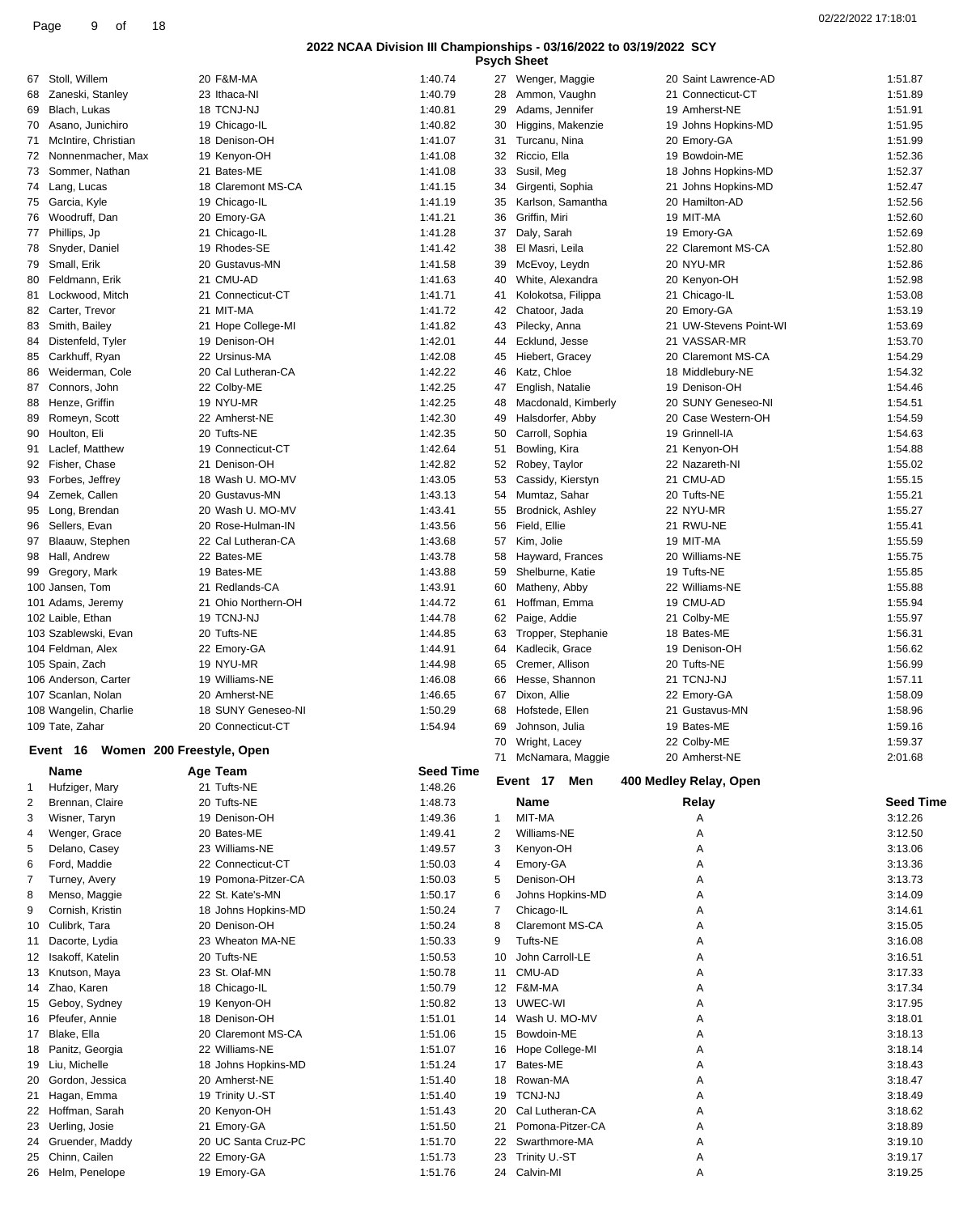## 2022 NCAA Division III Championships - 03/16/2022 to 03/19/2022 SCY

### Psych Sheet

| | Name | Age | Team | Seed Time |
|---|---|---|---|---|
| 67 | Stoll, Willem | 20 | F&M-MA | 1:40.74 |
| 68 | Zaneski, Stanley | 23 | Ithaca-NI | 1:40.79 |
| 69 | Blach, Lukas | 18 | TCNJ-NJ | 1:40.81 |
| 70 | Asano, Junichiro | 19 | Chicago-IL | 1:40.82 |
| 71 | McIntire, Christian | 18 | Denison-OH | 1:41.07 |
| 72 | Nonnenmacher, Max | 19 | Kenyon-OH | 1:41.08 |
| 73 | Sommer, Nathan | 21 | Bates-ME | 1:41.08 |
| 74 | Lang, Lucas | 18 | Claremont MS-CA | 1:41.15 |
| 75 | Garcia, Kyle | 19 | Chicago-IL | 1:41.19 |
| 76 | Woodruff, Dan | 20 | Emory-GA | 1:41.21 |
| 77 | Phillips, Jp | 21 | Chicago-IL | 1:41.28 |
| 78 | Snyder, Daniel | 19 | Rhodes-SE | 1:41.42 |
| 79 | Small, Erik | 20 | Gustavus-MN | 1:41.58 |
| 80 | Feldmann, Erik | 21 | CMU-AD | 1:41.63 |
| 81 | Lockwood, Mitch | 21 | Connecticut-CT | 1:41.71 |
| 82 | Carter, Trevor | 21 | MIT-MA | 1:41.72 |
| 83 | Smith, Bailey | 21 | Hope College-MI | 1:41.82 |
| 84 | Distenfeld, Tyler | 19 | Denison-OH | 1:42.01 |
| 85 | Carkhuff, Ryan | 22 | Ursinus-MA | 1:42.08 |
| 86 | Weiderman, Cole | 20 | Cal Lutheran-CA | 1:42.22 |
| 87 | Connors, John | 22 | Colby-ME | 1:42.25 |
| 88 | Henze, Griffin | 19 | NYU-MR | 1:42.25 |
| 89 | Romeyn, Scott | 22 | Amherst-NE | 1:42.30 |
| 90 | Houlton, Eli | 20 | Tufts-NE | 1:42.35 |
| 91 | Laclef, Matthew | 19 | Connecticut-CT | 1:42.64 |
| 92 | Fisher, Chase | 21 | Denison-OH | 1:42.82 |
| 93 | Forbes, Jeffrey | 18 | Wash U. MO-MV | 1:43.05 |
| 94 | Zemek, Callen | 20 | Gustavus-MN | 1:43.13 |
| 95 | Long, Brendan | 20 | Wash U. MO-MV | 1:43.41 |
| 96 | Sellers, Evan | 20 | Rose-Hulman-IN | 1:43.56 |
| 97 | Blaauw, Stephen | 22 | Cal Lutheran-CA | 1:43.68 |
| 98 | Hall, Andrew | 22 | Bates-ME | 1:43.78 |
| 99 | Gregory, Mark | 19 | Bates-ME | 1:43.88 |
| 100 | Jansen, Tom | 21 | Redlands-CA | 1:43.91 |
| 101 | Adams, Jeremy | 21 | Ohio Northern-OH | 1:44.72 |
| 102 | Laible, Ethan | 19 | TCNJ-NJ | 1:44.78 |
| 103 | Szablewski, Evan | 20 | Tufts-NE | 1:44.85 |
| 104 | Feldman, Alex | 22 | Emory-GA | 1:44.91 |
| 105 | Spain, Zach | 19 | NYU-MR | 1:44.98 |
| 106 | Anderson, Carter | 19 | Williams-NE | 1:46.08 |
| 107 | Scanlan, Nolan | 20 | Amherst-NE | 1:46.65 |
| 108 | Wangelin, Charlie | 18 | SUNY Geneseo-NI | 1:50.29 |
| 109 | Tate, Zahar | 20 | Connecticut-CT | 1:54.94 |

### Event 16 Women 200 Freestyle, Open

| | Name | Age | Team | Seed Time |
|---|---|---|---|---|
| 1 | Hufziger, Mary | 21 | Tufts-NE | 1:48.26 |
| 2 | Brennan, Claire | 20 | Tufts-NE | 1:48.73 |
| 3 | Wisner, Taryn | 19 | Denison-OH | 1:49.36 |
| 4 | Wenger, Grace | 20 | Bates-ME | 1:49.41 |
| 5 | Delano, Casey | 23 | Williams-NE | 1:49.57 |
| 6 | Ford, Maddie | 22 | Connecticut-CT | 1:50.03 |
| 7 | Turney, Avery | 19 | Pomona-Pitzer-CA | 1:50.03 |
| 8 | Menso, Maggie | 22 | St. Kate's-MN | 1:50.17 |
| 9 | Cornish, Kristin | 18 | Johns Hopkins-MD | 1:50.24 |
| 10 | Culibrk, Tara | 20 | Denison-OH | 1:50.24 |
| 11 | Dacorte, Lydia | 23 | Wheaton MA-NE | 1:50.33 |
| 12 | Isakoff, Katelin | 20 | Tufts-NE | 1:50.53 |
| 13 | Knutson, Maya | 23 | St. Olaf-MN | 1:50.78 |
| 14 | Zhao, Karen | 18 | Chicago-IL | 1:50.79 |
| 15 | Geboy, Sydney | 19 | Kenyon-OH | 1:50.82 |
| 16 | Pfeufer, Annie | 18 | Denison-OH | 1:51.01 |
| 17 | Blake, Ella | 20 | Claremont MS-CA | 1:51.06 |
| 18 | Panitz, Georgia | 22 | Williams-NE | 1:51.07 |
| 19 | Liu, Michelle | 18 | Johns Hopkins-MD | 1:51.24 |
| 20 | Gordon, Jessica | 20 | Amherst-NE | 1:51.40 |
| 21 | Hagan, Emma | 19 | Trinity U.-ST | 1:51.40 |
| 22 | Hoffman, Sarah | 20 | Kenyon-OH | 1:51.43 |
| 23 | Uerling, Josie | 21 | Emory-GA | 1:51.50 |
| 24 | Gruender, Maddy | 20 | UC Santa Cruz-PC | 1:51.70 |
| 25 | Chinn, Cailen | 22 | Emory-GA | 1:51.73 |
| 26 | Helm, Penelope | 19 | Emory-GA | 1:51.76 |
| 27 | Wenger, Maggie | 20 | Saint Lawrence-AD | 1:51.87 |
| 28 | Ammon, Vaughn | 21 | Connecticut-CT | 1:51.89 |
| 29 | Adams, Jennifer | 19 | Amherst-NE | 1:51.91 |
| 30 | Higgins, Makenzie | 19 | Johns Hopkins-MD | 1:51.95 |
| 31 | Turcanu, Nina | 20 | Emory-GA | 1:51.99 |
| 32 | Riccio, Ella | 19 | Bowdoin-ME | 1:52.36 |
| 33 | Susil, Meg | 18 | Johns Hopkins-MD | 1:52.37 |
| 34 | Girgenti, Sophia | 21 | Johns Hopkins-MD | 1:52.47 |
| 35 | Karlson, Samantha | 20 | Hamilton-AD | 1:52.56 |
| 36 | Griffin, Miri | 19 | MIT-MA | 1:52.60 |
| 37 | Daly, Sarah | 19 | Emory-GA | 1:52.69 |
| 38 | El Masri, Leila | 22 | Claremont MS-CA | 1:52.80 |
| 39 | McEvoy, Leydn | 20 | NYU-MR | 1:52.86 |
| 40 | White, Alexandra | 20 | Kenyon-OH | 1:52.98 |
| 41 | Kolokotsa, Filippa | 21 | Chicago-IL | 1:53.08 |
| 42 | Chatoor, Jada | 20 | Emory-GA | 1:53.19 |
| 43 | Pilecky, Anna | 21 | UW-Stevens Point-WI | 1:53.69 |
| 44 | Ecklund, Jesse | 21 | VASSAR-MR | 1:53.70 |
| 45 | Hiebert, Gracey | 20 | Claremont MS-CA | 1:54.29 |
| 46 | Katz, Chloe | 18 | Middlebury-NE | 1:54.32 |
| 47 | English, Natalie | 19 | Denison-OH | 1:54.46 |
| 48 | Macdonald, Kimberly | 20 | SUNY Geneseo-NI | 1:54.51 |
| 49 | Halsdorfer, Abby | 20 | Case Western-OH | 1:54.59 |
| 50 | Carroll, Sophia | 19 | Grinnell-IA | 1:54.63 |
| 51 | Bowling, Kira | 21 | Kenyon-OH | 1:54.88 |
| 52 | Robey, Taylor | 22 | Nazareth-NI | 1:55.02 |
| 53 | Cassidy, Kierstyn | 21 | CMU-AD | 1:55.15 |
| 54 | Mumtaz, Sahar | 20 | Tufts-NE | 1:55.21 |
| 55 | Brodnick, Ashley | 22 | NYU-MR | 1:55.27 |
| 56 | Field, Ellie | 21 | RWU-NE | 1:55.41 |
| 57 | Kim, Jolie | 19 | MIT-MA | 1:55.59 |
| 58 | Hayward, Frances | 20 | Williams-NE | 1:55.75 |
| 59 | Shelburne, Katie | 19 | Tufts-NE | 1:55.85 |
| 60 | Matheny, Abby | 22 | Williams-NE | 1:55.88 |
| 61 | Hoffman, Emma | 19 | CMU-AD | 1:55.94 |
| 62 | Paige, Addie | 21 | Colby-ME | 1:55.97 |
| 63 | Tropper, Stephanie | 18 | Bates-ME | 1:56.31 |
| 64 | Kadlecik, Grace | 19 | Denison-OH | 1:56.62 |
| 65 | Cremer, Allison | 20 | Tufts-NE | 1:56.99 |
| 66 | Hesse, Shannon | 21 | TCNJ-NJ | 1:57.11 |
| 67 | Dixon, Allie | 22 | Emory-GA | 1:58.09 |
| 68 | Hofstede, Ellen | 21 | Gustavus-MN | 1:58.96 |
| 69 | Johnson, Julia | 19 | Bates-ME | 1:59.16 |
| 70 | Wright, Lacey | 22 | Colby-ME | 1:59.37 |
| 71 | McNamara, Maggie | 20 | Amherst-NE | 2:01.68 |

### Event 17 Men 400 Medley Relay, Open

| | Name | Relay | Seed Time |
|---|---|---|---|
| 1 | MIT-MA | A | 3:12.26 |
| 2 | Williams-NE | A | 3:12.50 |
| 3 | Kenyon-OH | A | 3:13.06 |
| 4 | Emory-GA | A | 3:13.36 |
| 5 | Denison-OH | A | 3:13.73 |
| 6 | Johns Hopkins-MD | A | 3:14.09 |
| 7 | Chicago-IL | A | 3:14.61 |
| 8 | Claremont MS-CA | A | 3:15.05 |
| 9 | Tufts-NE | A | 3:16.08 |
| 10 | John Carroll-LE | A | 3:16.51 |
| 11 | CMU-AD | A | 3:17.33 |
| 12 | F&M-MA | A | 3:17.34 |
| 13 | UWEC-WI | A | 3:17.95 |
| 14 | Wash U. MO-MV | A | 3:18.01 |
| 15 | Bowdoin-ME | A | 3:18.13 |
| 16 | Hope College-MI | A | 3:18.14 |
| 17 | Bates-ME | A | 3:18.43 |
| 18 | Rowan-MA | A | 3:18.47 |
| 19 | TCNJ-NJ | A | 3:18.49 |
| 20 | Cal Lutheran-CA | A | 3:18.62 |
| 21 | Pomona-Pitzer-CA | A | 3:18.89 |
| 22 | Swarthmore-MA | A | 3:19.10 |
| 23 | Trinity U.-ST | A | 3:19.17 |
| 24 | Calvin-MI | A | 3:19.25 |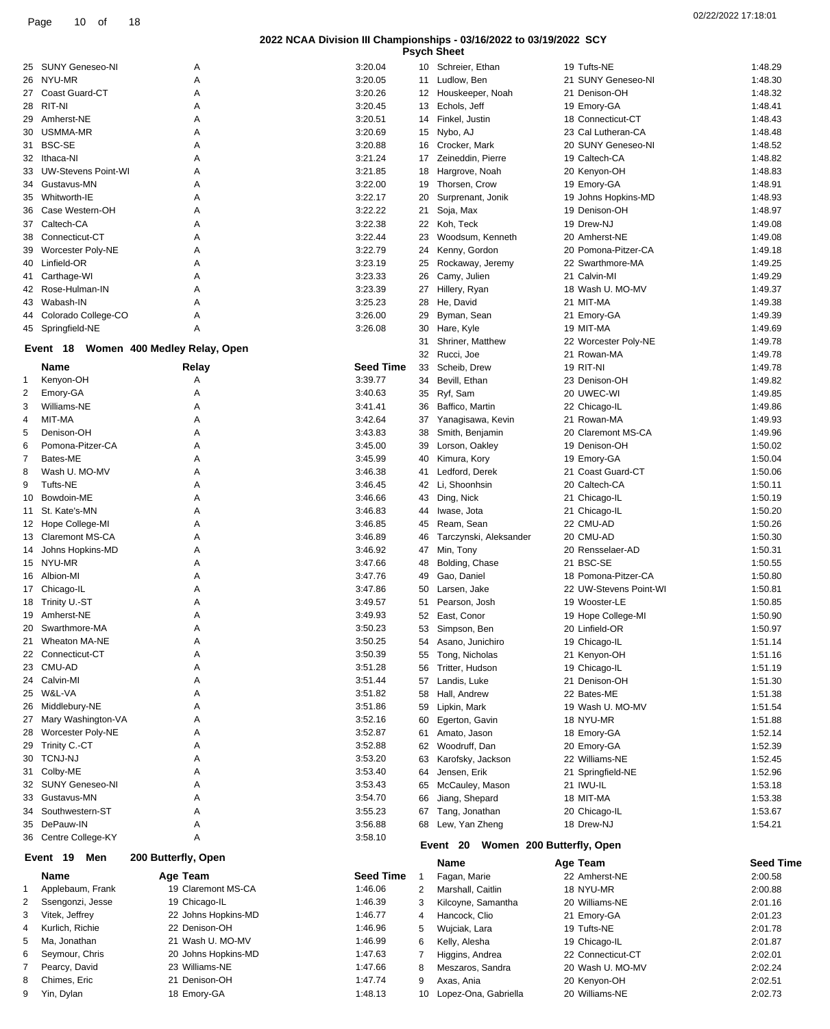## 2022 NCAA Division III Championships - 03/16/2022 to 03/19/2022 SCY

### Psych Sheet

| | Team | Relay | Seed Time |
|---|---|---|---|
| 25 | SUNY Geneseo-NI | A | 3:20.04 |
| 26 | NYU-MR | A | 3:20.05 |
| 27 | Coast Guard-CT | A | 3:20.26 |
| 28 | RIT-NI | A | 3:20.45 |
| 29 | Amherst-NE | A | 3:20.51 |
| 30 | USMMA-MR | A | 3:20.69 |
| 31 | BSC-SE | A | 3:20.88 |
| 32 | Ithaca-NI | A | 3:21.24 |
| 33 | UW-Stevens Point-WI | A | 3:21.85 |
| 34 | Gustavus-MN | A | 3:22.00 |
| 35 | Whitworth-IE | A | 3:22.17 |
| 36 | Case Western-OH | A | 3:22.22 |
| 37 | Caltech-CA | A | 3:22.38 |
| 38 | Connecticut-CT | A | 3:22.44 |
| 39 | Worcester Poly-NE | A | 3:22.79 |
| 40 | Linfield-OR | A | 3:23.19 |
| 41 | Carthage-WI | A | 3:23.33 |
| 42 | Rose-Hulman-IN | A | 3:23.39 |
| 43 | Wabash-IN | A | 3:25.23 |
| 44 | Colorado College-CO | A | 3:26.00 |
| 45 | Springfield-NE | A | 3:26.08 |

### Event 18 Women 400 Medley Relay, Open

| | Name | Relay | Seed Time |
|---|---|---|---|
| 1 | Kenyon-OH | A | 3:39.77 |
| 2 | Emory-GA | A | 3:40.63 |
| 3 | Williams-NE | A | 3:41.41 |
| 4 | MIT-MA | A | 3:42.64 |
| 5 | Denison-OH | A | 3:43.83 |
| 6 | Pomona-Pitzer-CA | A | 3:45.00 |
| 7 | Bates-ME | A | 3:45.99 |
| 8 | Wash U. MO-MV | A | 3:46.38 |
| 9 | Tufts-NE | A | 3:46.45 |
| 10 | Bowdoin-ME | A | 3:46.66 |
| 11 | St. Kate's-MN | A | 3:46.83 |
| 12 | Hope College-MI | A | 3:46.85 |
| 13 | Claremont MS-CA | A | 3:46.89 |
| 14 | Johns Hopkins-MD | A | 3:46.92 |
| 15 | NYU-MR | A | 3:47.66 |
| 16 | Albion-MI | A | 3:47.76 |
| 17 | Chicago-IL | A | 3:47.86 |
| 18 | Trinity U.-ST | A | 3:49.57 |
| 19 | Amherst-NE | A | 3:49.93 |
| 20 | Swarthmore-MA | A | 3:50.23 |
| 21 | Wheaton MA-NE | A | 3:50.25 |
| 22 | Connecticut-CT | A | 3:50.39 |
| 23 | CMU-AD | A | 3:51.28 |
| 24 | Calvin-MI | A | 3:51.44 |
| 25 | W&L-VA | A | 3:51.82 |
| 26 | Middlebury-NE | A | 3:51.86 |
| 27 | Mary Washington-VA | A | 3:52.16 |
| 28 | Worcester Poly-NE | A | 3:52.87 |
| 29 | Trinity C.-CT | A | 3:52.88 |
| 30 | TCNJ-NJ | A | 3:53.20 |
| 31 | Colby-ME | A | 3:53.40 |
| 32 | SUNY Geneseo-NI | A | 3:53.43 |
| 33 | Gustavus-MN | A | 3:54.70 |
| 34 | Southwestern-ST | A | 3:55.23 |
| 35 | DePauw-IN | A | 3:56.88 |
| 36 | Centre College-KY | A | 3:58.10 |

### Event 19 Men 200 Butterfly, Open

| | Name | Age | Team | Seed Time |
|---|---|---|---|---|
| 1 | Applebaum, Frank | 19 | Claremont MS-CA | 1:46.06 |
| 2 | Ssengonzi, Jesse | 19 | Chicago-IL | 1:46.39 |
| 3 | Vitek, Jeffrey | 22 | Johns Hopkins-MD | 1:46.77 |
| 4 | Kurlich, Richie | 22 | Denison-OH | 1:46.96 |
| 5 | Ma, Jonathan | 21 | Wash U. MO-MV | 1:46.99 |
| 6 | Seymour, Chris | 20 | Johns Hopkins-MD | 1:47.63 |
| 7 | Pearcy, David | 23 | Williams-NE | 1:47.66 |
| 8 | Chimes, Eric | 21 | Denison-OH | 1:47.74 |
| 9 | Yin, Dylan | 18 | Emory-GA | 1:48.13 |
| 10 | Schreier, Ethan | 19 | Tufts-NE | 1:48.29 |
| 11 | Ludlow, Ben | 21 | SUNY Geneseo-NI | 1:48.30 |
| 12 | Houskeeper, Noah | 21 | Denison-OH | 1:48.32 |
| 13 | Echols, Jeff | 19 | Emory-GA | 1:48.41 |
| 14 | Finkel, Justin | 18 | Connecticut-CT | 1:48.43 |
| 15 | Nybo, AJ | 23 | Cal Lutheran-CA | 1:48.48 |
| 16 | Crocker, Mark | 20 | SUNY Geneseo-NI | 1:48.52 |
| 17 | Zeineddin, Pierre | 19 | Caltech-CA | 1:48.82 |
| 18 | Hargrove, Noah | 20 | Kenyon-OH | 1:48.83 |
| 19 | Thorsen, Crow | 19 | Emory-GA | 1:48.91 |
| 20 | Surprenant, Jonik | 19 | Johns Hopkins-MD | 1:48.93 |
| 21 | Soja, Max | 19 | Denison-OH | 1:48.97 |
| 22 | Koh, Teck | 19 | Drew-NJ | 1:49.08 |
| 23 | Woodsum, Kenneth | 20 | Amherst-NE | 1:49.08 |
| 24 | Kenny, Gordon | 20 | Pomona-Pitzer-CA | 1:49.18 |
| 25 | Rockaway, Jeremy | 22 | Swarthmore-MA | 1:49.25 |
| 26 | Camy, Julien | 21 | Calvin-MI | 1:49.29 |
| 27 | Hillery, Ryan | 18 | Wash U. MO-MV | 1:49.37 |
| 28 | He, David | 21 | MIT-MA | 1:49.38 |
| 29 | Byman, Sean | 21 | Emory-GA | 1:49.39 |
| 30 | Hare, Kyle | 19 | MIT-MA | 1:49.69 |
| 31 | Shriner, Matthew | 22 | Worcester Poly-NE | 1:49.78 |
| 32 | Rucci, Joe | 21 | Rowan-MA | 1:49.78 |
| 33 | Scheib, Drew | 19 | RIT-NI | 1:49.78 |
| 34 | Bevill, Ethan | 23 | Denison-OH | 1:49.82 |
| 35 | Ryf, Sam | 20 | UWEC-WI | 1:49.85 |
| 36 | Baffico, Martin | 22 | Chicago-IL | 1:49.86 |
| 37 | Yanagisawa, Kevin | 21 | Rowan-MA | 1:49.93 |
| 38 | Smith, Benjamin | 20 | Claremont MS-CA | 1:49.96 |
| 39 | Lorson, Oakley | 19 | Denison-OH | 1:50.02 |
| 40 | Kimura, Kory | 19 | Emory-GA | 1:50.04 |
| 41 | Ledford, Derek | 21 | Coast Guard-CT | 1:50.06 |
| 42 | Li, Shoonhsin | 20 | Caltech-CA | 1:50.11 |
| 43 | Ding, Nick | 21 | Chicago-IL | 1:50.19 |
| 44 | Iwase, Jota | 21 | Chicago-IL | 1:50.20 |
| 45 | Ream, Sean | 22 | CMU-AD | 1:50.26 |
| 46 | Tarczynski, Aleksander | 20 | CMU-AD | 1:50.30 |
| 47 | Min, Tony | 20 | Rensselaer-AD | 1:50.31 |
| 48 | Bolding, Chase | 21 | BSC-SE | 1:50.55 |
| 49 | Gao, Daniel | 18 | Pomona-Pitzer-CA | 1:50.80 |
| 50 | Larsen, Jake | 22 | UW-Stevens Point-WI | 1:50.81 |
| 51 | Pearson, Josh | 19 | Wooster-LE | 1:50.85 |
| 52 | East, Conor | 19 | Hope College-MI | 1:50.90 |
| 53 | Simpson, Ben | 20 | Linfield-OR | 1:50.97 |
| 54 | Asano, Junichiro | 19 | Chicago-IL | 1:51.14 |
| 55 | Tong, Nicholas | 21 | Kenyon-OH | 1:51.16 |
| 56 | Tritter, Hudson | 19 | Chicago-IL | 1:51.19 |
| 57 | Landis, Luke | 21 | Denison-OH | 1:51.30 |
| 58 | Hall, Andrew | 22 | Bates-ME | 1:51.38 |
| 59 | Lipkin, Mark | 19 | Wash U. MO-MV | 1:51.54 |
| 60 | Egerton, Gavin | 18 | NYU-MR | 1:51.88 |
| 61 | Amato, Jason | 18 | Emory-GA | 1:52.14 |
| 62 | Woodruff, Dan | 20 | Emory-GA | 1:52.39 |
| 63 | Karofsky, Jackson | 22 | Williams-NE | 1:52.45 |
| 64 | Jensen, Erik | 21 | Springfield-NE | 1:52.96 |
| 65 | McCauley, Mason | 21 | IWU-IL | 1:53.18 |
| 66 | Jiang, Shepard | 18 | MIT-MA | 1:53.38 |
| 67 | Tang, Jonathan | 20 | Chicago-IL | 1:53.67 |
| 68 | Lew, Yan Zheng | 18 | Drew-NJ | 1:54.21 |

### Event 20 Women 200 Butterfly, Open

| | Name | Age | Team | Seed Time |
|---|---|---|---|---|
| 1 | Fagan, Marie | 22 | Amherst-NE | 2:00.58 |
| 2 | Marshall, Caitlin | 18 | NYU-MR | 2:00.88 |
| 3 | Kilcoyne, Samantha | 20 | Williams-NE | 2:01.16 |
| 4 | Hancock, Clio | 21 | Emory-GA | 2:01.23 |
| 5 | Wujciak, Lara | 19 | Tufts-NE | 2:01.78 |
| 6 | Kelly, Alesha | 19 | Chicago-IL | 2:01.87 |
| 7 | Higgins, Andrea | 22 | Connecticut-CT | 2:02.01 |
| 8 | Meszaros, Sandra | 20 | Wash U. MO-MV | 2:02.24 |
| 9 | Axas, Ania | 20 | Kenyon-OH | 2:02.51 |
| 10 | Lopez-Ona, Gabriella | 20 | Williams-NE | 2:02.73 |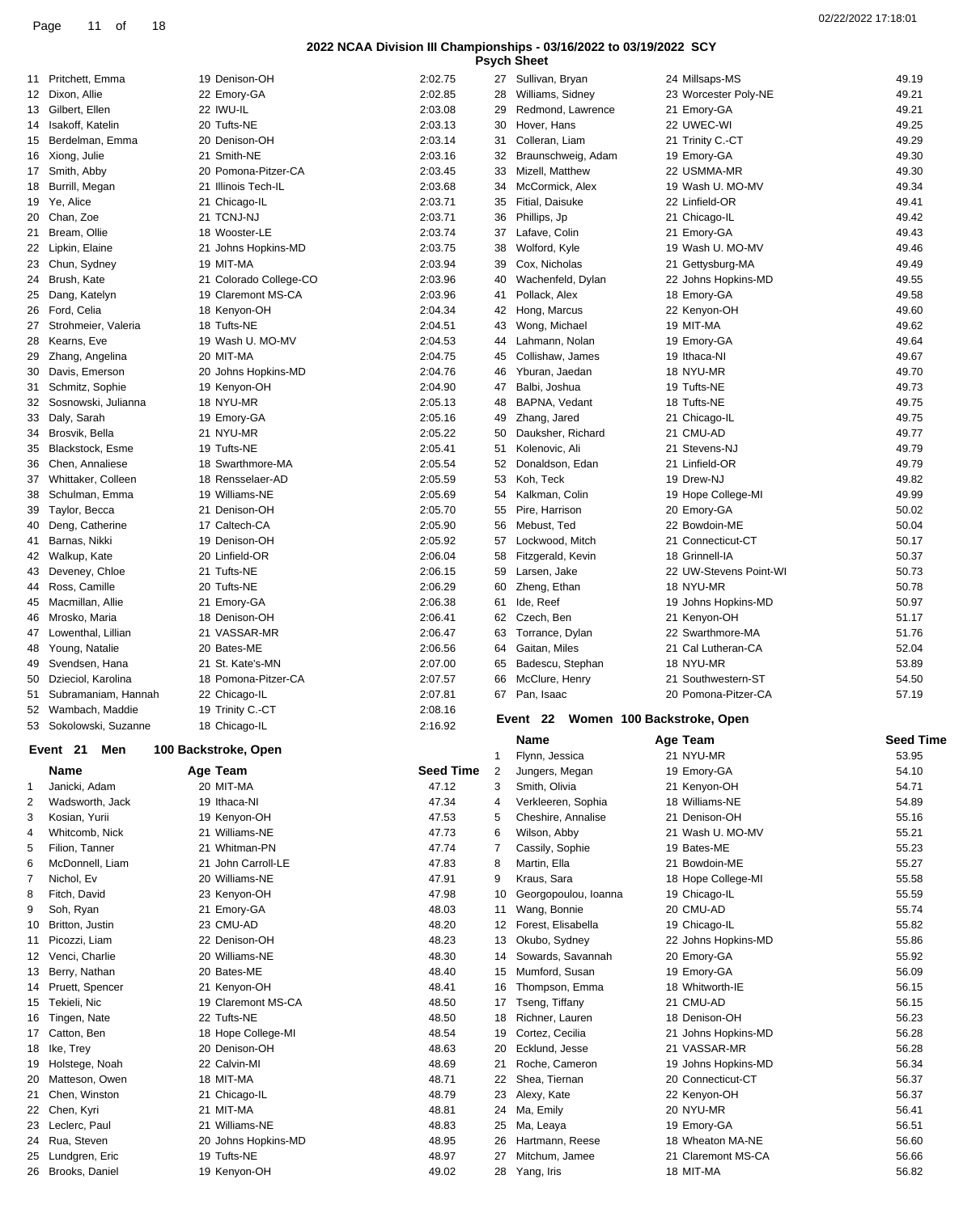## 2022 NCAA Division III Championships - 03/16/2022 to 03/19/2022 SCY

### Psych Sheet

| # | Name | Age | Team | Seed Time |
|---|---|---|---|---|
| 11 | Pritchett, Emma | 19 | Denison-OH | 2:02.75 |
| 12 | Dixon, Allie | 22 | Emory-GA | 2:02.85 |
| 13 | Gilbert, Ellen | 22 | IWU-IL | 2:03.08 |
| 14 | Isakoff, Katelin | 20 | Tufts-NE | 2:03.13 |
| 15 | Berdelman, Emma | 20 | Denison-OH | 2:03.14 |
| 16 | Xiong, Julie | 21 | Smith-NE | 2:03.16 |
| 17 | Smith, Abby | 20 | Pomona-Pitzer-CA | 2:03.45 |
| 18 | Burrill, Megan | 21 | Illinois Tech-IL | 2:03.68 |
| 19 | Ye, Alice | 21 | Chicago-IL | 2:03.71 |
| 20 | Chan, Zoe | 21 | TCNJ-NJ | 2:03.71 |
| 21 | Bream, Ollie | 18 | Wooster-LE | 2:03.74 |
| 22 | Lipkin, Elaine | 21 | Johns Hopkins-MD | 2:03.75 |
| 23 | Chun, Sydney | 19 | MIT-MA | 2:03.94 |
| 24 | Brush, Kate | 21 | Colorado College-CO | 2:03.96 |
| 25 | Dang, Katelyn | 19 | Claremont MS-CA | 2:03.96 |
| 26 | Ford, Celia | 18 | Kenyon-OH | 2:04.34 |
| 27 | Strohmeier, Valeria | 18 | Tufts-NE | 2:04.51 |
| 28 | Kearns, Eve | 19 | Wash U. MO-MV | 2:04.53 |
| 29 | Zhang, Angelina | 20 | MIT-MA | 2:04.75 |
| 30 | Davis, Emerson | 20 | Johns Hopkins-MD | 2:04.76 |
| 31 | Schmitz, Sophie | 19 | Kenyon-OH | 2:04.90 |
| 32 | Sosnowski, Julianna | 18 | NYU-MR | 2:05.13 |
| 33 | Daly, Sarah | 19 | Emory-GA | 2:05.16 |
| 34 | Brosvik, Bella | 21 | NYU-MR | 2:05.22 |
| 35 | Blackstock, Esme | 19 | Tufts-NE | 2:05.41 |
| 36 | Chen, Annaliese | 18 | Swarthmore-MA | 2:05.54 |
| 37 | Whittaker, Colleen | 18 | Rensselaer-AD | 2:05.59 |
| 38 | Schulman, Emma | 19 | Williams-NE | 2:05.69 |
| 39 | Taylor, Becca | 21 | Denison-OH | 2:05.70 |
| 40 | Deng, Catherine | 17 | Caltech-CA | 2:05.90 |
| 41 | Barnas, Nikki | 19 | Denison-OH | 2:05.92 |
| 42 | Walkup, Kate | 20 | Linfield-OR | 2:06.04 |
| 43 | Deveney, Chloe | 21 | Tufts-NE | 2:06.15 |
| 44 | Ross, Camille | 20 | Tufts-NE | 2:06.29 |
| 45 | Macmillan, Allie | 21 | Emory-GA | 2:06.38 |
| 46 | Mrosko, Maria | 18 | Denison-OH | 2:06.41 |
| 47 | Lowenthal, Lillian | 21 | VASSAR-MR | 2:06.47 |
| 48 | Young, Natalie | 20 | Bates-ME | 2:06.56 |
| 49 | Svendsen, Hana | 21 | St. Kate's-MN | 2:07.00 |
| 50 | Dzieciol, Karolina | 18 | Pomona-Pitzer-CA | 2:07.57 |
| 51 | Subramaniam, Hannah | 22 | Chicago-IL | 2:07.81 |
| 52 | Wambach, Maddie | 19 | Trinity C.-CT | 2:08.16 |
| 53 | Sokolowski, Suzanne | 18 | Chicago-IL | 2:16.92 |

### Event 21 Men 100 Backstroke, Open

| # | Name | Age | Team | Seed Time |
|---|---|---|---|---|
| 1 | Janicki, Adam | 20 | MIT-MA | 47.12 |
| 2 | Wadsworth, Jack | 19 | Ithaca-NI | 47.34 |
| 3 | Kosian, Yurii | 19 | Kenyon-OH | 47.53 |
| 4 | Whitcomb, Nick | 21 | Williams-NE | 47.73 |
| 5 | Filion, Tanner | 21 | Whitman-PN | 47.74 |
| 6 | McDonnell, Liam | 21 | John Carroll-LE | 47.83 |
| 7 | Nichol, Ev | 20 | Williams-NE | 47.91 |
| 8 | Fitch, David | 23 | Kenyon-OH | 47.98 |
| 9 | Soh, Ryan | 21 | Emory-GA | 48.03 |
| 10 | Britton, Justin | 23 | CMU-AD | 48.20 |
| 11 | Picozzi, Liam | 22 | Denison-OH | 48.23 |
| 12 | Venci, Charlie | 20 | Williams-NE | 48.30 |
| 13 | Berry, Nathan | 20 | Bates-ME | 48.40 |
| 14 | Pruett, Spencer | 21 | Kenyon-OH | 48.41 |
| 15 | Tekieli, Nic | 19 | Claremont MS-CA | 48.50 |
| 16 | Tingen, Nate | 22 | Tufts-NE | 48.50 |
| 17 | Catton, Ben | 18 | Hope College-MI | 48.54 |
| 18 | Ike, Trey | 20 | Denison-OH | 48.63 |
| 19 | Holstege, Noah | 22 | Calvin-MI | 48.69 |
| 20 | Matteson, Owen | 18 | MIT-MA | 48.71 |
| 21 | Chen, Winston | 21 | Chicago-IL | 48.79 |
| 22 | Chen, Kyri | 21 | MIT-MA | 48.81 |
| 23 | Leclerc, Paul | 21 | Williams-NE | 48.83 |
| 24 | Rua, Steven | 20 | Johns Hopkins-MD | 48.95 |
| 25 | Lundgren, Eric | 19 | Tufts-NE | 48.97 |
| 26 | Brooks, Daniel | 19 | Kenyon-OH | 49.02 |
| 27 | Sullivan, Bryan | 24 | Millsaps-MS | 49.19 |
| 28 | Williams, Sidney | 23 | Worcester Poly-NE | 49.21 |
| 29 | Redmond, Lawrence | 21 | Emory-GA | 49.21 |
| 30 | Hover, Hans | 22 | UWEC-WI | 49.25 |
| 31 | Colleran, Liam | 21 | Trinity C.-CT | 49.29 |
| 32 | Braunschweig, Adam | 19 | Emory-GA | 49.30 |
| 33 | Mizell, Matthew | 22 | USMMA-MR | 49.30 |
| 34 | McCormick, Alex | 19 | Wash U. MO-MV | 49.34 |
| 35 | Fitial, Daisuke | 22 | Linfield-OR | 49.41 |
| 36 | Phillips, Jp | 21 | Chicago-IL | 49.42 |
| 37 | Lafave, Colin | 21 | Emory-GA | 49.43 |
| 38 | Wolford, Kyle | 19 | Wash U. MO-MV | 49.46 |
| 39 | Cox, Nicholas | 21 | Gettysburg-MA | 49.49 |
| 40 | Wachenfeld, Dylan | 22 | Johns Hopkins-MD | 49.55 |
| 41 | Pollack, Alex | 18 | Emory-GA | 49.58 |
| 42 | Hong, Marcus | 22 | Kenyon-OH | 49.60 |
| 43 | Wong, Michael | 19 | MIT-MA | 49.62 |
| 44 | Lahmann, Nolan | 19 | Emory-GA | 49.64 |
| 45 | Collishaw, James | 19 | Ithaca-NI | 49.67 |
| 46 | Yburan, Jaedan | 18 | NYU-MR | 49.70 |
| 47 | Balbi, Joshua | 19 | Tufts-NE | 49.73 |
| 48 | BAPNA, Vedant | 18 | Tufts-NE | 49.75 |
| 49 | Zhang, Jared | 21 | Chicago-IL | 49.75 |
| 50 | Dauksher, Richard | 21 | CMU-AD | 49.77 |
| 51 | Kolenovic, Ali | 21 | Stevens-NJ | 49.79 |
| 52 | Donaldson, Edan | 21 | Linfield-OR | 49.79 |
| 53 | Koh, Teck | 19 | Drew-NJ | 49.82 |
| 54 | Kalkman, Colin | 19 | Hope College-MI | 49.99 |
| 55 | Pire, Harrison | 20 | Emory-GA | 50.02 |
| 56 | Mebust, Ted | 22 | Bowdoin-ME | 50.04 |
| 57 | Lockwood, Mitch | 21 | Connecticut-CT | 50.17 |
| 58 | Fitzgerald, Kevin | 18 | Grinnell-IA | 50.37 |
| 59 | Larsen, Jake | 22 | UW-Stevens Point-WI | 50.73 |
| 60 | Zheng, Ethan | 18 | NYU-MR | 50.78 |
| 61 | Ide, Reef | 19 | Johns Hopkins-MD | 50.97 |
| 62 | Czech, Ben | 21 | Kenyon-OH | 51.17 |
| 63 | Torrance, Dylan | 22 | Swarthmore-MA | 51.76 |
| 64 | Gaitan, Miles | 21 | Cal Lutheran-CA | 52.04 |
| 65 | Badescu, Stephan | 18 | NYU-MR | 53.89 |
| 66 | McClure, Henry | 21 | Southwestern-ST | 54.50 |
| 67 | Pan, Isaac | 20 | Pomona-Pitzer-CA | 57.19 |

### Event 22 Women 100 Backstroke, Open

| # | Name | Age | Team | Seed Time |
|---|---|---|---|---|
| 1 | Flynn, Jessica | 21 | NYU-MR | 53.95 |
| 2 | Jungers, Megan | 19 | Emory-GA | 54.10 |
| 3 | Smith, Olivia | 21 | Kenyon-OH | 54.71 |
| 4 | Verkleeren, Sophia | 18 | Williams-NE | 54.89 |
| 5 | Cheshire, Annalise | 21 | Denison-OH | 55.16 |
| 6 | Wilson, Abby | 21 | Wash U. MO-MV | 55.21 |
| 7 | Cassily, Sophie | 19 | Bates-ME | 55.23 |
| 8 | Martin, Ella | 21 | Bowdoin-ME | 55.27 |
| 9 | Kraus, Sara | 18 | Hope College-MI | 55.58 |
| 10 | Georgopoulou, Ioanna | 19 | Chicago-IL | 55.59 |
| 11 | Wang, Bonnie | 20 | CMU-AD | 55.74 |
| 12 | Forest, Elisabella | 19 | Chicago-IL | 55.82 |
| 13 | Okubo, Sydney | 22 | Johns Hopkins-MD | 55.86 |
| 14 | Sowards, Savannah | 20 | Emory-GA | 55.92 |
| 15 | Mumford, Susan | 19 | Emory-GA | 56.09 |
| 16 | Thompson, Emma | 18 | Whitworth-IE | 56.15 |
| 17 | Tseng, Tiffany | 21 | CMU-AD | 56.15 |
| 18 | Richner, Lauren | 18 | Denison-OH | 56.23 |
| 19 | Cortez, Cecilia | 21 | Johns Hopkins-MD | 56.28 |
| 20 | Ecklund, Jesse | 21 | VASSAR-MR | 56.28 |
| 21 | Roche, Cameron | 19 | Johns Hopkins-MD | 56.34 |
| 22 | Shea, Tiernan | 20 | Connecticut-CT | 56.37 |
| 23 | Alexy, Kate | 22 | Kenyon-OH | 56.37 |
| 24 | Ma, Emily | 20 | NYU-MR | 56.41 |
| 25 | Ma, Leaya | 19 | Emory-GA | 56.51 |
| 26 | Hartmann, Reese | 18 | Wheaton MA-NE | 56.60 |
| 27 | Mitchum, Jamee | 21 | Claremont MS-CA | 56.66 |
| 28 | Yang, Iris | 18 | MIT-MA | 56.82 |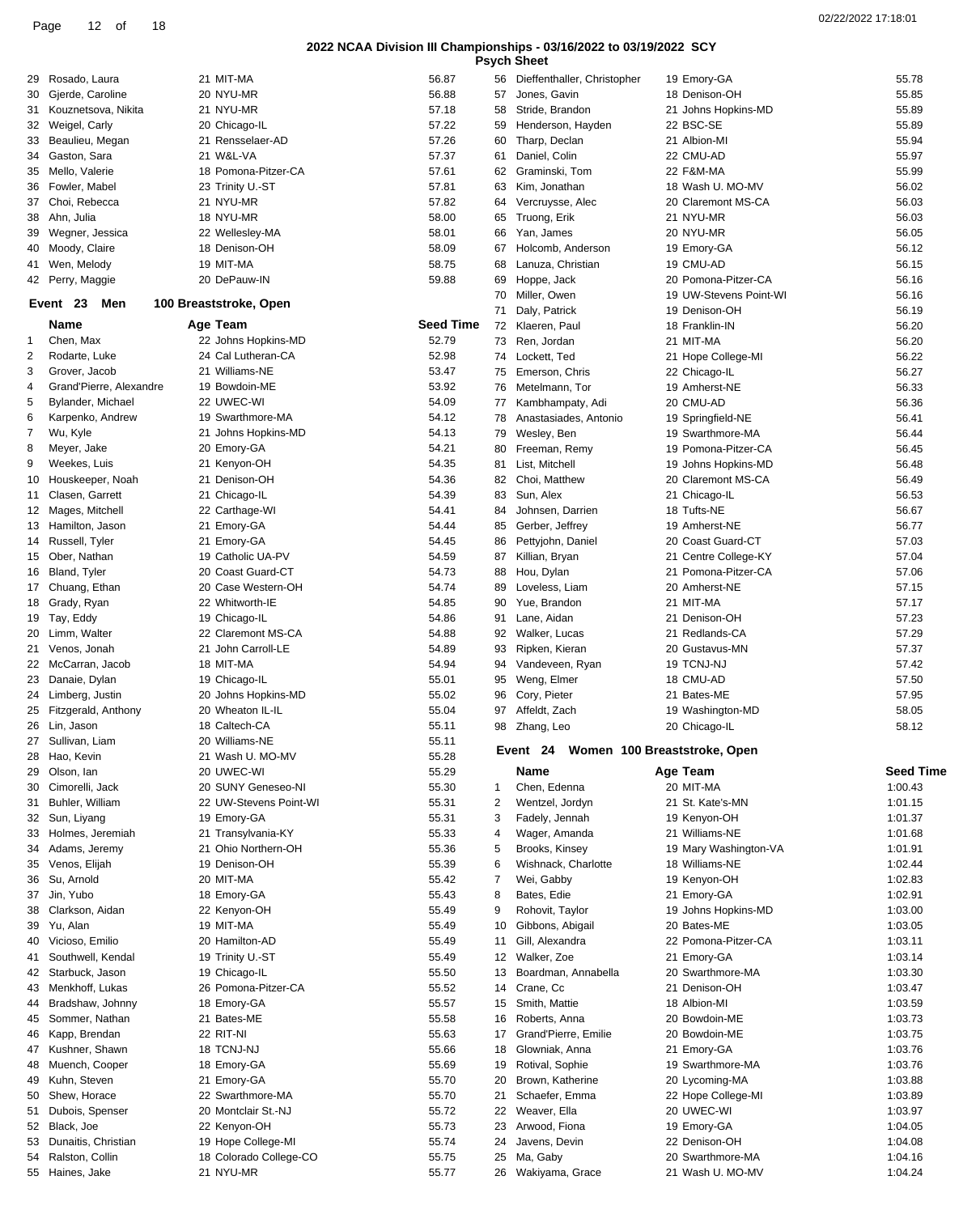## 2022 NCAA Division III Championships - 03/16/2022 to 03/19/2022 SCY

### Psych Sheet

| # | Name | Age | Team | Seed Time |
|---|---|---|---|---|
| 29 | Rosado, Laura | 21 | MIT-MA | 56.87 |
| 30 | Gjerde, Caroline | 20 | NYU-MR | 56.88 |
| 31 | Kouznetsova, Nikita | 21 | NYU-MR | 57.18 |
| 32 | Weigel, Carly | 20 | Chicago-IL | 57.22 |
| 33 | Beaulieu, Megan | 21 | Rensselaer-AD | 57.26 |
| 34 | Gaston, Sara | 21 | W&L-VA | 57.37 |
| 35 | Mello, Valerie | 18 | Pomona-Pitzer-CA | 57.61 |
| 36 | Fowler, Mabel | 23 | Trinity U.-ST | 57.81 |
| 37 | Choi, Rebecca | 21 | NYU-MR | 57.82 |
| 38 | Ahn, Julia | 18 | NYU-MR | 58.00 |
| 39 | Wegner, Jessica | 22 | Wellesley-MA | 58.01 |
| 40 | Moody, Claire | 18 | Denison-OH | 58.09 |
| 41 | Wen, Melody | 19 | MIT-MA | 58.75 |
| 42 | Perry, Maggie | 20 | DePauw-IN | 59.88 |

### Event 23 Men 100 Breaststroke, Open

| # | Name | Age | Team | Seed Time |
|---|---|---|---|---|
| 1 | Chen, Max | 22 | Johns Hopkins-MD | 52.79 |
| 2 | Rodarte, Luke | 24 | Cal Lutheran-CA | 52.98 |
| 3 | Grover, Jacob | 21 | Williams-NE | 53.47 |
| 4 | Grand'Pierre, Alexandre | 19 | Bowdoin-ME | 53.92 |
| 5 | Bylander, Michael | 22 | UWEC-WI | 54.09 |
| 6 | Karpenko, Andrew | 19 | Swarthmore-MA | 54.12 |
| 7 | Wu, Kyle | 21 | Johns Hopkins-MD | 54.13 |
| 8 | Meyer, Jake | 20 | Emory-GA | 54.21 |
| 9 | Weekes, Luis | 21 | Kenyon-OH | 54.35 |
| 10 | Houskeeper, Noah | 21 | Denison-OH | 54.36 |
| 11 | Clasen, Garrett | 21 | Chicago-IL | 54.39 |
| 12 | Mages, Mitchell | 22 | Carthage-WI | 54.41 |
| 13 | Hamilton, Jason | 21 | Emory-GA | 54.44 |
| 14 | Russell, Tyler | 21 | Emory-GA | 54.45 |
| 15 | Ober, Nathan | 19 | Catholic UA-PV | 54.59 |
| 16 | Bland, Tyler | 20 | Coast Guard-CT | 54.73 |
| 17 | Chuang, Ethan | 20 | Case Western-OH | 54.74 |
| 18 | Grady, Ryan | 22 | Whitworth-IE | 54.85 |
| 19 | Tay, Eddy | 19 | Chicago-IL | 54.86 |
| 20 | Limm, Walter | 22 | Claremont MS-CA | 54.88 |
| 21 | Venos, Jonah | 21 | John Carroll-LE | 54.89 |
| 22 | McCarran, Jacob | 18 | MIT-MA | 54.94 |
| 23 | Danaie, Dylan | 19 | Chicago-IL | 55.01 |
| 24 | Limberg, Justin | 20 | Johns Hopkins-MD | 55.02 |
| 25 | Fitzgerald, Anthony | 20 | Wheaton IL-IL | 55.04 |
| 26 | Lin, Jason | 18 | Caltech-CA | 55.11 |
| 27 | Sullivan, Liam | 20 | Williams-NE | 55.11 |
| 28 | Hao, Kevin | 21 | Wash U. MO-MV | 55.28 |
| 29 | Olson, Ian | 20 | UWEC-WI | 55.29 |
| 30 | Cimorelli, Jack | 20 | SUNY Geneseo-NI | 55.30 |
| 31 | Buhler, William | 22 | UW-Stevens Point-WI | 55.31 |
| 32 | Sun, Liyang | 19 | Emory-GA | 55.31 |
| 33 | Holmes, Jeremiah | 21 | Transylvania-KY | 55.33 |
| 34 | Adams, Jeremy | 21 | Ohio Northern-OH | 55.36 |
| 35 | Venos, Elijah | 19 | Denison-OH | 55.39 |
| 36 | Su, Arnold | 20 | MIT-MA | 55.42 |
| 37 | Jin, Yubo | 18 | Emory-GA | 55.43 |
| 38 | Clarkson, Aidan | 22 | Kenyon-OH | 55.49 |
| 39 | Yu, Alan | 19 | MIT-MA | 55.49 |
| 40 | Vicioso, Emilio | 20 | Hamilton-AD | 55.49 |
| 41 | Southwell, Kendal | 19 | Trinity U.-ST | 55.49 |
| 42 | Starbuck, Jason | 19 | Chicago-IL | 55.50 |
| 43 | Menkhoff, Lukas | 26 | Pomona-Pitzer-CA | 55.52 |
| 44 | Bradshaw, Johnny | 18 | Emory-GA | 55.57 |
| 45 | Sommer, Nathan | 21 | Bates-ME | 55.58 |
| 46 | Kapp, Brendan | 22 | RIT-NI | 55.63 |
| 47 | Kushner, Shawn | 18 | TCNJ-NJ | 55.66 |
| 48 | Muench, Cooper | 18 | Emory-GA | 55.69 |
| 49 | Kuhn, Steven | 21 | Emory-GA | 55.70 |
| 50 | Shew, Horace | 22 | Swarthmore-MA | 55.70 |
| 51 | Dubois, Spenser | 20 | Montclair St.-NJ | 55.72 |
| 52 | Black, Joe | 22 | Kenyon-OH | 55.73 |
| 53 | Dunaitis, Christian | 19 | Hope College-MI | 55.74 |
| 54 | Ralston, Collin | 18 | Colorado College-CO | 55.75 |
| 55 | Haines, Jake | 21 | NYU-MR | 55.77 |
| 56 | Dieffenthaller, Christopher | 19 | Emory-GA | 55.78 |
| 57 | Jones, Gavin | 18 | Denison-OH | 55.85 |
| 58 | Stride, Brandon | 21 | Johns Hopkins-MD | 55.89 |
| 59 | Henderson, Hayden | 22 | BSC-SE | 55.89 |
| 60 | Tharp, Declan | 21 | Albion-MI | 55.94 |
| 61 | Daniel, Colin | 22 | CMU-AD | 55.97 |
| 62 | Graminski, Tom | 22 | F&M-MA | 55.99 |
| 63 | Kim, Jonathan | 18 | Wash U. MO-MV | 56.02 |
| 64 | Vercruysse, Alec | 20 | Claremont MS-CA | 56.03 |
| 65 | Truong, Erik | 21 | NYU-MR | 56.03 |
| 66 | Yan, James | 20 | NYU-MR | 56.05 |
| 67 | Holcomb, Anderson | 19 | Emory-GA | 56.12 |
| 68 | Lanuza, Christian | 19 | CMU-AD | 56.15 |
| 69 | Hoppe, Jack | 20 | Pomona-Pitzer-CA | 56.16 |
| 70 | Miller, Owen | 19 | UW-Stevens Point-WI | 56.16 |
| 71 | Daly, Patrick | 19 | Denison-OH | 56.19 |
| 72 | Klaeren, Paul | 18 | Franklin-IN | 56.20 |
| 73 | Ren, Jordan | 21 | MIT-MA | 56.20 |
| 74 | Lockett, Ted | 21 | Hope College-MI | 56.22 |
| 75 | Emerson, Chris | 22 | Chicago-IL | 56.27 |
| 76 | Metelmann, Tor | 19 | Amherst-NE | 56.33 |
| 77 | Kambhampaty, Adi | 20 | CMU-AD | 56.36 |
| 78 | Anastasiades, Antonio | 19 | Springfield-NE | 56.41 |
| 79 | Wesley, Ben | 19 | Swarthmore-MA | 56.44 |
| 80 | Freeman, Remy | 19 | Pomona-Pitzer-CA | 56.45 |
| 81 | List, Mitchell | 19 | Johns Hopkins-MD | 56.48 |
| 82 | Choi, Matthew | 20 | Claremont MS-CA | 56.49 |
| 83 | Sun, Alex | 21 | Chicago-IL | 56.53 |
| 84 | Johnsen, Darrien | 18 | Tufts-NE | 56.67 |
| 85 | Gerber, Jeffrey | 19 | Amherst-NE | 56.77 |
| 86 | Pettyjohn, Daniel | 20 | Coast Guard-CT | 57.03 |
| 87 | Killian, Bryan | 21 | Centre College-KY | 57.04 |
| 88 | Hou, Dylan | 21 | Pomona-Pitzer-CA | 57.06 |
| 89 | Loveless, Liam | 20 | Amherst-NE | 57.15 |
| 90 | Yue, Brandon | 21 | MIT-MA | 57.17 |
| 91 | Lane, Aidan | 21 | Denison-OH | 57.23 |
| 92 | Walker, Lucas | 21 | Redlands-CA | 57.29 |
| 93 | Ripken, Kieran | 20 | Gustavus-MN | 57.37 |
| 94 | Vandeveen, Ryan | 19 | TCNJ-NJ | 57.42 |
| 95 | Weng, Elmer | 18 | CMU-AD | 57.50 |
| 96 | Cory, Pieter | 21 | Bates-ME | 57.95 |
| 97 | Affeldt, Zach | 19 | Washington-MD | 58.05 |
| 98 | Zhang, Leo | 20 | Chicago-IL | 58.12 |

### Event 24 Women 100 Breaststroke, Open

| # | Name | Age | Team | Seed Time |
|---|---|---|---|---|
| 1 | Chen, Edenna | 20 | MIT-MA | 1:00.43 |
| 2 | Wentzel, Jordyn | 21 | St. Kate's-MN | 1:01.15 |
| 3 | Fadely, Jennah | 19 | Kenyon-OH | 1:01.37 |
| 4 | Wager, Amanda | 21 | Williams-NE | 1:01.68 |
| 5 | Brooks, Kinsey | 19 | Mary Washington-VA | 1:01.91 |
| 6 | Wishnack, Charlotte | 18 | Williams-NE | 1:02.44 |
| 7 | Wei, Gabby | 19 | Kenyon-OH | 1:02.83 |
| 8 | Bates, Edie | 21 | Emory-GA | 1:02.91 |
| 9 | Rohovit, Taylor | 19 | Johns Hopkins-MD | 1:03.00 |
| 10 | Gibbons, Abigail | 20 | Bates-ME | 1:03.05 |
| 11 | Gill, Alexandra | 22 | Pomona-Pitzer-CA | 1:03.11 |
| 12 | Walker, Zoe | 21 | Emory-GA | 1:03.14 |
| 13 | Boardman, Annabella | 20 | Swarthmore-MA | 1:03.30 |
| 14 | Crane, Cc | 21 | Denison-OH | 1:03.47 |
| 15 | Smith, Mattie | 18 | Albion-MI | 1:03.59 |
| 16 | Roberts, Anna | 20 | Bowdoin-ME | 1:03.73 |
| 17 | Grand'Pierre, Emilie | 20 | Bowdoin-ME | 1:03.75 |
| 18 | Glowniak, Anna | 21 | Emory-GA | 1:03.76 |
| 19 | Rotival, Sophie | 19 | Swarthmore-MA | 1:03.76 |
| 20 | Brown, Katherine | 20 | Lycoming-MA | 1:03.88 |
| 21 | Schaefer, Emma | 22 | Hope College-MI | 1:03.89 |
| 22 | Weaver, Ella | 20 | UWEC-WI | 1:03.97 |
| 23 | Arwood, Fiona | 19 | Emory-GA | 1:04.05 |
| 24 | Javens, Devin | 22 | Denison-OH | 1:04.08 |
| 25 | Ma, Gaby | 20 | Swarthmore-MA | 1:04.16 |
| 26 | Wakiyama, Grace | 21 | Wash U. MO-MV | 1:04.24 |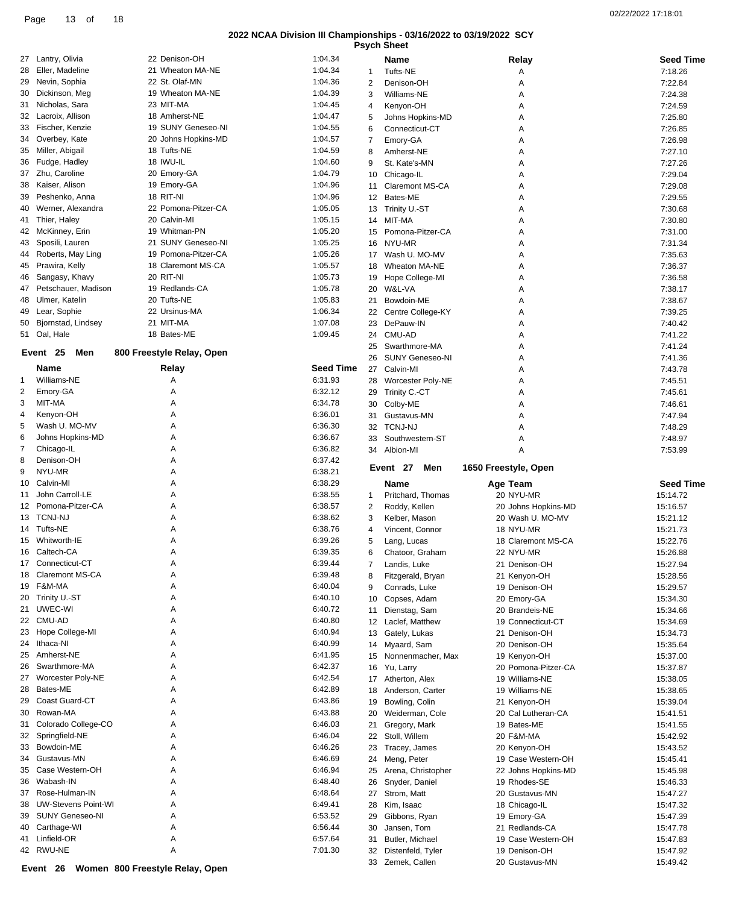## 2022 NCAA Division III Championships - 03/16/2022 to 03/19/2022 SCY

### Psych Sheet

| | Name | Age Team | Seed Time |
|---|---|---|---|
| 27 | Lantry, Olivia | 22 Denison-OH | 1:04.34 |
| 28 | Eller, Madeline | 21 Wheaton MA-NE | 1:04.34 |
| 29 | Nevin, Sophia | 22 St. Olaf-MN | 1:04.36 |
| 30 | Dickinson, Meg | 19 Wheaton MA-NE | 1:04.39 |
| 31 | Nicholas, Sara | 23 MIT-MA | 1:04.45 |
| 32 | Lacroix, Allison | 18 Amherst-NE | 1:04.47 |
| 33 | Fischer, Kenzie | 19 SUNY Geneseo-NI | 1:04.55 |
| 34 | Overbey, Kate | 20 Johns Hopkins-MD | 1:04.57 |
| 35 | Miller, Abigail | 18 Tufts-NE | 1:04.59 |
| 36 | Fudge, Hadley | 18 IWU-IL | 1:04.60 |
| 37 | Zhu, Caroline | 20 Emory-GA | 1:04.79 |
| 38 | Kaiser, Alison | 19 Emory-GA | 1:04.96 |
| 39 | Peshenko, Anna | 18 RIT-NI | 1:04.96 |
| 40 | Werner, Alexandra | 22 Pomona-Pitzer-CA | 1:05.05 |
| 41 | Thier, Haley | 20 Calvin-MI | 1:05.15 |
| 42 | McKinney, Erin | 19 Whitman-PN | 1:05.20 |
| 43 | Sposili, Lauren | 21 SUNY Geneseo-NI | 1:05.25 |
| 44 | Roberts, May Ling | 19 Pomona-Pitzer-CA | 1:05.26 |
| 45 | Prawira, Kelly | 18 Claremont MS-CA | 1:05.57 |
| 46 | Sangasy, Khavy | 20 RIT-NI | 1:05.73 |
| 47 | Petschauer, Madison | 19 Redlands-CA | 1:05.78 |
| 48 | Ulmer, Katelin | 20 Tufts-NE | 1:05.83 |
| 49 | Lear, Sophie | 22 Ursinus-MA | 1:06.34 |
| 50 | Bjornstad, Lindsey | 21 MIT-MA | 1:07.08 |
| 51 | Oal, Hale | 18 Bates-ME | 1:09.45 |

### Event 25 Men 800 Freestyle Relay, Open

| | Name | Relay | Seed Time |
|---|---|---|---|
| 1 | Williams-NE | A | 6:31.93 |
| 2 | Emory-GA | A | 6:32.12 |
| 3 | MIT-MA | A | 6:34.78 |
| 4 | Kenyon-OH | A | 6:36.01 |
| 5 | Wash U. MO-MV | A | 6:36.30 |
| 6 | Johns Hopkins-MD | A | 6:36.67 |
| 7 | Chicago-IL | A | 6:36.82 |
| 8 | Denison-OH | A | 6:37.42 |
| 9 | NYU-MR | A | 6:38.21 |
| 10 | Calvin-MI | A | 6:38.29 |
| 11 | John Carroll-LE | A | 6:38.55 |
| 12 | Pomona-Pitzer-CA | A | 6:38.57 |
| 13 | TCNJ-NJ | A | 6:38.62 |
| 14 | Tufts-NE | A | 6:38.76 |
| 15 | Whitworth-IE | A | 6:39.26 |
| 16 | Caltech-CA | A | 6:39.35 |
| 17 | Connecticut-CT | A | 6:39.44 |
| 18 | Claremont MS-CA | A | 6:39.48 |
| 19 | F&M-MA | A | 6:40.04 |
| 20 | Trinity U.-ST | A | 6:40.10 |
| 21 | UWEC-WI | A | 6:40.72 |
| 22 | CMU-AD | A | 6:40.80 |
| 23 | Hope College-MI | A | 6:40.94 |
| 24 | Ithaca-NI | A | 6:40.99 |
| 25 | Amherst-NE | A | 6:41.95 |
| 26 | Swarthmore-MA | A | 6:42.37 |
| 27 | Worcester Poly-NE | A | 6:42.54 |
| 28 | Bates-ME | A | 6:42.89 |
| 29 | Coast Guard-CT | A | 6:43.86 |
| 30 | Rowan-MA | A | 6:43.88 |
| 31 | Colorado College-CO | A | 6:46.03 |
| 32 | Springfield-NE | A | 6:46.04 |
| 33 | Bowdoin-ME | A | 6:46.26 |
| 34 | Gustavus-MN | A | 6:46.69 |
| 35 | Case Western-OH | A | 6:46.94 |
| 36 | Wabash-IN | A | 6:48.40 |
| 37 | Rose-Hulman-IN | A | 6:48.64 |
| 38 | UW-Stevens Point-WI | A | 6:49.41 |
| 39 | SUNY Geneseo-NI | A | 6:53.52 |
| 40 | Carthage-WI | A | 6:56.44 |
| 41 | Linfield-OR | A | 6:57.64 |
| 42 | RWU-NE | A | 7:01.30 |

### Event 26 Women 800 Freestyle Relay, Open

| | Name | Relay | Seed Time |
|---|---|---|---|
| 1 | Tufts-NE | A | 7:18.26 |
| 2 | Denison-OH | A | 7:22.84 |
| 3 | Williams-NE | A | 7:24.38 |
| 4 | Kenyon-OH | A | 7:24.59 |
| 5 | Johns Hopkins-MD | A | 7:25.80 |
| 6 | Connecticut-CT | A | 7:26.85 |
| 7 | Emory-GA | A | 7:26.98 |
| 8 | Amherst-NE | A | 7:27.10 |
| 9 | St. Kate's-MN | A | 7:27.26 |
| 10 | Chicago-IL | A | 7:29.04 |
| 11 | Claremont MS-CA | A | 7:29.08 |
| 12 | Bates-ME | A | 7:29.55 |
| 13 | Trinity U.-ST | A | 7:30.68 |
| 14 | MIT-MA | A | 7:30.80 |
| 15 | Pomona-Pitzer-CA | A | 7:31.00 |
| 16 | NYU-MR | A | 7:31.34 |
| 17 | Wash U. MO-MV | A | 7:35.63 |
| 18 | Wheaton MA-NE | A | 7:36.37 |
| 19 | Hope College-MI | A | 7:36.58 |
| 20 | W&L-VA | A | 7:38.17 |
| 21 | Bowdoin-ME | A | 7:38.67 |
| 22 | Centre College-KY | A | 7:39.25 |
| 23 | DePauw-IN | A | 7:40.42 |
| 24 | CMU-AD | A | 7:41.22 |
| 25 | Swarthmore-MA | A | 7:41.24 |
| 26 | SUNY Geneseo-NI | A | 7:41.36 |
| 27 | Calvin-MI | A | 7:43.78 |
| 28 | Worcester Poly-NE | A | 7:45.51 |
| 29 | Trinity C.-CT | A | 7:45.61 |
| 30 | Colby-ME | A | 7:46.61 |
| 31 | Gustavus-MN | A | 7:47.94 |
| 32 | TCNJ-NJ | A | 7:48.29 |
| 33 | Southwestern-ST | A | 7:48.97 |
| 34 | Albion-MI | A | 7:53.99 |

### Event 27 Men 1650 Freestyle, Open

| | Name | Age Team | Seed Time |
|---|---|---|---|
| 1 | Pritchard, Thomas | 20 NYU-MR | 15:14.72 |
| 2 | Roddy, Kellen | 20 Johns Hopkins-MD | 15:16.57 |
| 3 | Kelber, Mason | 20 Wash U. MO-MV | 15:21.12 |
| 4 | Vincent, Connor | 18 NYU-MR | 15:21.73 |
| 5 | Lang, Lucas | 18 Claremont MS-CA | 15:22.76 |
| 6 | Chatoor, Graham | 22 NYU-MR | 15:26.88 |
| 7 | Landis, Luke | 21 Denison-OH | 15:27.94 |
| 8 | Fitzgerald, Bryan | 21 Kenyon-OH | 15:28.56 |
| 9 | Conrads, Luke | 19 Denison-OH | 15:29.57 |
| 10 | Copses, Adam | 20 Emory-GA | 15:34.30 |
| 11 | Dienstag, Sam | 20 Brandeis-NE | 15:34.66 |
| 12 | Laclef, Matthew | 19 Connecticut-CT | 15:34.69 |
| 13 | Gately, Lukas | 21 Denison-OH | 15:34.73 |
| 14 | Myaard, Sam | 20 Denison-OH | 15:35.64 |
| 15 | Nonnenmacher, Max | 19 Kenyon-OH | 15:37.00 |
| 16 | Yu, Larry | 20 Pomona-Pitzer-CA | 15:37.87 |
| 17 | Atherton, Alex | 19 Williams-NE | 15:38.05 |
| 18 | Anderson, Carter | 19 Williams-NE | 15:38.65 |
| 19 | Bowling, Colin | 21 Kenyon-OH | 15:39.04 |
| 20 | Weiderman, Cole | 20 Cal Lutheran-CA | 15:41.51 |
| 21 | Gregory, Mark | 19 Bates-ME | 15:41.55 |
| 22 | Stoll, Willem | 20 F&M-MA | 15:42.92 |
| 23 | Tracey, James | 20 Kenyon-OH | 15:43.52 |
| 24 | Meng, Peter | 19 Case Western-OH | 15:45.41 |
| 25 | Arena, Christopher | 22 Johns Hopkins-MD | 15:45.98 |
| 26 | Snyder, Daniel | 19 Rhodes-SE | 15:46.33 |
| 27 | Strom, Matt | 20 Gustavus-MN | 15:47.27 |
| 28 | Kim, Isaac | 18 Chicago-IL | 15:47.32 |
| 29 | Gibbons, Ryan | 19 Emory-GA | 15:47.39 |
| 30 | Jansen, Tom | 21 Redlands-CA | 15:47.78 |
| 31 | Butler, Michael | 19 Case Western-OH | 15:47.83 |
| 32 | Distenfeld, Tyler | 19 Denison-OH | 15:47.92 |
| 33 | Zemek, Callen | 20 Gustavus-MN | 15:49.42 |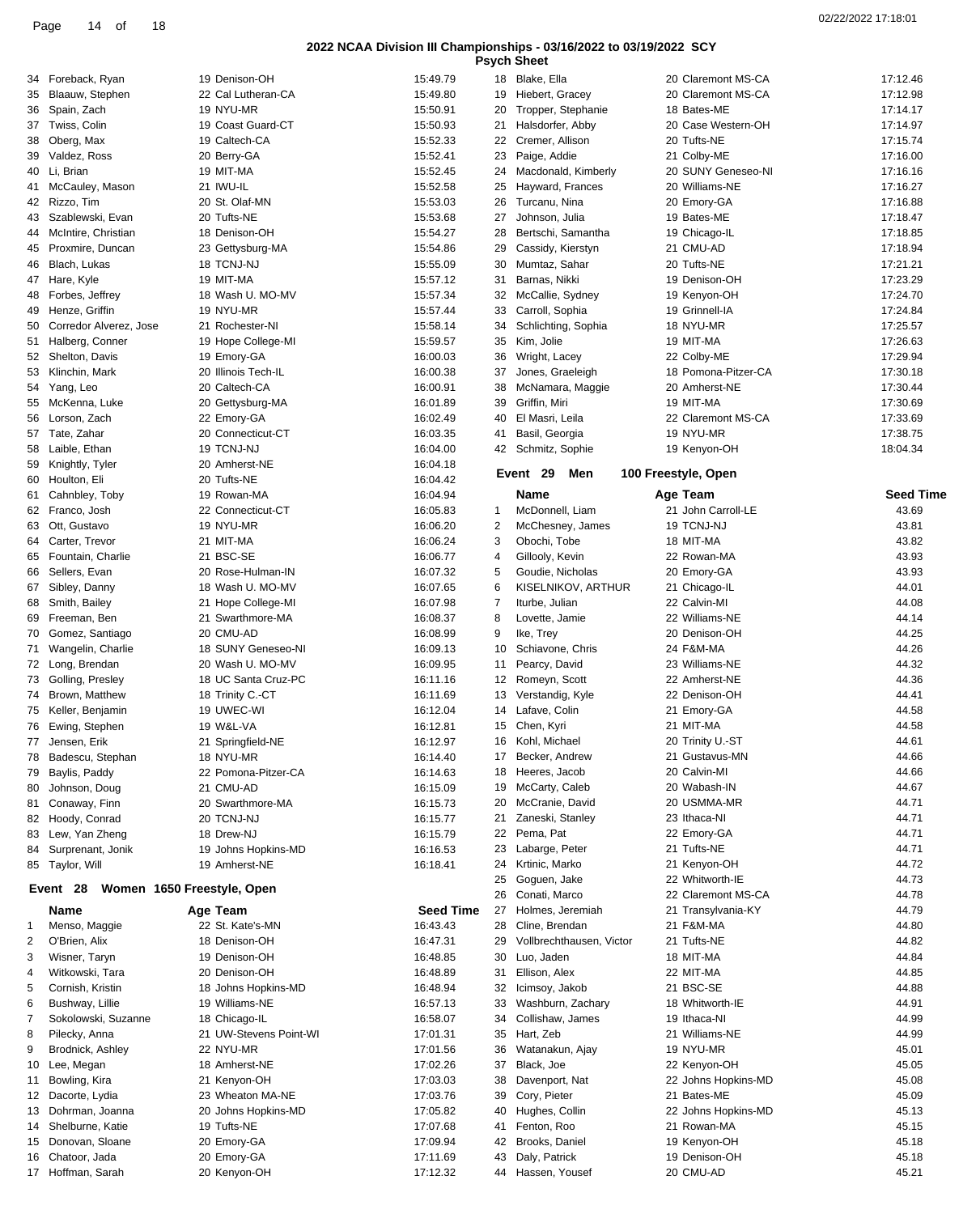## 2022 NCAA Division III Championships - 03/16/2022 to 03/19/2022 SCY

### Psych Sheet

| # | Name | Age | Team | Seed Time |
|---|---|---|---|---|
| 34 | Foreback, Ryan | 19 | Denison-OH | 15:49.79 |
| 35 | Blaauw, Stephen | 22 | Cal Lutheran-CA | 15:49.80 |
| 36 | Spain, Zach | 19 | NYU-MR | 15:50.91 |
| 37 | Twiss, Colin | 19 | Coast Guard-CT | 15:50.93 |
| 38 | Oberg, Max | 19 | Caltech-CA | 15:52.33 |
| 39 | Valdez, Ross | 20 | Berry-GA | 15:52.41 |
| 40 | Li, Brian | 19 | MIT-MA | 15:52.45 |
| 41 | McCauley, Mason | 21 | IWU-IL | 15:52.58 |
| 42 | Rizzo, Tim | 20 | St. Olaf-MN | 15:53.03 |
| 43 | Szablewski, Evan | 20 | Tufts-NE | 15:53.68 |
| 44 | McIntire, Christian | 18 | Denison-OH | 15:54.27 |
| 45 | Proxmire, Duncan | 23 | Gettysburg-MA | 15:54.86 |
| 46 | Blach, Lukas | 18 | TCNJ-NJ | 15:55.09 |
| 47 | Hare, Kyle | 19 | MIT-MA | 15:57.12 |
| 48 | Forbes, Jeffrey | 18 | Wash U. MO-MV | 15:57.34 |
| 49 | Henze, Griffin | 19 | NYU-MR | 15:57.44 |
| 50 | Corredor Alverez, Jose | 21 | Rochester-NI | 15:58.14 |
| 51 | Halberg, Conner | 19 | Hope College-MI | 15:59.57 |
| 52 | Shelton, Davis | 19 | Emory-GA | 16:00.03 |
| 53 | Klinchin, Mark | 20 | Illinois Tech-IL | 16:00.38 |
| 54 | Yang, Leo | 20 | Caltech-CA | 16:00.91 |
| 55 | McKenna, Luke | 20 | Gettysburg-MA | 16:01.89 |
| 56 | Lorson, Zach | 22 | Emory-GA | 16:02.49 |
| 57 | Tate, Zahar | 20 | Connecticut-CT | 16:03.35 |
| 58 | Laible, Ethan | 19 | TCNJ-NJ | 16:04.00 |
| 59 | Knightly, Tyler | 20 | Amherst-NE | 16:04.18 |
| 60 | Houlton, Eli | 20 | Tufts-NE | 16:04.42 |
| 61 | Cahnbley, Toby | 19 | Rowan-MA | 16:04.94 |
| 62 | Franco, Josh | 22 | Connecticut-CT | 16:05.83 |
| 63 | Ott, Gustavo | 19 | NYU-MR | 16:06.20 |
| 64 | Carter, Trevor | 21 | MIT-MA | 16:06.24 |
| 65 | Fountain, Charlie | 21 | BSC-SE | 16:06.77 |
| 66 | Sellers, Evan | 20 | Rose-Hulman-IN | 16:07.32 |
| 67 | Sibley, Danny | 18 | Wash U. MO-MV | 16:07.65 |
| 68 | Smith, Bailey | 21 | Hope College-MI | 16:07.98 |
| 69 | Freeman, Ben | 21 | Swarthmore-MA | 16:08.37 |
| 70 | Gomez, Santiago | 20 | CMU-AD | 16:08.99 |
| 71 | Wangelin, Charlie | 18 | SUNY Geneseo-NI | 16:09.13 |
| 72 | Long, Brendan | 20 | Wash U. MO-MV | 16:09.95 |
| 73 | Golling, Presley | 18 | UC Santa Cruz-PC | 16:11.16 |
| 74 | Brown, Matthew | 18 | Trinity C.-CT | 16:11.69 |
| 75 | Keller, Benjamin | 19 | UWEC-WI | 16:12.04 |
| 76 | Ewing, Stephen | 19 | W&L-VA | 16:12.81 |
| 77 | Jensen, Erik | 21 | Springfield-NE | 16:12.97 |
| 78 | Badescu, Stephan | 18 | NYU-MR | 16:14.40 |
| 79 | Baylis, Paddy | 22 | Pomona-Pitzer-CA | 16:14.63 |
| 80 | Johnson, Doug | 21 | CMU-AD | 16:15.09 |
| 81 | Conaway, Finn | 20 | Swarthmore-MA | 16:15.73 |
| 82 | Hoody, Conrad | 20 | TCNJ-NJ | 16:15.77 |
| 83 | Lew, Yan Zheng | 18 | Drew-NJ | 16:15.79 |
| 84 | Surprenant, Jonik | 19 | Johns Hopkins-MD | 16:16.53 |
| 85 | Taylor, Will | 19 | Amherst-NE | 16:18.41 |

### Event 28 Women 1650 Freestyle, Open

| # | Name | Age | Team | Seed Time |
|---|---|---|---|---|
| 1 | Menso, Maggie | 22 | St. Kate's-MN | 16:43.43 |
| 2 | O'Brien, Alix | 18 | Denison-OH | 16:47.31 |
| 3 | Wisner, Taryn | 19 | Denison-OH | 16:48.85 |
| 4 | Witkowski, Tara | 20 | Denison-OH | 16:48.89 |
| 5 | Cornish, Kristin | 18 | Johns Hopkins-MD | 16:48.94 |
| 6 | Bushway, Lillie | 19 | Williams-NE | 16:57.13 |
| 7 | Sokolowski, Suzanne | 18 | Chicago-IL | 16:58.07 |
| 8 | Pilecky, Anna | 21 | UW-Stevens Point-WI | 17:01.31 |
| 9 | Brodnick, Ashley | 22 | NYU-MR | 17:01.56 |
| 10 | Lee, Megan | 18 | Amherst-NE | 17:02.26 |
| 11 | Bowling, Kira | 21 | Kenyon-OH | 17:03.03 |
| 12 | Dacorte, Lydia | 23 | Wheaton MA-NE | 17:03.76 |
| 13 | Dohrman, Joanna | 20 | Johns Hopkins-MD | 17:05.82 |
| 14 | Shelburne, Katie | 19 | Tufts-NE | 17:07.68 |
| 15 | Donovan, Sloane | 20 | Emory-GA | 17:09.94 |
| 16 | Chatoor, Jada | 20 | Emory-GA | 17:11.69 |
| 17 | Hoffman, Sarah | 20 | Kenyon-OH | 17:12.32 |
| 18 | Blake, Ella | 20 | Claremont MS-CA | 17:12.46 |
| 19 | Hiebert, Gracey | 20 | Claremont MS-CA | 17:12.98 |
| 20 | Tropper, Stephanie | 18 | Bates-ME | 17:14.17 |
| 21 | Halsdorfer, Abby | 20 | Case Western-OH | 17:14.97 |
| 22 | Cremer, Allison | 20 | Tufts-NE | 17:15.74 |
| 23 | Paige, Addie | 21 | Colby-ME | 17:16.00 |
| 24 | Macdonald, Kimberly | 20 | SUNY Geneseo-NI | 17:16.16 |
| 25 | Hayward, Frances | 20 | Williams-NE | 17:16.27 |
| 26 | Turcanu, Nina | 20 | Emory-GA | 17:16.88 |
| 27 | Johnson, Julia | 19 | Bates-ME | 17:18.47 |
| 28 | Bertschi, Samantha | 19 | Chicago-IL | 17:18.85 |
| 29 | Cassidy, Kierstyn | 21 | CMU-AD | 17:18.94 |
| 30 | Mumtaz, Sahar | 20 | Tufts-NE | 17:21.21 |
| 31 | Barnas, Nikki | 19 | Denison-OH | 17:23.29 |
| 32 | McCallie, Sydney | 19 | Kenyon-OH | 17:24.70 |
| 33 | Carroll, Sophia | 19 | Grinnell-IA | 17:24.84 |
| 34 | Schlichting, Sophia | 18 | NYU-MR | 17:25.57 |
| 35 | Kim, Jolie | 19 | MIT-MA | 17:26.63 |
| 36 | Wright, Lacey | 22 | Colby-ME | 17:29.94 |
| 37 | Jones, Graeleigh | 18 | Pomona-Pitzer-CA | 17:30.18 |
| 38 | McNamara, Maggie | 20 | Amherst-NE | 17:30.44 |
| 39 | Griffin, Miri | 19 | MIT-MA | 17:30.69 |
| 40 | El Masri, Leila | 22 | Claremont MS-CA | 17:33.69 |
| 41 | Basil, Georgia | 19 | NYU-MR | 17:38.75 |
| 42 | Schmitz, Sophie | 19 | Kenyon-OH | 18:04.34 |

### Event 29 Men 100 Freestyle, Open

| # | Name | Age | Team | Seed Time |
|---|---|---|---|---|
| 1 | McDonnell, Liam | 21 | John Carroll-LE | 43.69 |
| 2 | McChesney, James | 19 | TCNJ-NJ | 43.81 |
| 3 | Obochi, Tobe | 18 | MIT-MA | 43.82 |
| 4 | Gillooly, Kevin | 22 | Rowan-MA | 43.93 |
| 5 | Goudie, Nicholas | 20 | Emory-GA | 43.93 |
| 6 | KISELNIKOV, ARTHUR | 21 | Chicago-IL | 44.01 |
| 7 | Iturbe, Julian | 22 | Calvin-MI | 44.08 |
| 8 | Lovette, Jamie | 22 | Williams-NE | 44.14 |
| 9 | Ike, Trey | 20 | Denison-OH | 44.25 |
| 10 | Schiavone, Chris | 24 | F&M-MA | 44.26 |
| 11 | Pearcy, David | 23 | Williams-NE | 44.32 |
| 12 | Romeyn, Scott | 22 | Amherst-NE | 44.36 |
| 13 | Verstandig, Kyle | 22 | Denison-OH | 44.41 |
| 14 | Lafave, Colin | 21 | Emory-GA | 44.58 |
| 15 | Chen, Kyri | 21 | MIT-MA | 44.58 |
| 16 | Kohl, Michael | 20 | Trinity U.-ST | 44.61 |
| 17 | Becker, Andrew | 21 | Gustavus-MN | 44.66 |
| 18 | Heeres, Jacob | 20 | Calvin-MI | 44.66 |
| 19 | McCarty, Caleb | 20 | Wabash-IN | 44.67 |
| 20 | McCranie, David | 20 | USMMA-MR | 44.71 |
| 21 | Zaneski, Stanley | 23 | Ithaca-NI | 44.71 |
| 22 | Pema, Pat | 22 | Emory-GA | 44.71 |
| 23 | Labarge, Peter | 21 | Tufts-NE | 44.71 |
| 24 | Krtinic, Marko | 21 | Kenyon-OH | 44.72 |
| 25 | Goguen, Jake | 22 | Whitworth-IE | 44.73 |
| 26 | Conati, Marco | 22 | Claremont MS-CA | 44.78 |
| 27 | Holmes, Jeremiah | 21 | Transylvania-KY | 44.79 |
| 28 | Cline, Brendan | 21 | F&M-MA | 44.80 |
| 29 | Vollbrechthausen, Victor | 21 | Tufts-NE | 44.82 |
| 30 | Luo, Jaden | 18 | MIT-MA | 44.84 |
| 31 | Ellison, Alex | 22 | MIT-MA | 44.85 |
| 32 | Icimsoy, Jakob | 21 | BSC-SE | 44.88 |
| 33 | Washburn, Zachary | 18 | Whitworth-IE | 44.91 |
| 34 | Collishaw, James | 19 | Ithaca-NI | 44.99 |
| 35 | Hart, Zeb | 21 | Williams-NE | 44.99 |
| 36 | Watanakun, Ajay | 19 | NYU-MR | 45.01 |
| 37 | Black, Joe | 22 | Kenyon-OH | 45.05 |
| 38 | Davenport, Nat | 22 | Johns Hopkins-MD | 45.08 |
| 39 | Cory, Pieter | 21 | Bates-ME | 45.09 |
| 40 | Hughes, Collin | 22 | Johns Hopkins-MD | 45.13 |
| 41 | Fenton, Roo | 21 | Rowan-MA | 45.15 |
| 42 | Brooks, Daniel | 19 | Kenyon-OH | 45.18 |
| 43 | Daly, Patrick | 19 | Denison-OH | 45.18 |
| 44 | Hassen, Yousef | 20 | CMU-AD | 45.21 |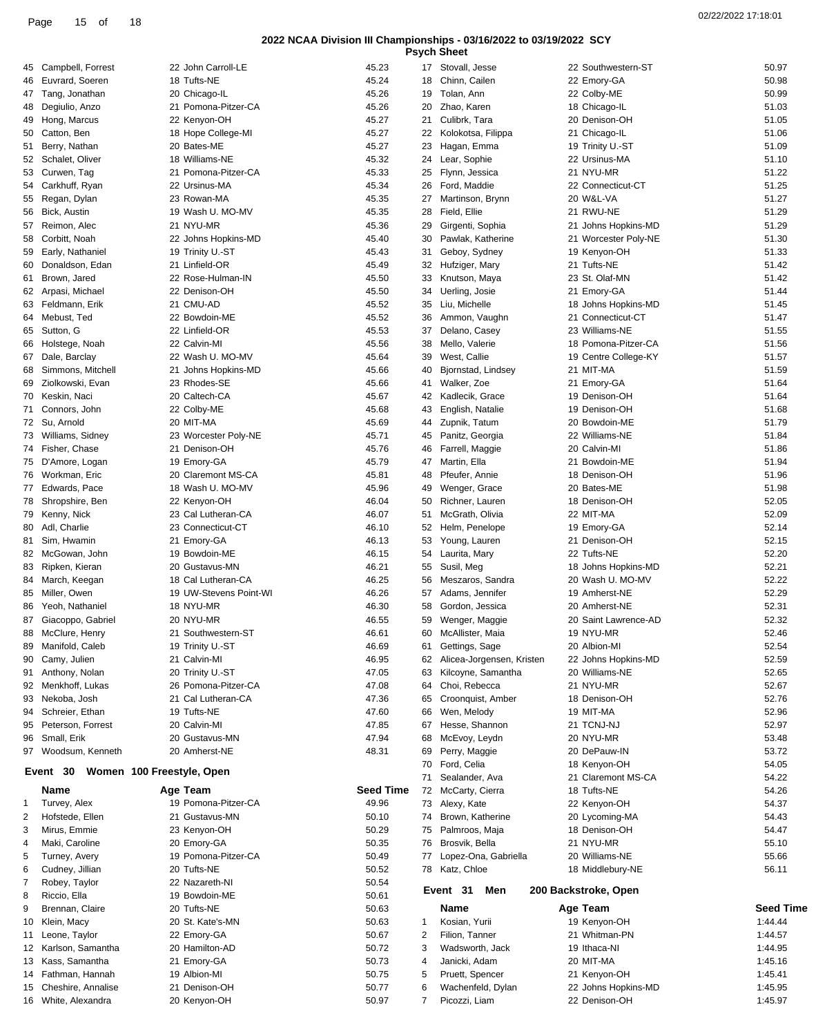## 2022 NCAA Division III Championships - 03/16/2022 to 03/19/2022 SCY

### Psych Sheet

| # | Name | Age | Team | Seed Time |
|---|---|---|---|---|
| 45 | Campbell, Forrest | 22 | John Carroll-LE | 45.23 |
| 46 | Euvrard, Soeren | 18 | Tufts-NE | 45.24 |
| 47 | Tang, Jonathan | 20 | Chicago-IL | 45.26 |
| 48 | Degiulio, Anzo | 21 | Pomona-Pitzer-CA | 45.26 |
| 49 | Hong, Marcus | 22 | Kenyon-OH | 45.27 |
| 50 | Catton, Ben | 18 | Hope College-MI | 45.27 |
| 51 | Berry, Nathan | 20 | Bates-ME | 45.27 |
| 52 | Schalet, Oliver | 18 | Williams-NE | 45.32 |
| 53 | Curwen, Tag | 21 | Pomona-Pitzer-CA | 45.33 |
| 54 | Carkhuff, Ryan | 22 | Ursinus-MA | 45.34 |
| 55 | Regan, Dylan | 23 | Rowan-MA | 45.35 |
| 56 | Bick, Austin | 19 | Wash U. MO-MV | 45.35 |
| 57 | Reimon, Alec | 21 | NYU-MR | 45.36 |
| 58 | Corbitt, Noah | 22 | Johns Hopkins-MD | 45.40 |
| 59 | Early, Nathaniel | 19 | Trinity U.-ST | 45.43 |
| 60 | Donaldson, Edan | 21 | Linfield-OR | 45.49 |
| 61 | Brown, Jared | 22 | Rose-Hulman-IN | 45.50 |
| 62 | Arpasi, Michael | 22 | Denison-OH | 45.50 |
| 63 | Feldmann, Erik | 21 | CMU-AD | 45.52 |
| 64 | Mebust, Ted | 22 | Bowdoin-ME | 45.52 |
| 65 | Sutton, G | 22 | Linfield-OR | 45.53 |
| 66 | Holstege, Noah | 22 | Calvin-MI | 45.56 |
| 67 | Dale, Barclay | 22 | Wash U. MO-MV | 45.64 |
| 68 | Simmons, Mitchell | 21 | Johns Hopkins-MD | 45.66 |
| 69 | Ziolkowski, Evan | 23 | Rhodes-SE | 45.66 |
| 70 | Keskin, Naci | 20 | Caltech-CA | 45.67 |
| 71 | Connors, John | 22 | Colby-ME | 45.68 |
| 72 | Su, Arnold | 20 | MIT-MA | 45.69 |
| 73 | Williams, Sidney | 23 | Worcester Poly-NE | 45.71 |
| 74 | Fisher, Chase | 21 | Denison-OH | 45.76 |
| 75 | D'Amore, Logan | 19 | Emory-GA | 45.79 |
| 76 | Workman, Eric | 20 | Claremont MS-CA | 45.81 |
| 77 | Edwards, Pace | 18 | Wash U. MO-MV | 45.96 |
| 78 | Shropshire, Ben | 22 | Kenyon-OH | 46.04 |
| 79 | Kenny, Nick | 23 | Cal Lutheran-CA | 46.07 |
| 80 | Adl, Charlie | 23 | Connecticut-CT | 46.10 |
| 81 | Sim, Hwamin | 21 | Emory-GA | 46.13 |
| 82 | McGowan, John | 19 | Bowdoin-ME | 46.15 |
| 83 | Ripken, Kieran | 20 | Gustavus-MN | 46.21 |
| 84 | March, Keegan | 18 | Cal Lutheran-CA | 46.25 |
| 85 | Miller, Owen | 19 | UW-Stevens Point-WI | 46.26 |
| 86 | Yeoh, Nathaniel | 18 | NYU-MR | 46.30 |
| 87 | Giacoppo, Gabriel | 20 | NYU-MR | 46.55 |
| 88 | McClure, Henry | 21 | Southwestern-ST | 46.61 |
| 89 | Manifold, Caleb | 19 | Trinity U.-ST | 46.69 |
| 90 | Camy, Julien | 21 | Calvin-MI | 46.95 |
| 91 | Anthony, Nolan | 20 | Trinity U.-ST | 47.05 |
| 92 | Menkhoff, Lukas | 26 | Pomona-Pitzer-CA | 47.08 |
| 93 | Nekoba, Josh | 21 | Cal Lutheran-CA | 47.36 |
| 94 | Schreier, Ethan | 19 | Tufts-NE | 47.60 |
| 95 | Peterson, Forrest | 20 | Calvin-MI | 47.85 |
| 96 | Small, Erik | 20 | Gustavus-MN | 47.94 |
| 97 | Woodsum, Kenneth | 20 | Amherst-NE | 48.31 |

### Event 30 Women 100 Freestyle, Open

| # | Name | Age | Team | Seed Time |
|---|---|---|---|---|
| 1 | Turvey, Alex | 19 | Pomona-Pitzer-CA | 49.96 |
| 2 | Hofstede, Ellen | 21 | Gustavus-MN | 50.10 |
| 3 | Mirus, Emmie | 23 | Kenyon-OH | 50.29 |
| 4 | Maki, Caroline | 20 | Emory-GA | 50.35 |
| 5 | Turney, Avery | 19 | Pomona-Pitzer-CA | 50.49 |
| 6 | Cudney, Jillian | 20 | Tufts-NE | 50.52 |
| 7 | Robey, Taylor | 22 | Nazareth-NI | 50.54 |
| 8 | Riccio, Ella | 19 | Bowdoin-ME | 50.61 |
| 9 | Brennan, Claire | 20 | Tufts-NE | 50.63 |
| 10 | Klein, Macy | 20 | St. Kate's-MN | 50.63 |
| 11 | Leone, Taylor | 22 | Emory-GA | 50.67 |
| 12 | Karlson, Samantha | 20 | Hamilton-AD | 50.72 |
| 13 | Kass, Samantha | 21 | Emory-GA | 50.73 |
| 14 | Fathman, Hannah | 19 | Albion-MI | 50.75 |
| 15 | Cheshire, Annalise | 21 | Denison-OH | 50.77 |
| 16 | White, Alexandra | 20 | Kenyon-OH | 50.97 |
| 17 | Stovall, Jesse | 22 | Southwestern-ST | 50.97 |
| 18 | Chinn, Cailen | 22 | Emory-GA | 50.98 |
| 19 | Tolan, Ann | 22 | Colby-ME | 50.99 |
| 20 | Zhao, Karen | 18 | Chicago-IL | 51.03 |
| 21 | Culibrk, Tara | 20 | Denison-OH | 51.05 |
| 22 | Kolokotsa, Filippa | 21 | Chicago-IL | 51.06 |
| 23 | Hagan, Emma | 19 | Trinity U.-ST | 51.09 |
| 24 | Lear, Sophie | 22 | Ursinus-MA | 51.10 |
| 25 | Flynn, Jessica | 21 | NYU-MR | 51.22 |
| 26 | Ford, Maddie | 22 | Connecticut-CT | 51.25 |
| 27 | Martinson, Brynn | 20 | W&L-VA | 51.27 |
| 28 | Field, Ellie | 21 | RWU-NE | 51.29 |
| 29 | Girgenti, Sophia | 21 | Johns Hopkins-MD | 51.29 |
| 30 | Pawlak, Katherine | 21 | Worcester Poly-NE | 51.30 |
| 31 | Geboy, Sydney | 19 | Kenyon-OH | 51.33 |
| 32 | Hufziger, Mary | 21 | Tufts-NE | 51.42 |
| 33 | Knutson, Maya | 23 | St. Olaf-MN | 51.42 |
| 34 | Uerling, Josie | 21 | Emory-GA | 51.44 |
| 35 | Liu, Michelle | 18 | Johns Hopkins-MD | 51.45 |
| 36 | Ammon, Vaughn | 21 | Connecticut-CT | 51.47 |
| 37 | Delano, Casey | 23 | Williams-NE | 51.55 |
| 38 | Mello, Valerie | 18 | Pomona-Pitzer-CA | 51.56 |
| 39 | West, Callie | 19 | Centre College-KY | 51.57 |
| 40 | Bjornstad, Lindsey | 21 | MIT-MA | 51.59 |
| 41 | Walker, Zoe | 21 | Emory-GA | 51.64 |
| 42 | Kadlecik, Grace | 19 | Denison-OH | 51.64 |
| 43 | English, Natalie | 19 | Denison-OH | 51.68 |
| 44 | Zupnik, Tatum | 20 | Bowdoin-ME | 51.79 |
| 45 | Panitz, Georgia | 22 | Williams-NE | 51.84 |
| 46 | Farrell, Maggie | 20 | Calvin-MI | 51.86 |
| 47 | Martin, Ella | 21 | Bowdoin-ME | 51.94 |
| 48 | Pfeufer, Annie | 18 | Denison-OH | 51.96 |
| 49 | Wenger, Grace | 20 | Bates-ME | 51.98 |
| 50 | Richner, Lauren | 18 | Denison-OH | 52.05 |
| 51 | McGrath, Olivia | 22 | MIT-MA | 52.09 |
| 52 | Helm, Penelope | 19 | Emory-GA | 52.14 |
| 53 | Young, Lauren | 21 | Denison-OH | 52.15 |
| 54 | Laurita, Mary | 22 | Tufts-NE | 52.20 |
| 55 | Susil, Meg | 18 | Johns Hopkins-MD | 52.21 |
| 56 | Meszaros, Sandra | 20 | Wash U. MO-MV | 52.22 |
| 57 | Adams, Jennifer | 19 | Amherst-NE | 52.29 |
| 58 | Gordon, Jessica | 20 | Amherst-NE | 52.31 |
| 59 | Wenger, Maggie | 20 | Saint Lawrence-AD | 52.32 |
| 60 | McAllister, Maia | 19 | NYU-MR | 52.46 |
| 61 | Gettings, Sage | 20 | Albion-MI | 52.54 |
| 62 | Alicea-Jorgensen, Kristen | 22 | Johns Hopkins-MD | 52.59 |
| 63 | Kilcoyne, Samantha | 20 | Williams-NE | 52.65 |
| 64 | Choi, Rebecca | 21 | NYU-MR | 52.67 |
| 65 | Croonquist, Amber | 18 | Denison-OH | 52.76 |
| 66 | Wen, Melody | 19 | MIT-MA | 52.96 |
| 67 | Hesse, Shannon | 21 | TCNJ-NJ | 52.97 |
| 68 | McEvoy, Leydn | 20 | NYU-MR | 53.48 |
| 69 | Perry, Maggie | 20 | DePauw-IN | 53.72 |
| 70 | Ford, Celia | 18 | Kenyon-OH | 54.05 |
| 71 | Sealander, Ava | 21 | Claremont MS-CA | 54.22 |
| 72 | McCarty, Cierra | 18 | Tufts-NE | 54.26 |
| 73 | Alexy, Kate | 22 | Kenyon-OH | 54.37 |
| 74 | Brown, Katherine | 20 | Lycoming-MA | 54.43 |
| 75 | Palmroos, Maja | 18 | Denison-OH | 54.47 |
| 76 | Brosvik, Bella | 21 | NYU-MR | 55.10 |
| 77 | Lopez-Ona, Gabriella | 20 | Williams-NE | 55.66 |
| 78 | Katz, Chloe | 18 | Middlebury-NE | 56.11 |

### Event 31 Men 200 Backstroke, Open

| # | Name | Age | Team | Seed Time |
|---|---|---|---|---|
| 1 | Kosian, Yurii | 19 | Kenyon-OH | 1:44.44 |
| 2 | Filion, Tanner | 21 | Whitman-PN | 1:44.57 |
| 3 | Wadsworth, Jack | 19 | Ithaca-NI | 1:44.95 |
| 4 | Janicki, Adam | 20 | MIT-MA | 1:45.16 |
| 5 | Pruett, Spencer | 21 | Kenyon-OH | 1:45.41 |
| 6 | Wachenfeld, Dylan | 22 | Johns Hopkins-MD | 1:45.95 |
| 7 | Picozzi, Liam | 22 | Denison-OH | 1:45.97 |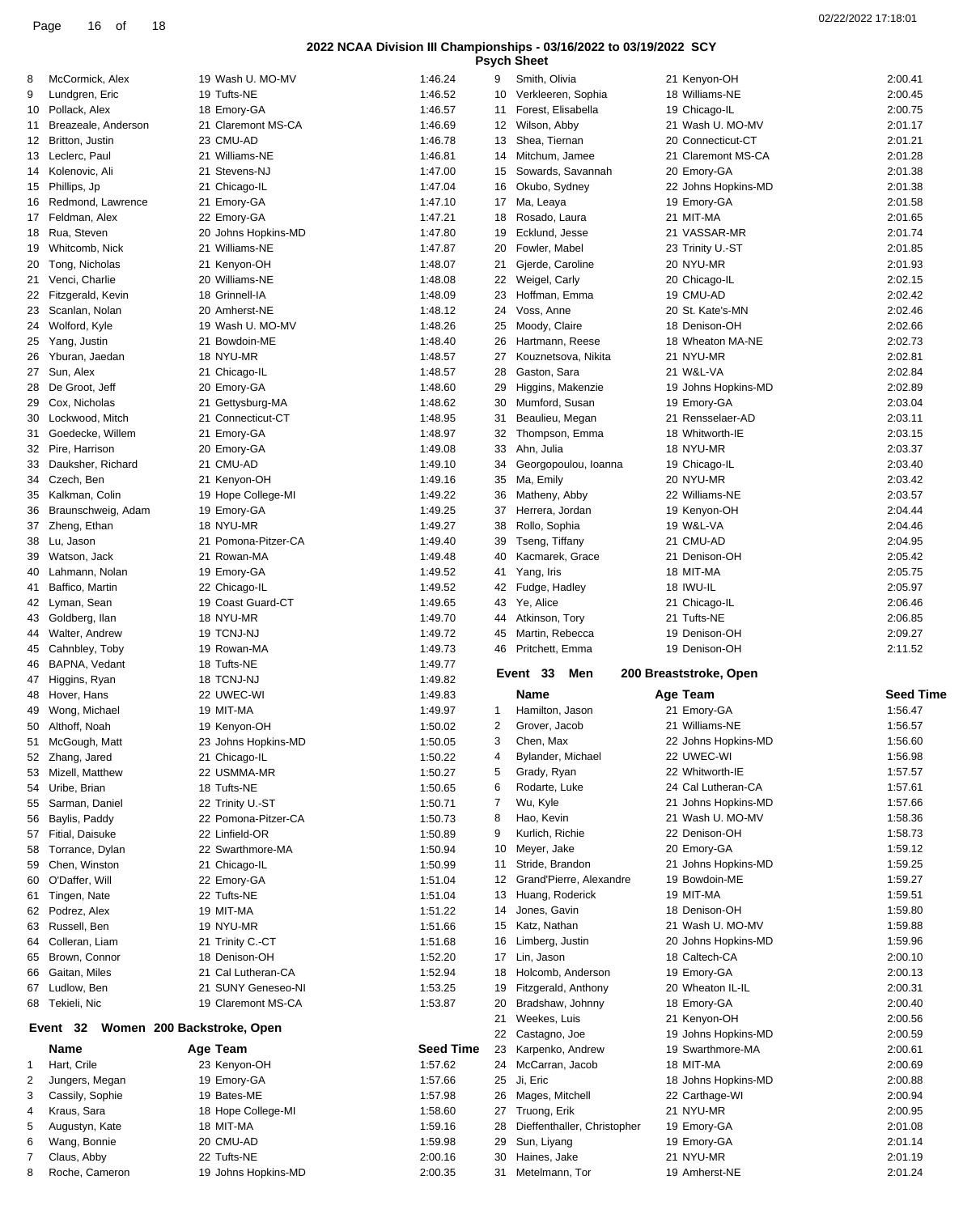## 2022 NCAA Division III Championships - 03/16/2022 to 03/19/2022 SCY

### Psych Sheet

| | Name | Age Team | Seed Time |
|---|---|---|---|
| 8 | McCormick, Alex | 19 Wash U. MO-MV | 1:46.24 |
| 9 | Lundgren, Eric | 19 Tufts-NE | 1:46.52 |
| 10 | Pollack, Alex | 18 Emory-GA | 1:46.57 |
| 11 | Breazeale, Anderson | 21 Claremont MS-CA | 1:46.69 |
| 12 | Britton, Justin | 23 CMU-AD | 1:46.78 |
| 13 | Leclerc, Paul | 21 Williams-NE | 1:46.81 |
| 14 | Kolenovic, Ali | 21 Stevens-NJ | 1:47.00 |
| 15 | Phillips, Jp | 21 Chicago-IL | 1:47.04 |
| 16 | Redmond, Lawrence | 21 Emory-GA | 1:47.10 |
| 17 | Feldman, Alex | 22 Emory-GA | 1:47.21 |
| 18 | Rua, Steven | 20 Johns Hopkins-MD | 1:47.80 |
| 19 | Whitcomb, Nick | 21 Williams-NE | 1:47.87 |
| 20 | Tong, Nicholas | 21 Kenyon-OH | 1:48.07 |
| 21 | Venci, Charlie | 20 Williams-NE | 1:48.08 |
| 22 | Fitzgerald, Kevin | 18 Grinnell-IA | 1:48.09 |
| 23 | Scanlan, Nolan | 20 Amherst-NE | 1:48.12 |
| 24 | Wolford, Kyle | 19 Wash U. MO-MV | 1:48.26 |
| 25 | Yang, Justin | 21 Bowdoin-ME | 1:48.40 |
| 26 | Yburan, Jaedan | 18 NYU-MR | 1:48.57 |
| 27 | Sun, Alex | 21 Chicago-IL | 1:48.57 |
| 28 | De Groot, Jeff | 20 Emory-GA | 1:48.60 |
| 29 | Cox, Nicholas | 21 Gettysburg-MA | 1:48.62 |
| 30 | Lockwood, Mitch | 21 Connecticut-CT | 1:48.95 |
| 31 | Goedecke, Willem | 21 Emory-GA | 1:48.97 |
| 32 | Pire, Harrison | 20 Emory-GA | 1:49.08 |
| 33 | Dauksher, Richard | 21 CMU-AD | 1:49.10 |
| 34 | Czech, Ben | 21 Kenyon-OH | 1:49.16 |
| 35 | Kalkman, Colin | 19 Hope College-MI | 1:49.22 |
| 36 | Braunschweig, Adam | 19 Emory-GA | 1:49.25 |
| 37 | Zheng, Ethan | 18 NYU-MR | 1:49.27 |
| 38 | Lu, Jason | 21 Pomona-Pitzer-CA | 1:49.40 |
| 39 | Watson, Jack | 21 Rowan-MA | 1:49.48 |
| 40 | Lahmann, Nolan | 19 Emory-GA | 1:49.52 |
| 41 | Baffico, Martin | 22 Chicago-IL | 1:49.52 |
| 42 | Lyman, Sean | 19 Coast Guard-CT | 1:49.65 |
| 43 | Goldberg, Ilan | 18 NYU-MR | 1:49.70 |
| 44 | Walter, Andrew | 19 TCNJ-NJ | 1:49.72 |
| 45 | Cahnbley, Toby | 19 Rowan-MA | 1:49.73 |
| 46 | BAPNA, Vedant | 18 Tufts-NE | 1:49.77 |
| 47 | Higgins, Ryan | 18 TCNJ-NJ | 1:49.82 |
| 48 | Hover, Hans | 22 UWEC-WI | 1:49.83 |
| 49 | Wong, Michael | 19 MIT-MA | 1:49.97 |
| 50 | Althoff, Noah | 19 Kenyon-OH | 1:50.02 |
| 51 | McGough, Matt | 23 Johns Hopkins-MD | 1:50.05 |
| 52 | Zhang, Jared | 21 Chicago-IL | 1:50.22 |
| 53 | Mizell, Matthew | 22 USMMA-MR | 1:50.27 |
| 54 | Uribe, Brian | 18 Tufts-NE | 1:50.65 |
| 55 | Sarman, Daniel | 22 Trinity U.-ST | 1:50.71 |
| 56 | Baylis, Paddy | 22 Pomona-Pitzer-CA | 1:50.73 |
| 57 | Fitial, Daisuke | 22 Linfield-OR | 1:50.89 |
| 58 | Torrance, Dylan | 22 Swarthmore-MA | 1:50.94 |
| 59 | Chen, Winston | 21 Chicago-IL | 1:50.99 |
| 60 | O'Daffer, Will | 22 Emory-GA | 1:51.04 |
| 61 | Tingen, Nate | 22 Tufts-NE | 1:51.04 |
| 62 | Podrez, Alex | 19 MIT-MA | 1:51.22 |
| 63 | Russell, Ben | 19 NYU-MR | 1:51.66 |
| 64 | Colleran, Liam | 21 Trinity C.-CT | 1:51.68 |
| 65 | Brown, Connor | 18 Denison-OH | 1:52.20 |
| 66 | Gaitan, Miles | 21 Cal Lutheran-CA | 1:52.94 |
| 67 | Ludlow, Ben | 21 SUNY Geneseo-NI | 1:53.25 |
| 68 | Tekieli, Nic | 19 Claremont MS-CA | 1:53.87 |

### Event 32 Women 200 Backstroke, Open

| | Name | Age Team | Seed Time |
|---|---|---|---|
| 1 | Hart, Crile | 23 Kenyon-OH | 1:57.62 |
| 2 | Jungers, Megan | 19 Emory-GA | 1:57.66 |
| 3 | Cassily, Sophie | 19 Bates-ME | 1:57.98 |
| 4 | Kraus, Sara | 18 Hope College-MI | 1:58.60 |
| 5 | Augustyn, Kate | 18 MIT-MA | 1:59.16 |
| 6 | Wang, Bonnie | 20 CMU-AD | 1:59.98 |
| 7 | Claus, Abby | 22 Tufts-NE | 2:00.16 |
| 8 | Roche, Cameron | 19 Johns Hopkins-MD | 2:00.35 |
| 9 | Smith, Olivia | 21 Kenyon-OH | 2:00.41 |
| 10 | Verkleeren, Sophia | 18 Williams-NE | 2:00.45 |
| 11 | Forest, Elisabella | 19 Chicago-IL | 2:00.75 |
| 12 | Wilson, Abby | 21 Wash U. MO-MV | 2:01.17 |
| 13 | Shea, Tiernan | 20 Connecticut-CT | 2:01.21 |
| 14 | Mitchum, Jamee | 21 Claremont MS-CA | 2:01.28 |
| 15 | Sowards, Savannah | 20 Emory-GA | 2:01.38 |
| 16 | Okubo, Sydney | 22 Johns Hopkins-MD | 2:01.38 |
| 17 | Ma, Leaya | 19 Emory-GA | 2:01.58 |
| 18 | Rosado, Laura | 21 MIT-MA | 2:01.65 |
| 19 | Ecklund, Jesse | 21 VASSAR-MR | 2:01.74 |
| 20 | Fowler, Mabel | 23 Trinity U.-ST | 2:01.85 |
| 21 | Gjerde, Caroline | 20 NYU-MR | 2:01.93 |
| 22 | Weigel, Carly | 20 Chicago-IL | 2:02.15 |
| 23 | Hoffman, Emma | 19 CMU-AD | 2:02.42 |
| 24 | Voss, Anne | 20 St. Kate's-MN | 2:02.46 |
| 25 | Moody, Claire | 18 Denison-OH | 2:02.66 |
| 26 | Hartmann, Reese | 18 Wheaton MA-NE | 2:02.73 |
| 27 | Kouznetsova, Nikita | 21 NYU-MR | 2:02.81 |
| 28 | Gaston, Sara | 21 W&L-VA | 2:02.84 |
| 29 | Higgins, Makenzie | 19 Johns Hopkins-MD | 2:02.89 |
| 30 | Mumford, Susan | 19 Emory-GA | 2:03.04 |
| 31 | Beaulieu, Megan | 21 Rensselaer-AD | 2:03.11 |
| 32 | Thompson, Emma | 18 Whitworth-IE | 2:03.15 |
| 33 | Ahn, Julia | 18 NYU-MR | 2:03.37 |
| 34 | Georgopoulou, Ioanna | 19 Chicago-IL | 2:03.40 |
| 35 | Ma, Emily | 20 NYU-MR | 2:03.42 |
| 36 | Matheny, Abby | 22 Williams-NE | 2:03.57 |
| 37 | Herrera, Jordan | 19 Kenyon-OH | 2:04.44 |
| 38 | Rollo, Sophia | 19 W&L-VA | 2:04.46 |
| 39 | Tseng, Tiffany | 21 CMU-AD | 2:04.95 |
| 40 | Kacmarek, Grace | 21 Denison-OH | 2:05.42 |
| 41 | Yang, Iris | 18 MIT-MA | 2:05.75 |
| 42 | Fudge, Hadley | 18 IWU-IL | 2:05.97 |
| 43 | Ye, Alice | 21 Chicago-IL | 2:06.46 |
| 44 | Atkinson, Tory | 21 Tufts-NE | 2:06.85 |
| 45 | Martin, Rebecca | 19 Denison-OH | 2:09.27 |
| 46 | Pritchett, Emma | 19 Denison-OH | 2:11.52 |

### Event 33 Men 200 Breaststroke, Open

| | Name | Age Team | Seed Time |
|---|---|---|---|
| 1 | Hamilton, Jason | 21 Emory-GA | 1:56.47 |
| 2 | Grover, Jacob | 21 Williams-NE | 1:56.57 |
| 3 | Chen, Max | 22 Johns Hopkins-MD | 1:56.60 |
| 4 | Bylander, Michael | 22 UWEC-WI | 1:56.98 |
| 5 | Grady, Ryan | 22 Whitworth-IE | 1:57.57 |
| 6 | Rodarte, Luke | 24 Cal Lutheran-CA | 1:57.61 |
| 7 | Wu, Kyle | 21 Johns Hopkins-MD | 1:57.66 |
| 8 | Hao, Kevin | 21 Wash U. MO-MV | 1:58.36 |
| 9 | Kurlich, Richie | 22 Denison-OH | 1:58.73 |
| 10 | Meyer, Jake | 20 Emory-GA | 1:59.12 |
| 11 | Stride, Brandon | 21 Johns Hopkins-MD | 1:59.25 |
| 12 | Grand'Pierre, Alexandre | 19 Bowdoin-ME | 1:59.27 |
| 13 | Huang, Roderick | 19 MIT-MA | 1:59.51 |
| 14 | Jones, Gavin | 18 Denison-OH | 1:59.80 |
| 15 | Katz, Nathan | 21 Wash U. MO-MV | 1:59.88 |
| 16 | Limberg, Justin | 20 Johns Hopkins-MD | 1:59.96 |
| 17 | Lin, Jason | 18 Caltech-CA | 2:00.10 |
| 18 | Holcomb, Anderson | 19 Emory-GA | 2:00.13 |
| 19 | Fitzgerald, Anthony | 20 Wheaton IL-IL | 2:00.31 |
| 20 | Bradshaw, Johnny | 18 Emory-GA | 2:00.40 |
| 21 | Weekes, Luis | 21 Kenyon-OH | 2:00.56 |
| 22 | Castagno, Joe | 19 Johns Hopkins-MD | 2:00.59 |
| 23 | Karpenko, Andrew | 19 Swarthmore-MA | 2:00.61 |
| 24 | McCarran, Jacob | 18 MIT-MA | 2:00.69 |
| 25 | Ji, Eric | 18 Johns Hopkins-MD | 2:00.88 |
| 26 | Mages, Mitchell | 22 Carthage-WI | 2:00.94 |
| 27 | Truong, Erik | 21 NYU-MR | 2:00.95 |
| 28 | Dieffenthaller, Christopher | 19 Emory-GA | 2:01.08 |
| 29 | Sun, Liyang | 19 Emory-GA | 2:01.14 |
| 30 | Haines, Jake | 21 NYU-MR | 2:01.19 |
| 31 | Metelmann, Tor | 19 Amherst-NE | 2:01.24 |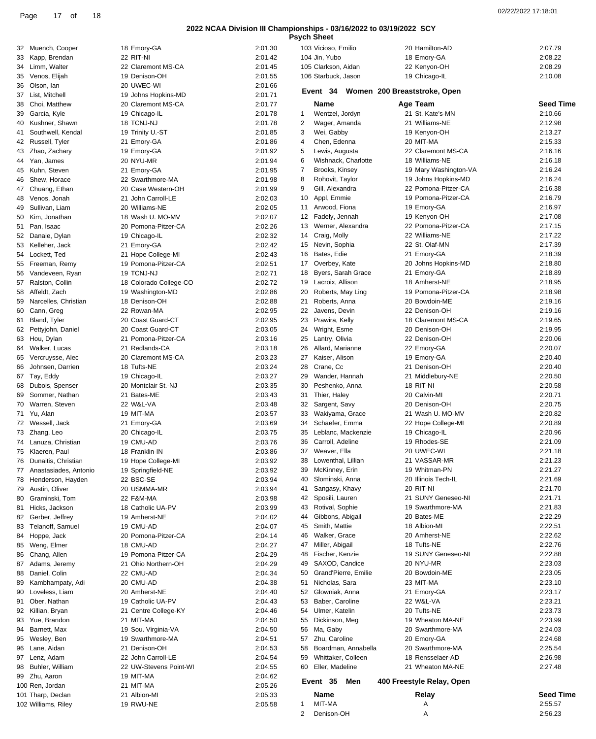## 2022 NCAA Division III Championships - 03/16/2022 to 03/19/2022 SCY

### Psych Sheet

| | Name | Age Team | Seed Time |
|---|---|---|---|
| 32 | Muench, Cooper | 18 Emory-GA | 2:01.30 |
| 33 | Kapp, Brendan | 22 RIT-NI | 2:01.42 |
| 34 | Limm, Walter | 22 Claremont MS-CA | 2:01.45 |
| 35 | Venos, Elijah | 19 Denison-OH | 2:01.55 |
| 36 | Olson, Ian | 20 UWEC-WI | 2:01.66 |
| 37 | List, Mitchell | 19 Johns Hopkins-MD | 2:01.71 |
| 38 | Choi, Matthew | 20 Claremont MS-CA | 2:01.77 |
| 39 | Garcia, Kyle | 19 Chicago-IL | 2:01.78 |
| 40 | Kushner, Shawn | 18 TCNJ-NJ | 2:01.78 |
| 41 | Southwell, Kendal | 19 Trinity U.-ST | 2:01.85 |
| 42 | Russell, Tyler | 21 Emory-GA | 2:01.86 |
| 43 | Zhao, Zachary | 19 Emory-GA | 2:01.92 |
| 44 | Yan, James | 20 NYU-MR | 2:01.94 |
| 45 | Kuhn, Steven | 21 Emory-GA | 2:01.95 |
| 46 | Shew, Horace | 22 Swarthmore-MA | 2:01.98 |
| 47 | Chuang, Ethan | 20 Case Western-OH | 2:01.99 |
| 48 | Venos, Jonah | 21 John Carroll-LE | 2:02.03 |
| 49 | Sullivan, Liam | 20 Williams-NE | 2:02.05 |
| 50 | Kim, Jonathan | 18 Wash U. MO-MV | 2:02.07 |
| 51 | Pan, Isaac | 20 Pomona-Pitzer-CA | 2:02.26 |
| 52 | Danaie, Dylan | 19 Chicago-IL | 2:02.32 |
| 53 | Kelleher, Jack | 21 Emory-GA | 2:02.42 |
| 54 | Lockett, Ted | 21 Hope College-MI | 2:02.43 |
| 55 | Freeman, Remy | 19 Pomona-Pitzer-CA | 2:02.51 |
| 56 | Vandeveen, Ryan | 19 TCNJ-NJ | 2:02.71 |
| 57 | Ralston, Collin | 18 Colorado College-CO | 2:02.72 |
| 58 | Affeldt, Zach | 19 Washington-MD | 2:02.86 |
| 59 | Narcelles, Christian | 18 Denison-OH | 2:02.88 |
| 60 | Cann, Greg | 22 Rowan-MA | 2:02.95 |
| 61 | Bland, Tyler | 20 Coast Guard-CT | 2:02.95 |
| 62 | Pettyjohn, Daniel | 20 Coast Guard-CT | 2:03.05 |
| 63 | Hou, Dylan | 21 Pomona-Pitzer-CA | 2:03.16 |
| 64 | Walker, Lucas | 21 Redlands-CA | 2:03.18 |
| 65 | Vercruysse, Alec | 20 Claremont MS-CA | 2:03.23 |
| 66 | Johnsen, Darrien | 18 Tufts-NE | 2:03.24 |
| 67 | Tay, Eddy | 19 Chicago-IL | 2:03.27 |
| 68 | Dubois, Spenser | 20 Montclair St.-NJ | 2:03.35 |
| 69 | Sommer, Nathan | 21 Bates-ME | 2:03.43 |
| 70 | Warren, Steven | 22 W&L-VA | 2:03.48 |
| 71 | Yu, Alan | 19 MIT-MA | 2:03.57 |
| 72 | Wessell, Jack | 21 Emory-GA | 2:03.69 |
| 73 | Zhang, Leo | 20 Chicago-IL | 2:03.75 |
| 74 | Lanuza, Christian | 19 CMU-AD | 2:03.76 |
| 75 | Klaeren, Paul | 18 Franklin-IN | 2:03.86 |
| 76 | Dunaitis, Christian | 19 Hope College-MI | 2:03.92 |
| 77 | Anastasiades, Antonio | 19 Springfield-NE | 2:03.92 |
| 78 | Henderson, Hayden | 22 BSC-SE | 2:03.94 |
| 79 | Austin, Oliver | 20 USMMA-MR | 2:03.94 |
| 80 | Graminski, Tom | 22 F&M-MA | 2:03.98 |
| 81 | Hicks, Jackson | 18 Catholic UA-PV | 2:03.99 |
| 82 | Gerber, Jeffrey | 19 Amherst-NE | 2:04.02 |
| 83 | Telanoff, Samuel | 19 CMU-AD | 2:04.07 |
| 84 | Hoppe, Jack | 20 Pomona-Pitzer-CA | 2:04.14 |
| 85 | Weng, Elmer | 18 CMU-AD | 2:04.27 |
| 86 | Chang, Allen | 19 Pomona-Pitzer-CA | 2:04.29 |
| 87 | Adams, Jeremy | 21 Ohio Northern-OH | 2:04.29 |
| 88 | Daniel, Colin | 22 CMU-AD | 2:04.34 |
| 89 | Kambhampaty, Adi | 20 CMU-AD | 2:04.38 |
| 90 | Loveless, Liam | 20 Amherst-NE | 2:04.40 |
| 91 | Ober, Nathan | 19 Catholic UA-PV | 2:04.43 |
| 92 | Killian, Bryan | 21 Centre College-KY | 2:04.46 |
| 93 | Yue, Brandon | 21 MIT-MA | 2:04.50 |
| 94 | Barnett, Max | 19 Sou. Virginia-VA | 2:04.50 |
| 95 | Wesley, Ben | 19 Swarthmore-MA | 2:04.51 |
| 96 | Lane, Aidan | 21 Denison-OH | 2:04.53 |
| 97 | Lenz, Adam | 22 John Carroll-LE | 2:04.54 |
| 98 | Buhler, William | 22 UW-Stevens Point-WI | 2:04.55 |
| 99 | Zhu, Aaron | 19 MIT-MA | 2:04.62 |
| 100 | Ren, Jordan | 21 MIT-MA | 2:05.26 |
| 101 | Tharp, Declan | 21 Albion-MI | 2:05.33 |
| 102 | Williams, Riley | 19 RWU-NE | 2:05.58 |
| 103 | Vicioso, Emilio | 20 Hamilton-AD | 2:07.79 |
| 104 | Jin, Yubo | 18 Emory-GA | 2:08.22 |
| 105 | Clarkson, Aidan | 22 Kenyon-OH | 2:08.29 |
| 106 | Starbuck, Jason | 19 Chicago-IL | 2:10.08 |

### Event 34 Women 200 Breaststroke, Open

| | Name | Age Team | Seed Time |
|---|---|---|---|
| 1 | Wentzel, Jordyn | 21 St. Kate's-MN | 2:10.66 |
| 2 | Wager, Amanda | 21 Williams-NE | 2:12.98 |
| 3 | Wei, Gabby | 19 Kenyon-OH | 2:13.27 |
| 4 | Chen, Edenna | 20 MIT-MA | 2:15.33 |
| 5 | Lewis, Augusta | 22 Claremont MS-CA | 2:16.16 |
| 6 | Wishnack, Charlotte | 18 Williams-NE | 2:16.18 |
| 7 | Brooks, Kinsey | 19 Mary Washington-VA | 2:16.24 |
| 8 | Rohovit, Taylor | 19 Johns Hopkins-MD | 2:16.24 |
| 9 | Gill, Alexandra | 22 Pomona-Pitzer-CA | 2:16.38 |
| 10 | Appl, Emmie | 19 Pomona-Pitzer-CA | 2:16.79 |
| 11 | Arwood, Fiona | 19 Emory-GA | 2:16.97 |
| 12 | Fadely, Jennah | 19 Kenyon-OH | 2:17.08 |
| 13 | Werner, Alexandra | 22 Pomona-Pitzer-CA | 2:17.15 |
| 14 | Craig, Molly | 22 Williams-NE | 2:17.22 |
| 15 | Nevin, Sophia | 22 St. Olaf-MN | 2:17.39 |
| 16 | Bates, Edie | 21 Emory-GA | 2:18.39 |
| 17 | Overbey, Kate | 20 Johns Hopkins-MD | 2:18.80 |
| 18 | Byers, Sarah Grace | 21 Emory-GA | 2:18.89 |
| 19 | Lacroix, Allison | 18 Amherst-NE | 2:18.95 |
| 20 | Roberts, May Ling | 19 Pomona-Pitzer-CA | 2:18.98 |
| 21 | Roberts, Anna | 20 Bowdoin-ME | 2:19.16 |
| 22 | Javens, Devin | 22 Denison-OH | 2:19.16 |
| 23 | Prawira, Kelly | 18 Claremont MS-CA | 2:19.65 |
| 24 | Wright, Esme | 20 Denison-OH | 2:19.95 |
| 25 | Lantry, Olivia | 22 Denison-OH | 2:20.06 |
| 26 | Allard, Marianne | 22 Emory-GA | 2:20.07 |
| 27 | Kaiser, Alison | 19 Emory-GA | 2:20.40 |
| 28 | Crane, Cc | 21 Denison-OH | 2:20.40 |
| 29 | Wander, Hannah | 21 Middlebury-NE | 2:20.50 |
| 30 | Peshenko, Anna | 18 RIT-NI | 2:20.58 |
| 31 | Thier, Haley | 20 Calvin-MI | 2:20.71 |
| 32 | Sargent, Savy | 20 Denison-OH | 2:20.75 |
| 33 | Wakiyama, Grace | 21 Wash U. MO-MV | 2:20.82 |
| 34 | Schaefer, Emma | 22 Hope College-MI | 2:20.89 |
| 35 | Leblanc, Mackenzie | 19 Chicago-IL | 2:20.96 |
| 36 | Carroll, Adeline | 19 Rhodes-SE | 2:21.09 |
| 37 | Weaver, Ella | 20 UWEC-WI | 2:21.18 |
| 38 | Lowenthal, Lillian | 21 VASSAR-MR | 2:21.23 |
| 39 | McKinney, Erin | 19 Whitman-PN | 2:21.27 |
| 40 | Slominski, Anna | 20 Illinois Tech-IL | 2:21.69 |
| 41 | Sangasy, Khavy | 20 RIT-NI | 2:21.70 |
| 42 | Sposili, Lauren | 21 SUNY Geneseo-NI | 2:21.71 |
| 43 | Rotival, Sophie | 19 Swarthmore-MA | 2:21.83 |
| 44 | Gibbons, Abigail | 20 Bates-ME | 2:22.29 |
| 45 | Smith, Mattie | 18 Albion-MI | 2:22.51 |
| 46 | Walker, Grace | 20 Amherst-NE | 2:22.62 |
| 47 | Miller, Abigail | 18 Tufts-NE | 2:22.76 |
| 48 | Fischer, Kenzie | 19 SUNY Geneseo-NI | 2:22.88 |
| 49 | SAXOD, Candice | 20 NYU-MR | 2:23.03 |
| 50 | Grand'Pierre, Emilie | 20 Bowdoin-ME | 2:23.05 |
| 51 | Nicholas, Sara | 23 MIT-MA | 2:23.10 |
| 52 | Glowniak, Anna | 21 Emory-GA | 2:23.17 |
| 53 | Baber, Caroline | 22 W&L-VA | 2:23.21 |
| 54 | Ulmer, Katelin | 20 Tufts-NE | 2:23.73 |
| 55 | Dickinson, Meg | 19 Wheaton MA-NE | 2:23.99 |
| 56 | Ma, Gaby | 20 Swarthmore-MA | 2:24.03 |
| 57 | Zhu, Caroline | 20 Emory-GA | 2:24.68 |
| 58 | Boardman, Annabella | 20 Swarthmore-MA | 2:25.54 |
| 59 | Whittaker, Colleen | 18 Rensselaer-AD | 2:26.98 |
| 60 | Eller, Madeline | 21 Wheaton MA-NE | 2:27.48 |

### Event 35 Men 400 Freestyle Relay, Open

| | Name | Relay | Seed Time |
|---|---|---|---|
| 1 | MIT-MA | A | 2:55.57 |
| 2 | Denison-OH | A | 2:56.23 |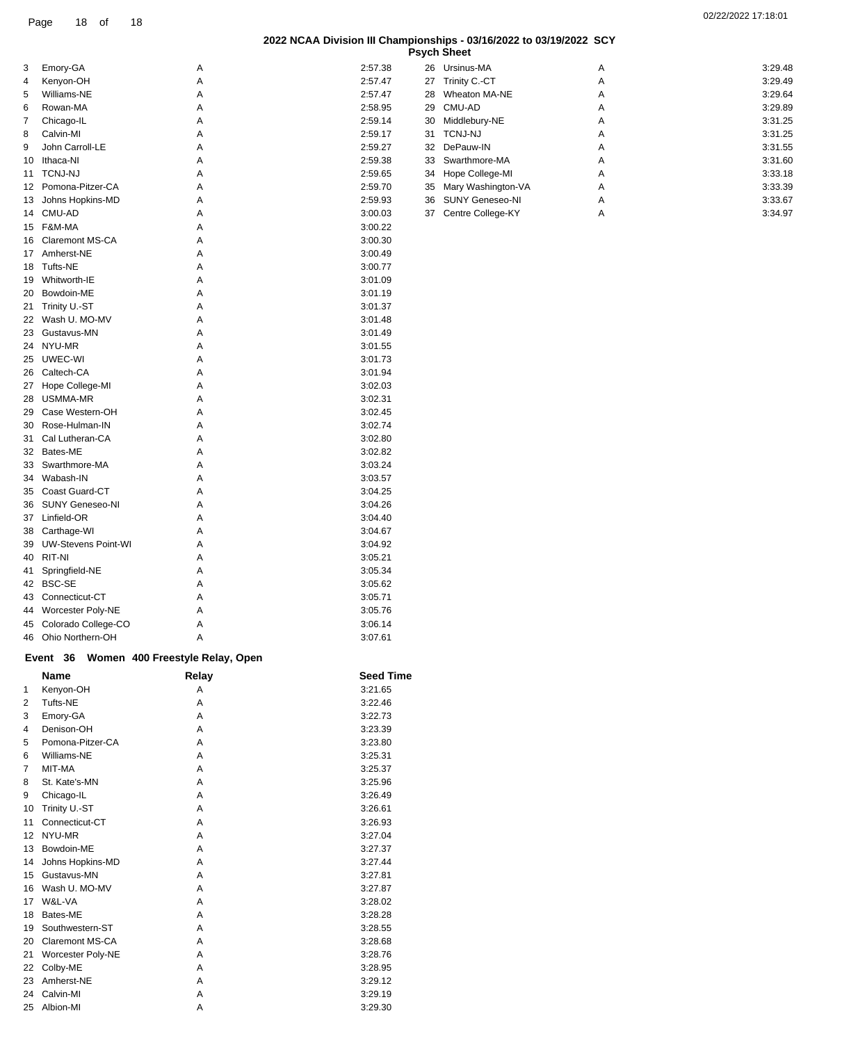## 2022 NCAA Division III Championships - 03/16/2022 to 03/19/2022 SCY

### Psych Sheet

| | | | |
|---|---|---|---|
| 3 | Emory-GA | A | 2:57.38 |
| 4 | Kenyon-OH | A | 2:57.47 |
| 5 | Williams-NE | A | 2:57.47 |
| 6 | Rowan-MA | A | 2:58.95 |
| 7 | Chicago-IL | A | 2:59.14 |
| 8 | Calvin-MI | A | 2:59.17 |
| 9 | John Carroll-LE | A | 2:59.27 |
| 10 | Ithaca-NI | A | 2:59.38 |
| 11 | TCNJ-NJ | A | 2:59.65 |
| 12 | Pomona-Pitzer-CA | A | 2:59.70 |
| 13 | Johns Hopkins-MD | A | 2:59.93 |
| 14 | CMU-AD | A | 3:00.03 |
| 15 | F&M-MA | A | 3:00.22 |
| 16 | Claremont MS-CA | A | 3:00.30 |
| 17 | Amherst-NE | A | 3:00.49 |
| 18 | Tufts-NE | A | 3:00.77 |
| 19 | Whitworth-IE | A | 3:01.09 |
| 20 | Bowdoin-ME | A | 3:01.19 |
| 21 | Trinity U.-ST | A | 3:01.37 |
| 22 | Wash U. MO-MV | A | 3:01.48 |
| 23 | Gustavus-MN | A | 3:01.49 |
| 24 | NYU-MR | A | 3:01.55 |
| 25 | UWEC-WI | A | 3:01.73 |
| 26 | Caltech-CA | A | 3:01.94 |
| 27 | Hope College-MI | A | 3:02.03 |
| 28 | USMMA-MR | A | 3:02.31 |
| 29 | Case Western-OH | A | 3:02.45 |
| 30 | Rose-Hulman-IN | A | 3:02.74 |
| 31 | Cal Lutheran-CA | A | 3:02.80 |
| 32 | Bates-ME | A | 3:02.82 |
| 33 | Swarthmore-MA | A | 3:03.24 |
| 34 | Wabash-IN | A | 3:03.57 |
| 35 | Coast Guard-CT | A | 3:04.25 |
| 36 | SUNY Geneseo-NI | A | 3:04.26 |
| 37 | Linfield-OR | A | 3:04.40 |
| 38 | Carthage-WI | A | 3:04.67 |
| 39 | UW-Stevens Point-WI | A | 3:04.92 |
| 40 | RIT-NI | A | 3:05.21 |
| 41 | Springfield-NE | A | 3:05.34 |
| 42 | BSC-SE | A | 3:05.62 |
| 43 | Connecticut-CT | A | 3:05.71 |
| 44 | Worcester Poly-NE | A | 3:05.76 |
| 45 | Colorado College-CO | A | 3:06.14 |
| 46 | Ohio Northern-OH | A | 3:07.61 |

### Event 36 Women 400 Freestyle Relay, Open

| | Name | Relay | Seed Time |
|---|---|---|---|
| 1 | Kenyon-OH | A | 3:21.65 |
| 2 | Tufts-NE | A | 3:22.46 |
| 3 | Emory-GA | A | 3:22.73 |
| 4 | Denison-OH | A | 3:23.39 |
| 5 | Pomona-Pitzer-CA | A | 3:23.80 |
| 6 | Williams-NE | A | 3:25.31 |
| 7 | MIT-MA | A | 3:25.37 |
| 8 | St. Kate's-MN | A | 3:25.96 |
| 9 | Chicago-IL | A | 3:26.49 |
| 10 | Trinity U.-ST | A | 3:26.61 |
| 11 | Connecticut-CT | A | 3:26.93 |
| 12 | NYU-MR | A | 3:27.04 |
| 13 | Bowdoin-ME | A | 3:27.37 |
| 14 | Johns Hopkins-MD | A | 3:27.44 |
| 15 | Gustavus-MN | A | 3:27.81 |
| 16 | Wash U. MO-MV | A | 3:27.87 |
| 17 | W&L-VA | A | 3:28.02 |
| 18 | Bates-ME | A | 3:28.28 |
| 19 | Southwestern-ST | A | 3:28.55 |
| 20 | Claremont MS-CA | A | 3:28.68 |
| 21 | Worcester Poly-NE | A | 3:28.76 |
| 22 | Colby-ME | A | 3:28.95 |
| 23 | Amherst-NE | A | 3:29.12 |
| 24 | Calvin-MI | A | 3:29.19 |
| 25 | Albion-MI | A | 3:29.30 |
| 26 | Ursinus-MA | A | 3:29.48 |
| 27 | Trinity C.-CT | A | 3:29.49 |
| 28 | Wheaton MA-NE | A | 3:29.64 |
| 29 | CMU-AD | A | 3:29.89 |
| 30 | Middlebury-NE | A | 3:31.25 |
| 31 | TCNJ-NJ | A | 3:31.25 |
| 32 | DePauw-IN | A | 3:31.55 |
| 33 | Swarthmore-MA | A | 3:31.60 |
| 34 | Hope College-MI | A | 3:33.18 |
| 35 | Mary Washington-VA | A | 3:33.39 |
| 36 | SUNY Geneseo-NI | A | 3:33.67 |
| 37 | Centre College-KY | A | 3:34.97 |